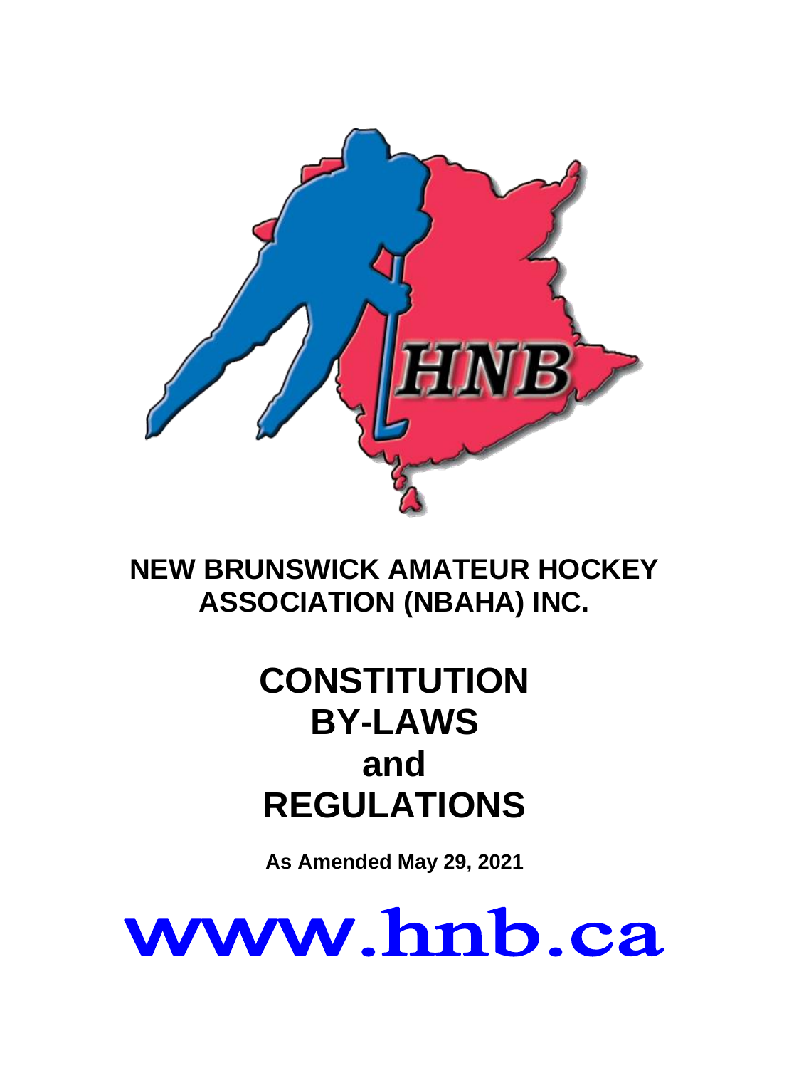# NEW BRUNSWICK AMATEUR HOCKEY ASSOCIATION (NBAHA) INC.

# CONSTITUTION BY-LAWS and REGULATIONS

**As Amended May 29, 2021**

**www.hnb.ca**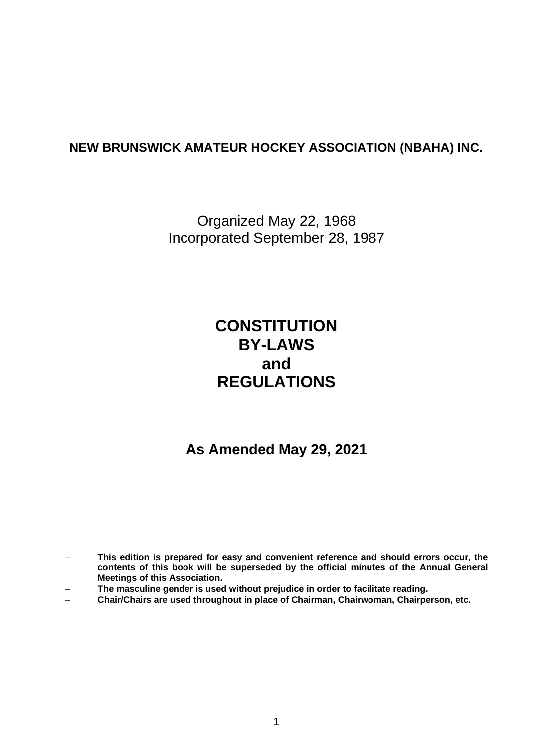**NEW BRUNSWICK AMATEUR HOCKEY ASSOCIATION (NBAHA) INC.**

Organized May 22, 1968
Incorporated September 28, 1987

# CONSTITUTION BY-LAWS and REGULATIONS

## As Amended May 29, 2021

- **This edition is prepared for easy and convenient reference and should errors occur, the contents of this book will be superseded by the official minutes of the Annual General Meetings of this Association.**
- **The masculine gender is used without prejudice in order to facilitate reading.**
- **Chair/Chairs are used throughout in place of Chairman, Chairwoman, Chairperson, etc.**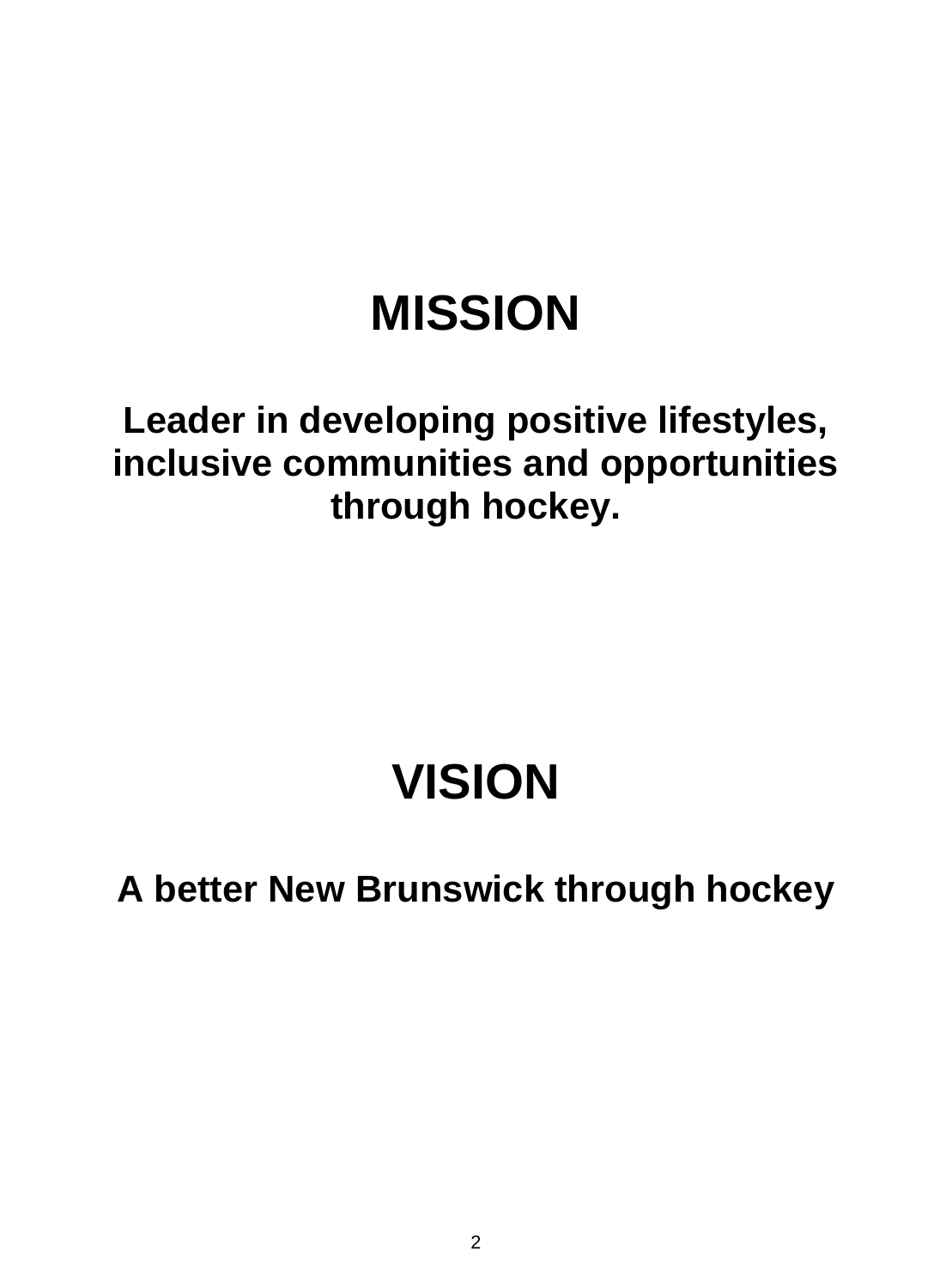# MISSION

**Leader in developing positive lifestyles, inclusive communities and opportunities through hockey.**

# VISION

**A better New Brunswick through hockey**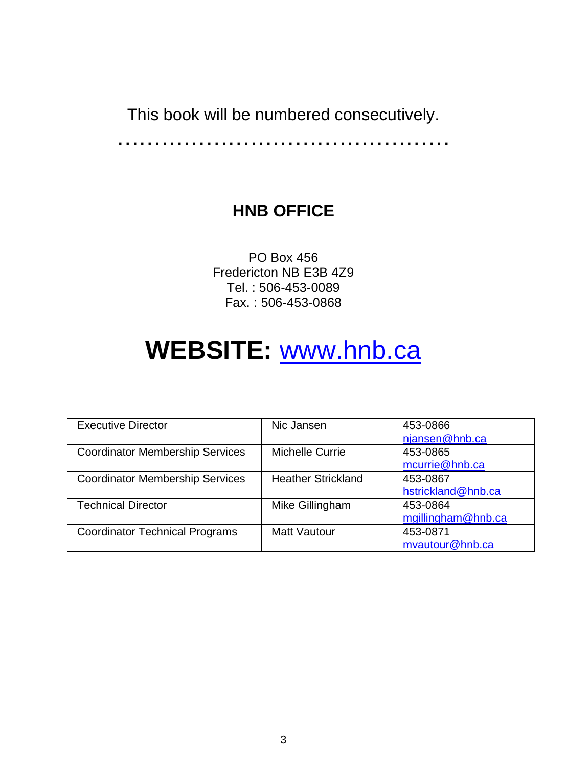This book will be numbered consecutively.

. . . . . . . . . . . . . . . . . . . . . . . . . . . . . . . . . . . . . . . . . . . . .

## HNB OFFICE

PO Box 456
Fredericton NB E3B 4Z9
Tel. : 506-453-0089
Fax. : 506-453-0868

# WEBSITE: www.hnb.ca

| | | |
|---|---|---|
| Executive Director | Nic Jansen | 453-0866 njansen@hnb.ca |
| Coordinator Membership Services | Michelle Currie | 453-0865 mcurrie@hnb.ca |
| Coordinator Membership Services | Heather Strickland | 453-0867 hstrickland@hnb.ca |
| Technical Director | Mike Gillingham | 453-0864 mgillingham@hnb.ca |
| Coordinator Technical Programs | Matt Vautour | 453-0871 mvautour@hnb.ca |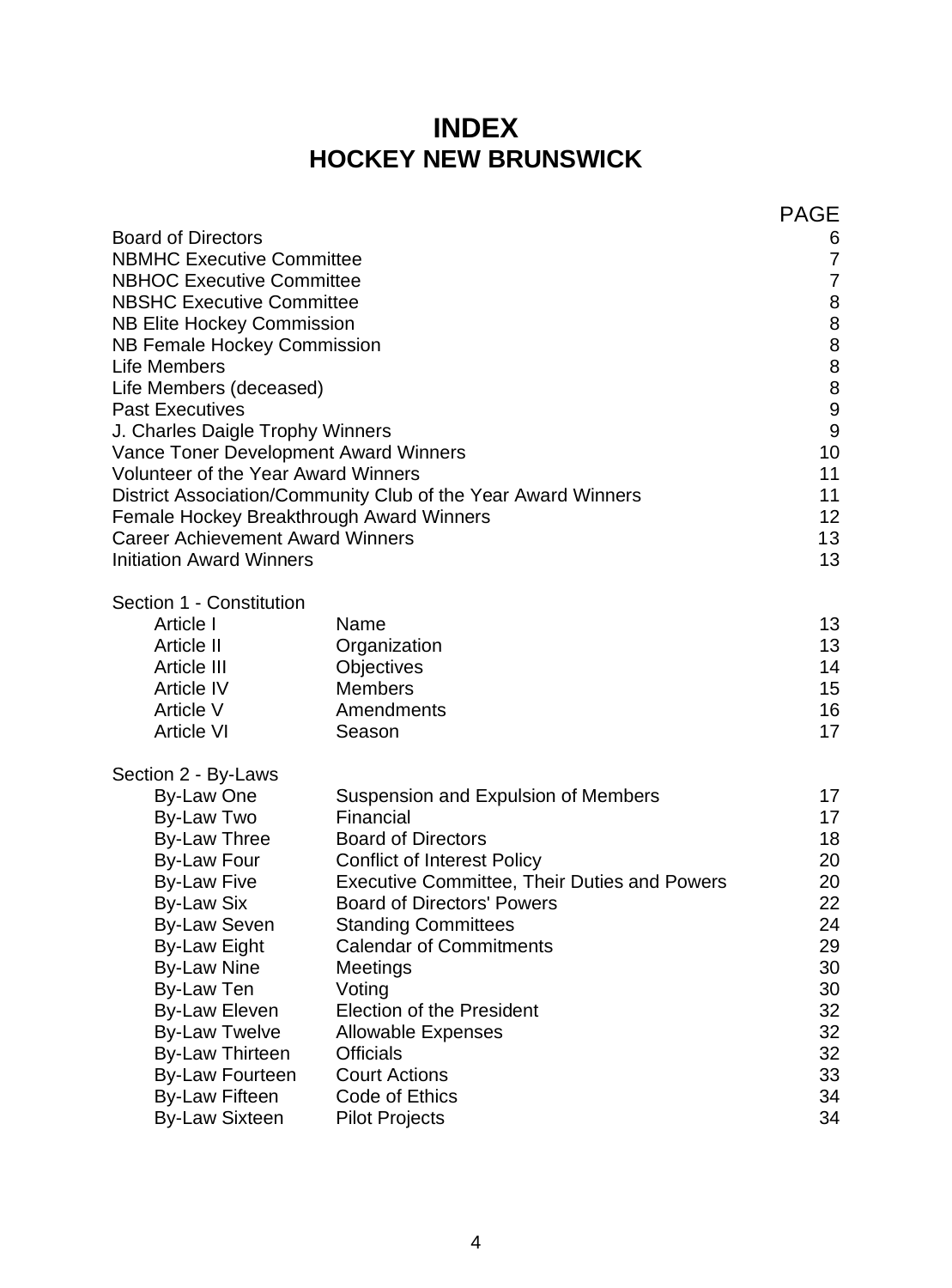# INDEX
## HOCKEY NEW BRUNSWICK

| | | PAGE |
|---|---|---|
| Board of Directors | | 6 |
| NBMHC Executive Committee | | 7 |
| NBHOC Executive Committee | | 7 |
| NBSHC Executive Committee | | 8 |
| NB Elite Hockey Commission | | 8 |
| NB Female Hockey Commission | | 8 |
| Life Members | | 8 |
| Life Members (deceased) | | 8 |
| Past Executives | | 9 |
| J. Charles Daigle Trophy Winners | | 9 |
| Vance Toner Development Award Winners | | 10 |
| Volunteer of the Year Award Winners | | 11 |
| District Association/Community Club of the Year Award Winners | | 11 |
| Female Hockey Breakthrough Award Winners | | 12 |
| Career Achievement Award Winners | | 13 |
| Initiation Award Winners | | 13 |
| **Section 1 - Constitution** | | |
| Article I | Name | 13 |
| Article II | Organization | 13 |
| Article III | Objectives | 14 |
| Article IV | Members | 15 |
| Article V | Amendments | 16 |
| Article VI | Season | 17 |
| **Section 2 - By-Laws** | | |
| By-Law One | Suspension and Expulsion of Members | 17 |
| By-Law Two | Financial | 17 |
| By-Law Three | Board of Directors | 18 |
| By-Law Four | Conflict of Interest Policy | 20 |
| By-Law Five | Executive Committee, Their Duties and Powers | 20 |
| By-Law Six | Board of Directors' Powers | 22 |
| By-Law Seven | Standing Committees | 24 |
| By-Law Eight | Calendar of Commitments | 29 |
| By-Law Nine | Meetings | 30 |
| By-Law Ten | Voting | 30 |
| By-Law Eleven | Election of the President | 32 |
| By-Law Twelve | Allowable Expenses | 32 |
| By-Law Thirteen | Officials | 32 |
| By-Law Fourteen | Court Actions | 33 |
| By-Law Fifteen | Code of Ethics | 34 |
| By-Law Sixteen | Pilot Projects | 34 |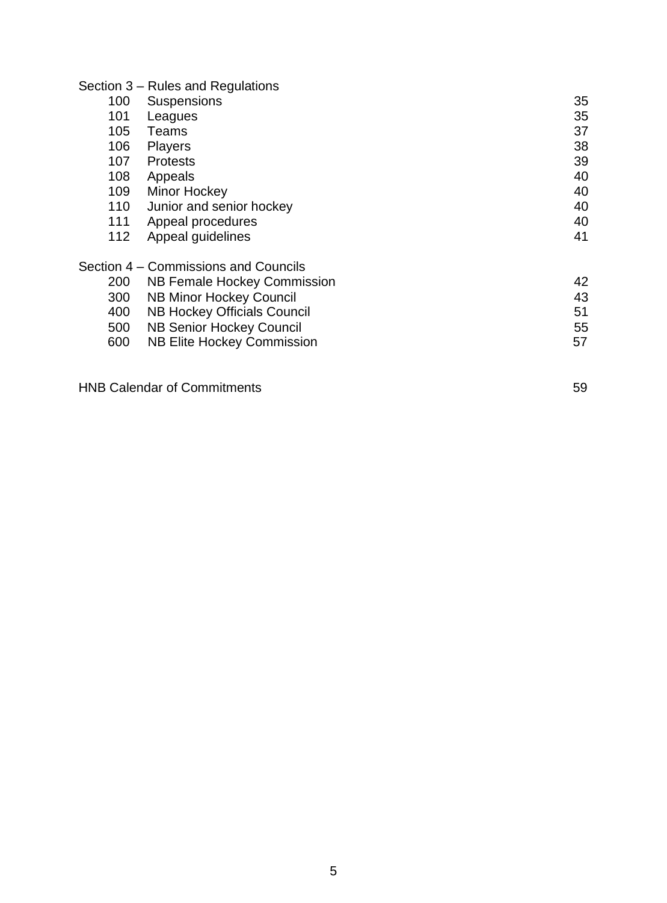Section 3 – Rules and Regulations

| | | |
|---|---|---|
| 100 | Suspensions | 35 |
| 101 | Leagues | 35 |
| 105 | Teams | 37 |
| 106 | Players | 38 |
| 107 | Protests | 39 |
| 108 | Appeals | 40 |
| 109 | Minor Hockey | 40 |
| 110 | Junior and senior hockey | 40 |
| 111 | Appeal procedures | 40 |
| 112 | Appeal guidelines | 41 |

Section 4 – Commissions and Councils

| | | |
|---|---|---|
| 200 | NB Female Hockey Commission | 42 |
| 300 | NB Minor Hockey Council | 43 |
| 400 | NB Hockey Officials Council | 51 |
| 500 | NB Senior Hockey Council | 55 |
| 600 | NB Elite Hockey Commission | 57 |

HNB Calendar of Commitments 59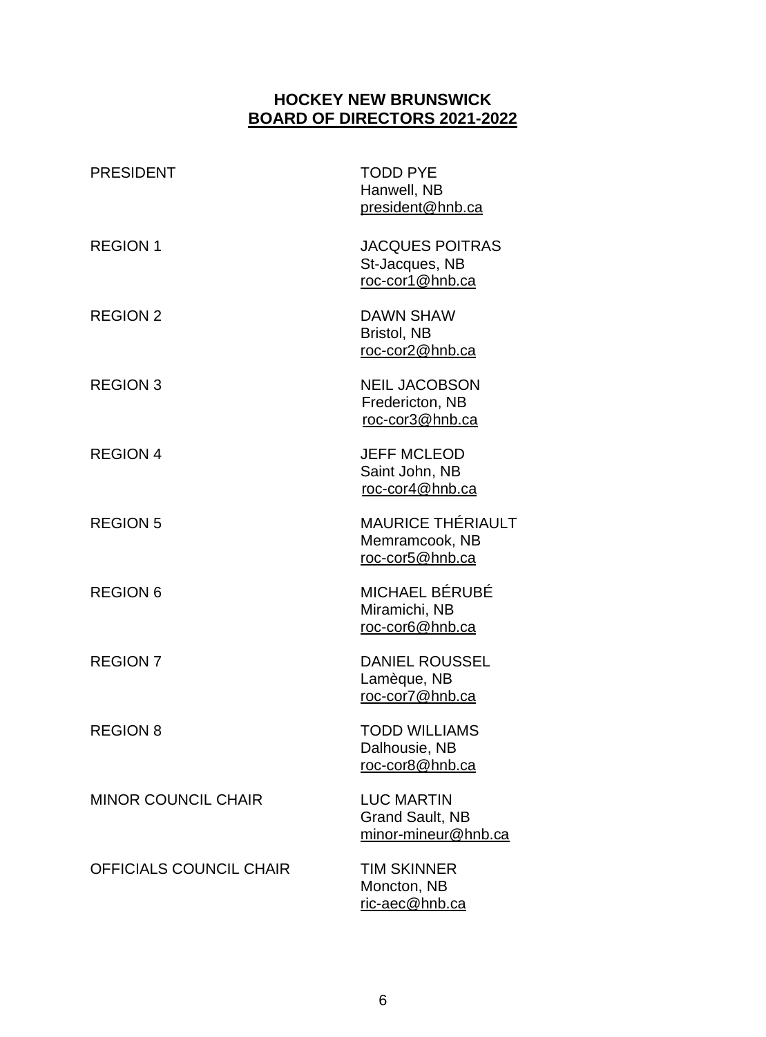**HOCKEY NEW BRUNSWICK**
**BOARD OF DIRECTORS 2021-2022**

| | |
|---|---|
| PRESIDENT | TODD PYE<br>Hanwell, NB<br>president@hnb.ca |
| REGION 1 | JACQUES POITRAS<br>St-Jacques, NB<br>roc-cor1@hnb.ca |
| REGION 2 | DAWN SHAW<br>Bristol, NB<br>roc-cor2@hnb.ca |
| REGION 3 | NEIL JACOBSON<br>Fredericton, NB<br>roc-cor3@hnb.ca |
| REGION 4 | JEFF MCLEOD<br>Saint John, NB<br>roc-cor4@hnb.ca |
| REGION 5 | MAURICE THÉRIAULT<br>Memramcook, NB<br>roc-cor5@hnb.ca |
| REGION 6 | MICHAEL BÉRUBÉ<br>Miramichi, NB<br>roc-cor6@hnb.ca |
| REGION 7 | DANIEL ROUSSEL<br>Lamèque, NB<br>roc-cor7@hnb.ca |
| REGION 8 | TODD WILLIAMS<br>Dalhousie, NB<br>roc-cor8@hnb.ca |
| MINOR COUNCIL CHAIR | LUC MARTIN<br>Grand Sault, NB<br>minor-mineur@hnb.ca |
| OFFICIALS COUNCIL CHAIR | TIM SKINNER<br>Moncton, NB<br>ric-aec@hnb.ca |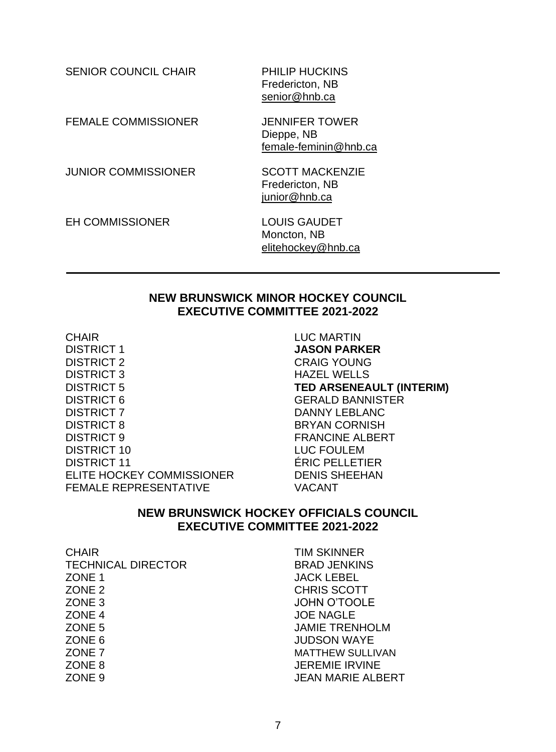| | |
|---|---|
| SENIOR COUNCIL CHAIR | PHILIP HUCKINS<br>Fredericton, NB<br>senior@hnb.ca |
| FEMALE COMMISSIONER | JENNIFER TOWER<br>Dieppe, NB<br>female-feminin@hnb.ca |
| JUNIOR COMMISSIONER | SCOTT MACKENZIE<br>Fredericton, NB<br>junior@hnb.ca |
| EH COMMISSIONER | LOUIS GAUDET<br>Moncton, NB<br>elitehockey@hnb.ca |

---

## NEW BRUNSWICK MINOR HOCKEY COUNCIL EXECUTIVE COMMITTEE 2021-2022

| | |
|---|---|
| CHAIR | LUC MARTIN |
| DISTRICT 1 | **JASON PARKER** |
| DISTRICT 2 | CRAIG YOUNG |
| DISTRICT 3 | HAZEL WELLS |
| DISTRICT 5 | **TED ARSENEAULT (INTERIM)** |
| DISTRICT 6 | GERALD BANNISTER |
| DISTRICT 7 | DANNY LEBLANC |
| DISTRICT 8 | BRYAN CORNISH |
| DISTRICT 9 | FRANCINE ALBERT |
| DISTRICT 10 | LUC FOULEM |
| DISTRICT 11 | ÉRIC PELLETIER |
| ELITE HOCKEY COMMISSIONER | DENIS SHEEHAN |
| FEMALE REPRESENTATIVE | VACANT |

## NEW BRUNSWICK HOCKEY OFFICIALS COUNCIL EXECUTIVE COMMITTEE 2021-2022

| | |
|---|---|
| CHAIR | TIM SKINNER |
| TECHNICAL DIRECTOR | BRAD JENKINS |
| ZONE 1 | JACK LEBEL |
| ZONE 2 | CHRIS SCOTT |
| ZONE 3 | JOHN O'TOOLE |
| ZONE 4 | JOE NAGLE |
| ZONE 5 | JAMIE TRENHOLM |
| ZONE 6 | JUDSON WAYE |
| ZONE 7 | MATTHEW SULLIVAN |
| ZONE 8 | JEREMIE IRVINE |
| ZONE 9 | JEAN MARIE ALBERT |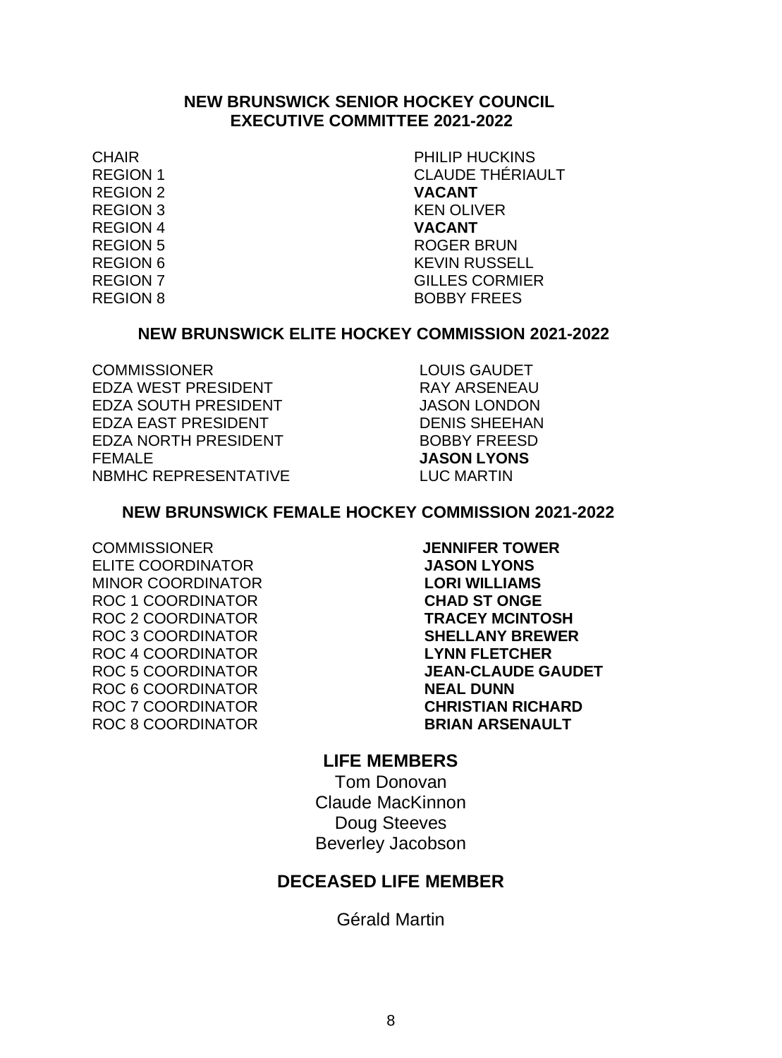## NEW BRUNSWICK SENIOR HOCKEY COUNCIL EXECUTIVE COMMITTEE 2021-2022

| | |
|---|---|
| CHAIR | PHILIP HUCKINS |
| REGION 1 | CLAUDE THÉRIAULT |
| REGION 2 | **VACANT** |
| REGION 3 | KEN OLIVER |
| REGION 4 | **VACANT** |
| REGION 5 | ROGER BRUN |
| REGION 6 | KEVIN RUSSELL |
| REGION 7 | GILLES CORMIER |
| REGION 8 | BOBBY FREES |

## NEW BRUNSWICK ELITE HOCKEY COMMISSION 2021-2022

| | |
|---|---|
| COMMISSIONER | LOUIS GAUDET |
| EDZA WEST PRESIDENT | RAY ARSENEAU |
| EDZA SOUTH PRESIDENT | JASON LONDON |
| EDZA EAST PRESIDENT | DENIS SHEEHAN |
| EDZA NORTH PRESIDENT | BOBBY FREESD |
| FEMALE | **JASON LYONS** |
| NBMHC REPRESENTATIVE | LUC MARTIN |

## NEW BRUNSWICK FEMALE HOCKEY COMMISSION 2021-2022

| | |
|---|---|
| COMMISSIONER | **JENNIFER TOWER** |
| ELITE COORDINATOR | **JASON LYONS** |
| MINOR COORDINATOR | **LORI WILLIAMS** |
| ROC 1 COORDINATOR | **CHAD ST ONGE** |
| ROC 2 COORDINATOR | **TRACEY MCINTOSH** |
| ROC 3 COORDINATOR | **SHELLANY BREWER** |
| ROC 4 COORDINATOR | **LYNN FLETCHER** |
| ROC 5 COORDINATOR | **JEAN-CLAUDE GAUDET** |
| ROC 6 COORDINATOR | **NEAL DUNN** |
| ROC 7 COORDINATOR | **CHRISTIAN RICHARD** |
| ROC 8 COORDINATOR | **BRIAN ARSENAULT** |

## LIFE MEMBERS

Tom Donovan
Claude MacKinnon
Doug Steeves
Beverley Jacobson

## DECEASED LIFE MEMBER

Gérald Martin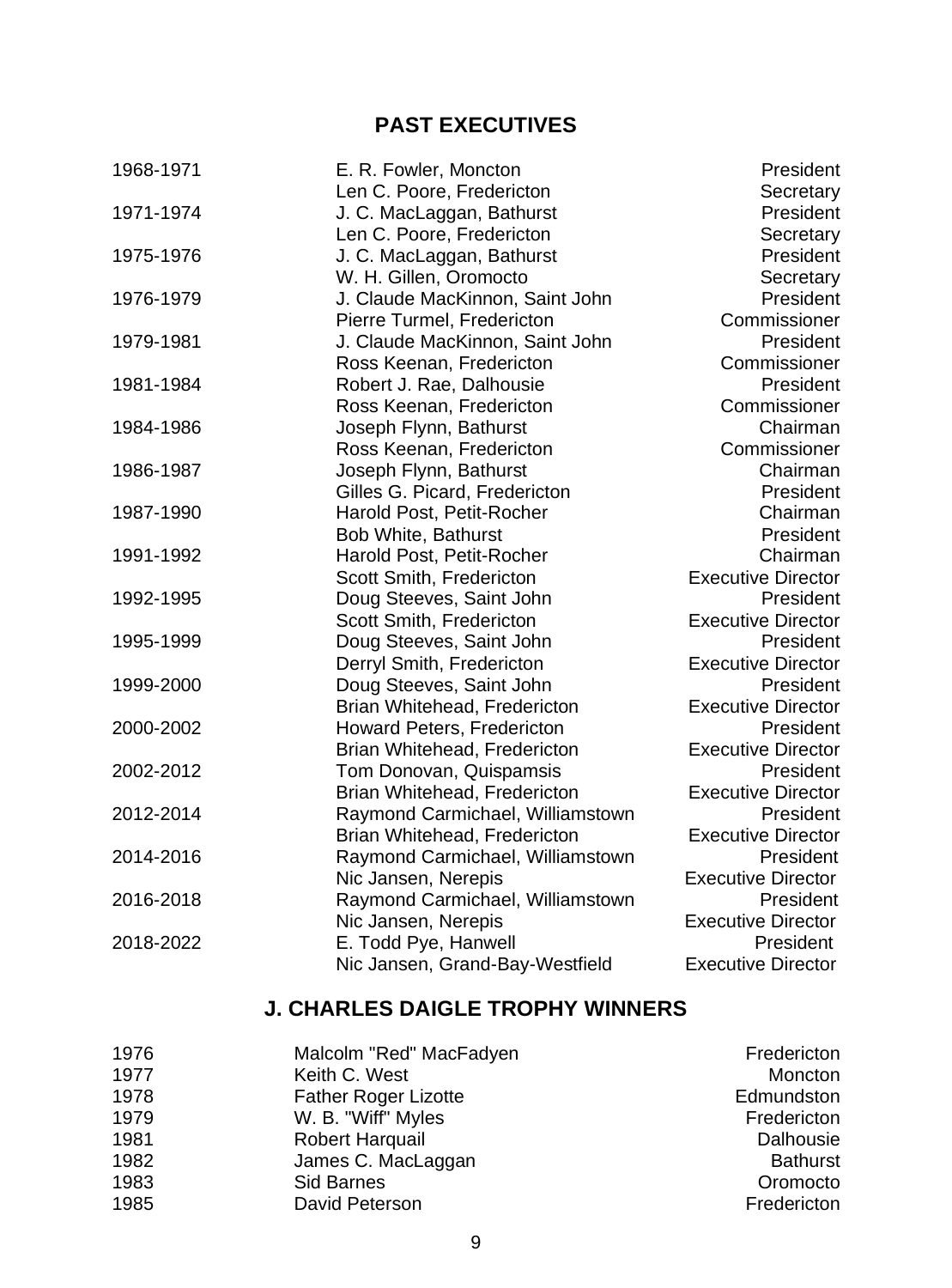## PAST EXECUTIVES

| | | |
|---|---|---|
| 1968-1971 | E. R. Fowler, Moncton | President |
| | Len C. Poore, Fredericton | Secretary |
| 1971-1974 | J. C. MacLaggan, Bathurst | President |
| | Len C. Poore, Fredericton | Secretary |
| 1975-1976 | J. C. MacLaggan, Bathurst | President |
| | W. H. Gillen, Oromocto | Secretary |
| 1976-1979 | J. Claude MacKinnon, Saint John | President |
| | Pierre Turmel, Fredericton | Commissioner |
| 1979-1981 | J. Claude MacKinnon, Saint John | President |
| | Ross Keenan, Fredericton | Commissioner |
| 1981-1984 | Robert J. Rae, Dalhousie | President |
| | Ross Keenan, Fredericton | Commissioner |
| 1984-1986 | Joseph Flynn, Bathurst | Chairman |
| | Ross Keenan, Fredericton | Commissioner |
| 1986-1987 | Joseph Flynn, Bathurst | Chairman |
| | Gilles G. Picard, Fredericton | President |
| 1987-1990 | Harold Post, Petit-Rocher | Chairman |
| | Bob White, Bathurst | President |
| 1991-1992 | Harold Post, Petit-Rocher | Chairman |
| | Scott Smith, Fredericton | Executive Director |
| 1992-1995 | Doug Steeves, Saint John | President |
| | Scott Smith, Fredericton | Executive Director |
| 1995-1999 | Doug Steeves, Saint John | President |
| | Derryl Smith, Fredericton | Executive Director |
| 1999-2000 | Doug Steeves, Saint John | President |
| | Brian Whitehead, Fredericton | Executive Director |
| 2000-2002 | Howard Peters, Fredericton | President |
| | Brian Whitehead, Fredericton | Executive Director |
| 2002-2012 | Tom Donovan, Quispamsis | President |
| | Brian Whitehead, Fredericton | Executive Director |
| 2012-2014 | Raymond Carmichael, Williamstown | President |
| | Brian Whitehead, Fredericton | Executive Director |
| 2014-2016 | Raymond Carmichael, Williamstown | President |
| | Nic Jansen, Nerepis | Executive Director |
| 2016-2018 | Raymond Carmichael, Williamstown | President |
| | Nic Jansen, Nerepis | Executive Director |
| 2018-2022 | E. Todd Pye, Hanwell | President |
| | Nic Jansen, Grand-Bay-Westfield | Executive Director |

## J. CHARLES DAIGLE TROPHY WINNERS

| | | |
|---|---|---|
| 1976 | Malcolm "Red" MacFadyen | Fredericton |
| 1977 | Keith C. West | Moncton |
| 1978 | Father Roger Lizotte | Edmundston |
| 1979 | W. B. "Wiff" Myles | Fredericton |
| 1981 | Robert Harquail | Dalhousie |
| 1982 | James C. MacLaggan | Bathurst |
| 1983 | Sid Barnes | Oromocto |
| 1985 | David Peterson | Fredericton |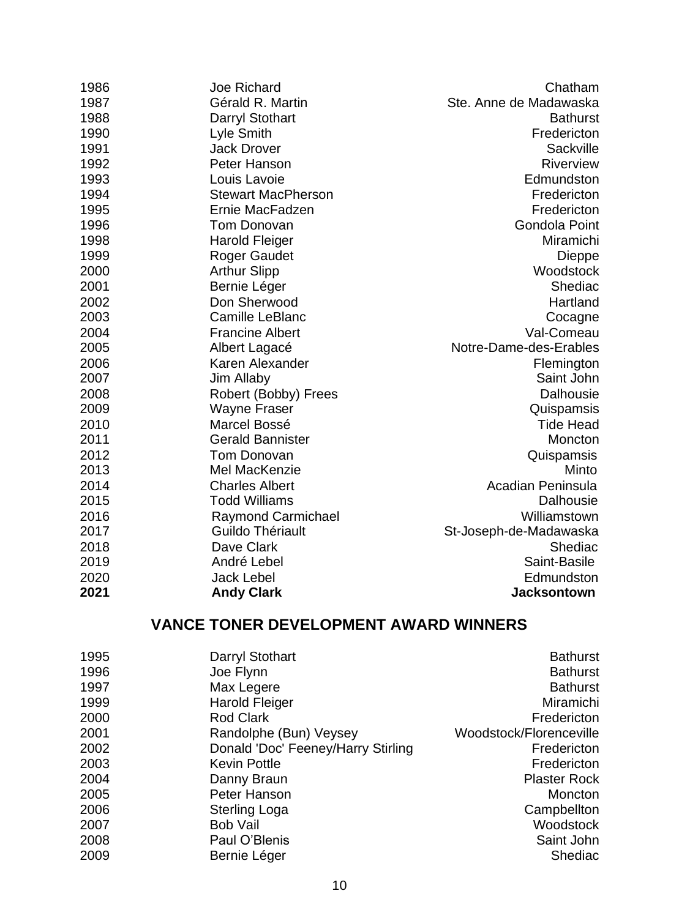| | | |
|---|---|---|
| 1986 | Joe Richard | Chatham |
| 1987 | Gérald R. Martin | Ste. Anne de Madawaska |
| 1988 | Darryl Stothart | Bathurst |
| 1990 | Lyle Smith | Fredericton |
| 1991 | Jack Drover | Sackville |
| 1992 | Peter Hanson | Riverview |
| 1993 | Louis Lavoie | Edmundston |
| 1994 | Stewart MacPherson | Fredericton |
| 1995 | Ernie MacFadzen | Fredericton |
| 1996 | Tom Donovan | Gondola Point |
| 1998 | Harold Fleiger | Miramichi |
| 1999 | Roger Gaudet | Dieppe |
| 2000 | Arthur Slipp | Woodstock |
| 2001 | Bernie Léger | Shediac |
| 2002 | Don Sherwood | Hartland |
| 2003 | Camille LeBlanc | Cocagne |
| 2004 | Francine Albert | Val-Comeau |
| 2005 | Albert Lagacé | Notre-Dame-des-Erables |
| 2006 | Karen Alexander | Flemington |
| 2007 | Jim Allaby | Saint John |
| 2008 | Robert (Bobby) Frees | Dalhousie |
| 2009 | Wayne Fraser | Quispamsis |
| 2010 | Marcel Bossé | Tide Head |
| 2011 | Gerald Bannister | Moncton |
| 2012 | Tom Donovan | Quispamsis |
| 2013 | Mel MacKenzie | Minto |
| 2014 | Charles Albert | Acadian Peninsula |
| 2015 | Todd Williams | Dalhousie |
| 2016 | Raymond Carmichael | Williamstown |
| 2017 | Guildo Thériault | St-Joseph-de-Madawaska |
| 2018 | Dave Clark | Shediac |
| 2019 | André Lebel | Saint-Basile |
| 2020 | Jack Lebel | Edmundston |
| **2021** | **Andy Clark** | **Jacksontown** |

## VANCE TONER DEVELOPMENT AWARD WINNERS

| | | |
|---|---|---|
| 1995 | Darryl Stothart | Bathurst |
| 1996 | Joe Flynn | Bathurst |
| 1997 | Max Legere | Bathurst |
| 1999 | Harold Fleiger | Miramichi |
| 2000 | Rod Clark | Fredericton |
| 2001 | Randolphe (Bun) Veysey | Woodstock/Florenceville |
| 2002 | Donald 'Doc' Feeney/Harry Stirling | Fredericton |
| 2003 | Kevin Pottle | Fredericton |
| 2004 | Danny Braun | Plaster Rock |
| 2005 | Peter Hanson | Moncton |
| 2006 | Sterling Loga | Campbellton |
| 2007 | Bob Vail | Woodstock |
| 2008 | Paul O'Blenis | Saint John |
| 2009 | Bernie Léger | Shediac |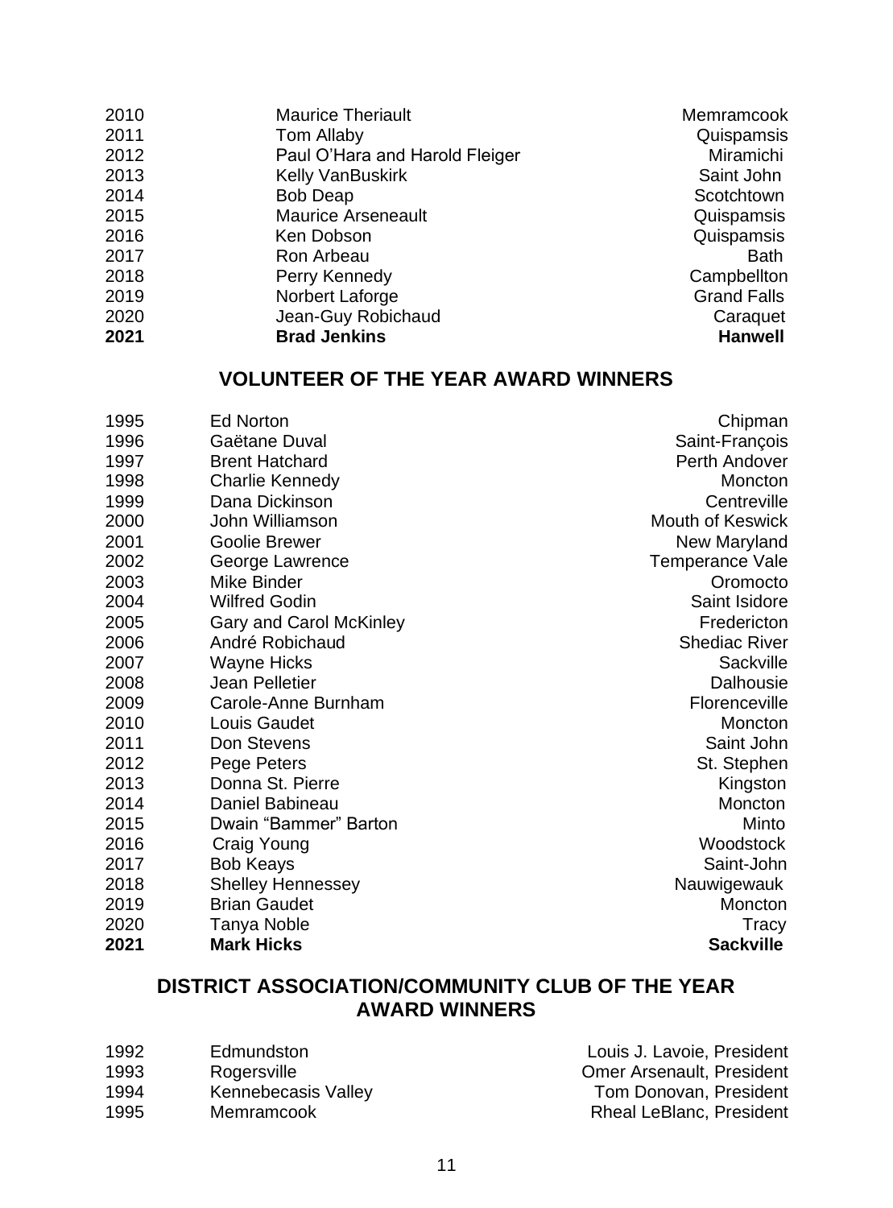| | | |
|---|---|---|
| 2010 | Maurice Theriault | Memramcook |
| 2011 | Tom Allaby | Quispamsis |
| 2012 | Paul O'Hara and Harold Fleiger | Miramichi |
| 2013 | Kelly VanBuskirk | Saint John |
| 2014 | Bob Deap | Scotchtown |
| 2015 | Maurice Arseneault | Quispamsis |
| 2016 | Ken Dobson | Quispamsis |
| 2017 | Ron Arbeau | Bath |
| 2018 | Perry Kennedy | Campbellton |
| 2019 | Norbert Laforge | Grand Falls |
| 2020 | Jean-Guy Robichaud | Caraquet |
| **2021** | **Brad Jenkins** | **Hanwell** |

## VOLUNTEER OF THE YEAR AWARD WINNERS

| | | |
|---|---|---|
| 1995 | Ed Norton | Chipman |
| 1996 | Gaëtane Duval | Saint-François |
| 1997 | Brent Hatchard | Perth Andover |
| 1998 | Charlie Kennedy | Moncton |
| 1999 | Dana Dickinson | Centreville |
| 2000 | John Williamson | Mouth of Keswick |
| 2001 | Goolie Brewer | New Maryland |
| 2002 | George Lawrence | Temperance Vale |
| 2003 | Mike Binder | Oromocto |
| 2004 | Wilfred Godin | Saint Isidore |
| 2005 | Gary and Carol McKinley | Fredericton |
| 2006 | André Robichaud | Shediac River |
| 2007 | Wayne Hicks | Sackville |
| 2008 | Jean Pelletier | Dalhousie |
| 2009 | Carole-Anne Burnham | Florenceville |
| 2010 | Louis Gaudet | Moncton |
| 2011 | Don Stevens | Saint John |
| 2012 | Pege Peters | St. Stephen |
| 2013 | Donna St. Pierre | Kingston |
| 2014 | Daniel Babineau | Moncton |
| 2015 | Dwain "Bammer" Barton | Minto |
| 2016 | Craig Young | Woodstock |
| 2017 | Bob Keays | Saint-John |
| 2018 | Shelley Hennessey | Nauwigewauk |
| 2019 | Brian Gaudet | Moncton |
| 2020 | Tanya Noble | Tracy |
| **2021** | **Mark Hicks** | **Sackville** |

## DISTRICT ASSOCIATION/COMMUNITY CLUB OF THE YEAR AWARD WINNERS

| | | |
|---|---|---|
| 1992 | Edmundston | Louis J. Lavoie, President |
| 1993 | Rogersville | Omer Arsenault, President |
| 1994 | Kennebecasis Valley | Tom Donovan, President |
| 1995 | Memramcook | Rheal LeBlanc, President |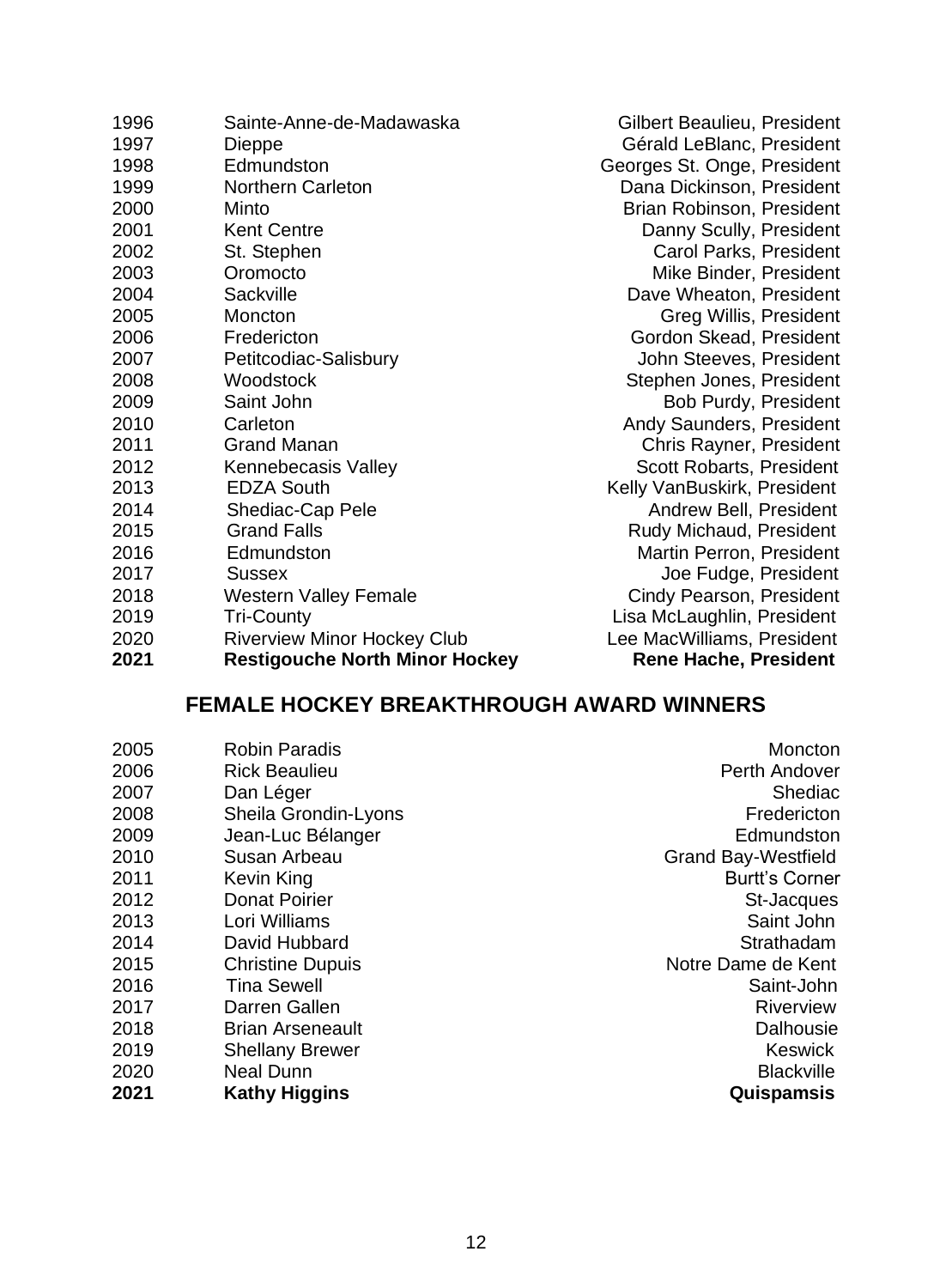| | | |
|---|---|---|
| 1996 | Sainte-Anne-de-Madawaska | Gilbert Beaulieu, President |
| 1997 | Dieppe | Gérald LeBlanc, President |
| 1998 | Edmundston | Georges St. Onge, President |
| 1999 | Northern Carleton | Dana Dickinson, President |
| 2000 | Minto | Brian Robinson, President |
| 2001 | Kent Centre | Danny Scully, President |
| 2002 | St. Stephen | Carol Parks, President |
| 2003 | Oromocto | Mike Binder, President |
| 2004 | Sackville | Dave Wheaton, President |
| 2005 | Moncton | Greg Willis, President |
| 2006 | Fredericton | Gordon Skead, President |
| 2007 | Petitcodiac-Salisbury | John Steeves, President |
| 2008 | Woodstock | Stephen Jones, President |
| 2009 | Saint John | Bob Purdy, President |
| 2010 | Carleton | Andy Saunders, President |
| 2011 | Grand Manan | Chris Rayner, President |
| 2012 | Kennebecasis Valley | Scott Robarts, President |
| 2013 | EDZA South | Kelly VanBuskirk, President |
| 2014 | Shediac-Cap Pele | Andrew Bell, President |
| 2015 | Grand Falls | Rudy Michaud, President |
| 2016 | Edmundston | Martin Perron, President |
| 2017 | Sussex | Joe Fudge, President |
| 2018 | Western Valley Female | Cindy Pearson, President |
| 2019 | Tri-County | Lisa McLaughlin, President |
| 2020 | Riverview Minor Hockey Club | Lee MacWilliams, President |
| **2021** | **Restigouche North Minor Hockey** | **Rene Hache, President** |

## FEMALE HOCKEY BREAKTHROUGH AWARD WINNERS

| | | |
|---|---|---|
| 2005 | Robin Paradis | Moncton |
| 2006 | Rick Beaulieu | Perth Andover |
| 2007 | Dan Léger | Shediac |
| 2008 | Sheila Grondin-Lyons | Fredericton |
| 2009 | Jean-Luc Bélanger | Edmundston |
| 2010 | Susan Arbeau | Grand Bay-Westfield |
| 2011 | Kevin King | Burtt's Corner |
| 2012 | Donat Poirier | St-Jacques |
| 2013 | Lori Williams | Saint John |
| 2014 | David Hubbard | Strathadam |
| 2015 | Christine Dupuis | Notre Dame de Kent |
| 2016 | Tina Sewell | Saint-John |
| 2017 | Darren Gallen | Riverview |
| 2018 | Brian Arseneault | Dalhousie |
| 2019 | Shellany Brewer | Keswick |
| 2020 | Neal Dunn | Blackville |
| **2021** | **Kathy Higgins** | **Quispamsis** |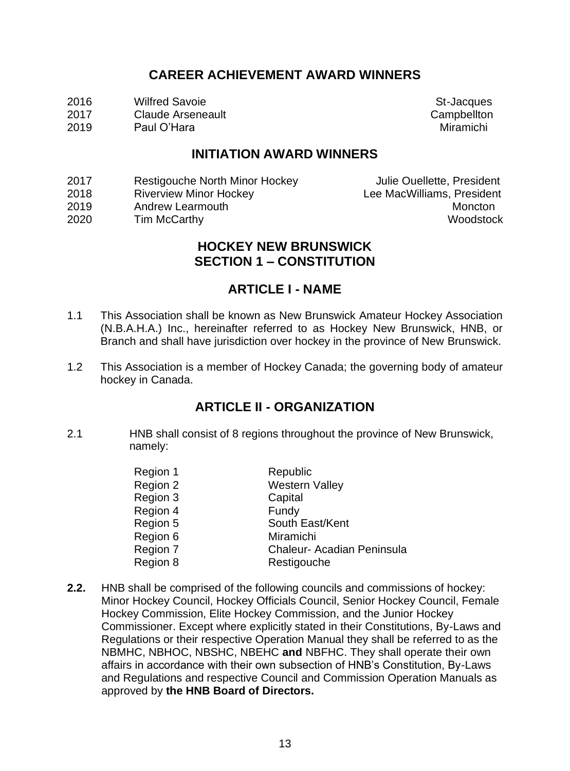## CAREER ACHIEVEMENT AWARD WINNERS

| | | |
|---|---|---|
| 2016 | Wilfred Savoie | St-Jacques |
| 2017 | Claude Arseneault | Campbellton |
| 2019 | Paul O'Hara | Miramichi |

## INITIATION AWARD WINNERS

| | | |
|---|---|---|
| 2017 | Restigouche North Minor Hockey | Julie Ouellette, President |
| 2018 | Riverview Minor Hockey | Lee MacWilliams, President |
| 2019 | Andrew Learmouth | Moncton |
| 2020 | Tim McCarthy | Woodstock |

# HOCKEY NEW BRUNSWICK
# SECTION 1 – CONSTITUTION

## ARTICLE I - NAME

1.1 This Association shall be known as New Brunswick Amateur Hockey Association (N.B.A.H.A.) Inc., hereinafter referred to as Hockey New Brunswick, HNB, or Branch and shall have jurisdiction over hockey in the province of New Brunswick.

1.2 This Association is a member of Hockey Canada; the governing body of amateur hockey in Canada.

## ARTICLE II - ORGANIZATION

2.1 HNB shall consist of 8 regions throughout the province of New Brunswick, namely:

| | |
|---|---|
| Region 1 | Republic |
| Region 2 | Western Valley |
| Region 3 | Capital |
| Region 4 | Fundy |
| Region 5 | South East/Kent |
| Region 6 | Miramichi |
| Region 7 | Chaleur- Acadian Peninsula |
| Region 8 | Restigouche |

**2.2.** HNB shall be comprised of the following councils and commissions of hockey: Minor Hockey Council, Hockey Officials Council, Senior Hockey Council, Female Hockey Commission, Elite Hockey Commission, and the Junior Hockey Commissioner. Except where explicitly stated in their Constitutions, By-Laws and Regulations or their respective Operation Manual they shall be referred to as the NBMHC, NBHOC, NBSHC, NBEHC **and** NBFHC. They shall operate their own affairs in accordance with their own subsection of HNB's Constitution, By-Laws and Regulations and respective Council and Commission Operation Manuals as approved by **the HNB Board of Directors.**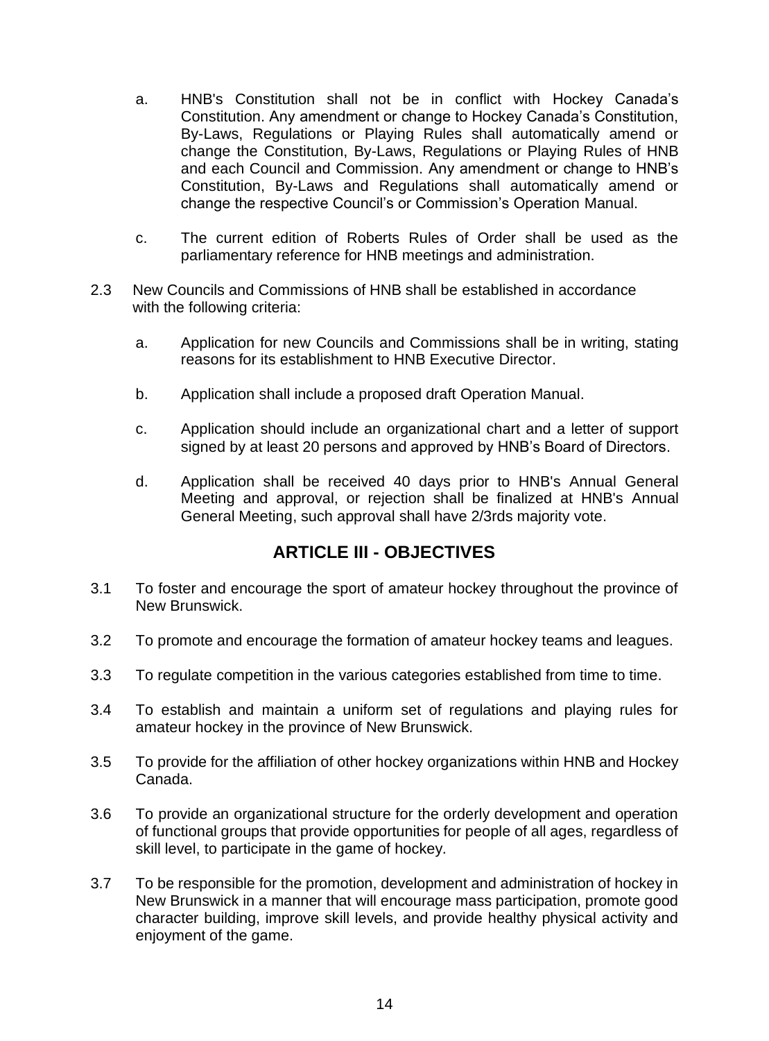a. HNB's Constitution shall not be in conflict with Hockey Canada's Constitution. Any amendment or change to Hockey Canada's Constitution, By-Laws, Regulations or Playing Rules shall automatically amend or change the Constitution, By-Laws, Regulations or Playing Rules of HNB and each Council and Commission. Any amendment or change to HNB's Constitution, By-Laws and Regulations shall automatically amend or change the respective Council's or Commission's Operation Manual.

c. The current edition of Roberts Rules of Order shall be used as the parliamentary reference for HNB meetings and administration.

2.3 New Councils and Commissions of HNB shall be established in accordance with the following criteria:

a. Application for new Councils and Commissions shall be in writing, stating reasons for its establishment to HNB Executive Director.

b. Application shall include a proposed draft Operation Manual.

c. Application should include an organizational chart and a letter of support signed by at least 20 persons and approved by HNB's Board of Directors.

d. Application shall be received 40 days prior to HNB's Annual General Meeting and approval, or rejection shall be finalized at HNB's Annual General Meeting, such approval shall have 2/3rds majority vote.

## ARTICLE III - OBJECTIVES

3.1 To foster and encourage the sport of amateur hockey throughout the province of New Brunswick.

3.2 To promote and encourage the formation of amateur hockey teams and leagues.

3.3 To regulate competition in the various categories established from time to time.

3.4 To establish and maintain a uniform set of regulations and playing rules for amateur hockey in the province of New Brunswick.

3.5 To provide for the affiliation of other hockey organizations within HNB and Hockey Canada.

3.6 To provide an organizational structure for the orderly development and operation of functional groups that provide opportunities for people of all ages, regardless of skill level, to participate in the game of hockey.

3.7 To be responsible for the promotion, development and administration of hockey in New Brunswick in a manner that will encourage mass participation, promote good character building, improve skill levels, and provide healthy physical activity and enjoyment of the game.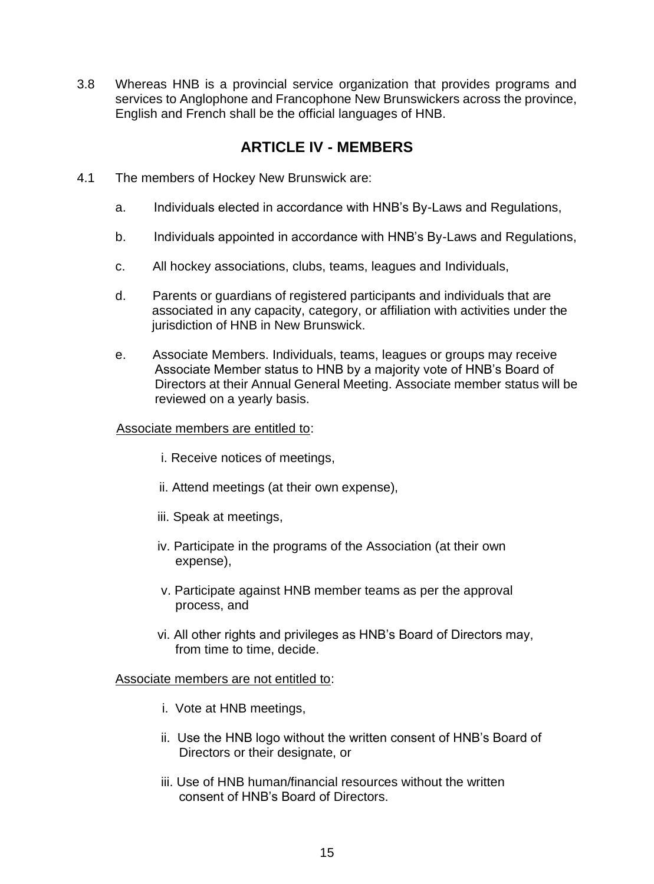3.8 Whereas HNB is a provincial service organization that provides programs and services to Anglophone and Francophone New Brunswickers across the province, English and French shall be the official languages of HNB.

## ARTICLE IV - MEMBERS

4.1 The members of Hockey New Brunswick are:

a. Individuals elected in accordance with HNB's By-Laws and Regulations,

b. Individuals appointed in accordance with HNB's By-Laws and Regulations,

c. All hockey associations, clubs, teams, leagues and Individuals,

d. Parents or guardians of registered participants and individuals that are associated in any capacity, category, or affiliation with activities under the jurisdiction of HNB in New Brunswick.

e. Associate Members. Individuals, teams, leagues or groups may receive Associate Member status to HNB by a majority vote of HNB's Board of Directors at their Annual General Meeting. Associate member status will be reviewed on a yearly basis.

Associate members are entitled to:

i. Receive notices of meetings,

ii. Attend meetings (at their own expense),

iii. Speak at meetings,

iv. Participate in the programs of the Association (at their own expense),

v. Participate against HNB member teams as per the approval process, and

vi. All other rights and privileges as HNB's Board of Directors may, from time to time, decide.

Associate members are not entitled to:

i. Vote at HNB meetings,

ii. Use the HNB logo without the written consent of HNB's Board of Directors or their designate, or

iii. Use of HNB human/financial resources without the written consent of HNB's Board of Directors.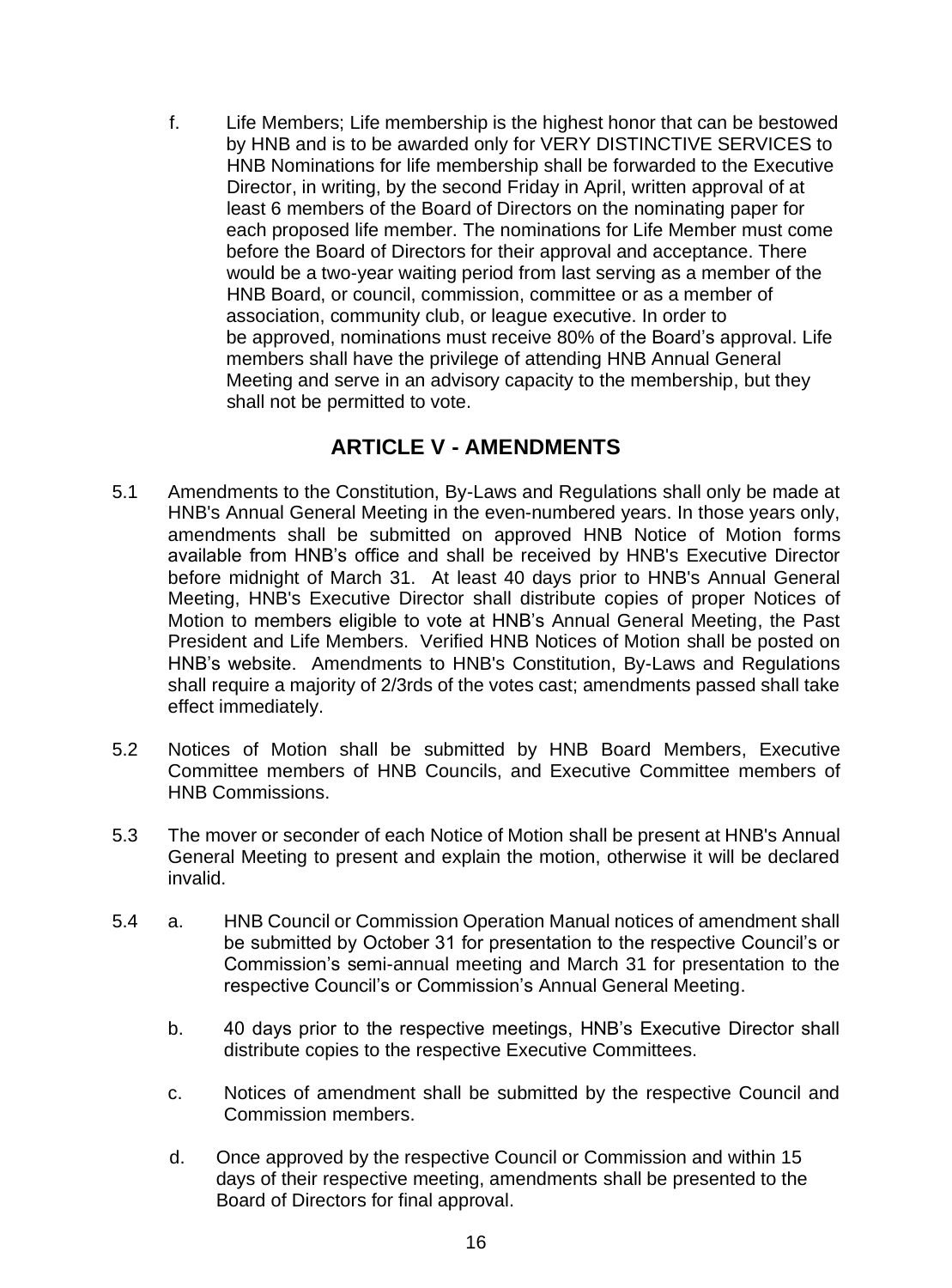f. Life Members; Life membership is the highest honor that can be bestowed by HNB and is to be awarded only for VERY DISTINCTIVE SERVICES to HNB Nominations for life membership shall be forwarded to the Executive Director, in writing, by the second Friday in April, written approval of at least 6 members of the Board of Directors on the nominating paper for each proposed life member. The nominations for Life Member must come before the Board of Directors for their approval and acceptance. There would be a two-year waiting period from last serving as a member of the HNB Board, or council, commission, committee or as a member of association, community club, or league executive. In order to be approved, nominations must receive 80% of the Board's approval. Life members shall have the privilege of attending HNB Annual General Meeting and serve in an advisory capacity to the membership, but they shall not be permitted to vote.

## ARTICLE V - AMENDMENTS

5.1 Amendments to the Constitution, By-Laws and Regulations shall only be made at HNB's Annual General Meeting in the even-numbered years. In those years only, amendments shall be submitted on approved HNB Notice of Motion forms available from HNB's office and shall be received by HNB's Executive Director before midnight of March 31. At least 40 days prior to HNB's Annual General Meeting, HNB's Executive Director shall distribute copies of proper Notices of Motion to members eligible to vote at HNB's Annual General Meeting, the Past President and Life Members. Verified HNB Notices of Motion shall be posted on HNB's website. Amendments to HNB's Constitution, By-Laws and Regulations shall require a majority of 2/3rds of the votes cast; amendments passed shall take effect immediately.

5.2 Notices of Motion shall be submitted by HNB Board Members, Executive Committee members of HNB Councils, and Executive Committee members of HNB Commissions.

5.3 The mover or seconder of each Notice of Motion shall be present at HNB's Annual General Meeting to present and explain the motion, otherwise it will be declared invalid.

5.4 a. HNB Council or Commission Operation Manual notices of amendment shall be submitted by October 31 for presentation to the respective Council's or Commission's semi-annual meeting and March 31 for presentation to the respective Council's or Commission's Annual General Meeting.

b. 40 days prior to the respective meetings, HNB's Executive Director shall distribute copies to the respective Executive Committees.

c. Notices of amendment shall be submitted by the respective Council and Commission members.

d. Once approved by the respective Council or Commission and within 15 days of their respective meeting, amendments shall be presented to the Board of Directors for final approval.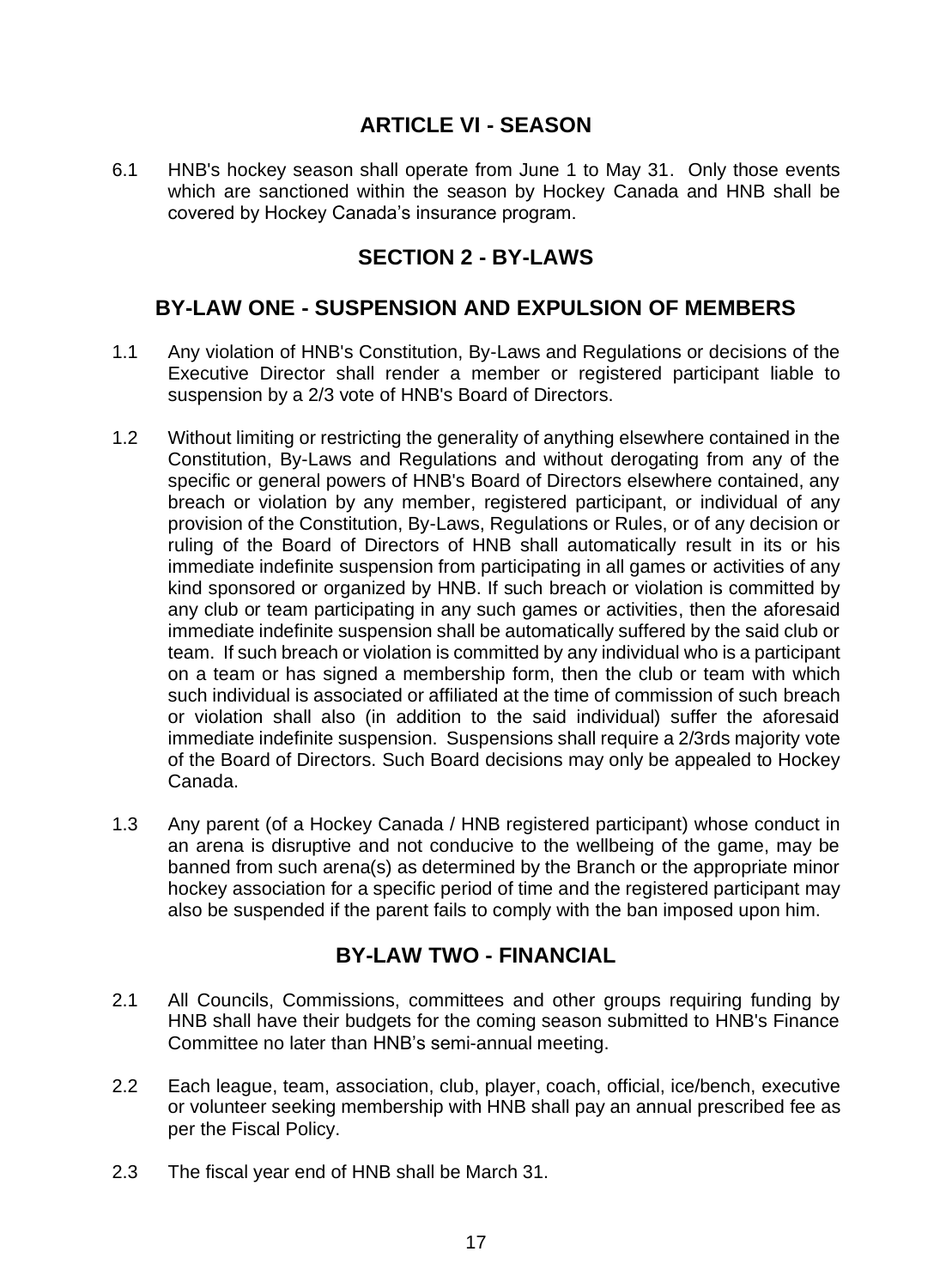## ARTICLE VI - SEASON

6.1 HNB's hockey season shall operate from June 1 to May 31. Only those events which are sanctioned within the season by Hockey Canada and HNB shall be covered by Hockey Canada's insurance program.

# SECTION 2 - BY-LAWS

## BY-LAW ONE - SUSPENSION AND EXPULSION OF MEMBERS

1.1 Any violation of HNB's Constitution, By-Laws and Regulations or decisions of the Executive Director shall render a member or registered participant liable to suspension by a 2/3 vote of HNB's Board of Directors.

1.2 Without limiting or restricting the generality of anything elsewhere contained in the Constitution, By-Laws and Regulations and without derogating from any of the specific or general powers of HNB's Board of Directors elsewhere contained, any breach or violation by any member, registered participant, or individual of any provision of the Constitution, By-Laws, Regulations or Rules, or of any decision or ruling of the Board of Directors of HNB shall automatically result in its or his immediate indefinite suspension from participating in all games or activities of any kind sponsored or organized by HNB. If such breach or violation is committed by any club or team participating in any such games or activities, then the aforesaid immediate indefinite suspension shall be automatically suffered by the said club or team. If such breach or violation is committed by any individual who is a participant on a team or has signed a membership form, then the club or team with which such individual is associated or affiliated at the time of commission of such breach or violation shall also (in addition to the said individual) suffer the aforesaid immediate indefinite suspension. Suspensions shall require a 2/3rds majority vote of the Board of Directors. Such Board decisions may only be appealed to Hockey Canada.

1.3 Any parent (of a Hockey Canada / HNB registered participant) whose conduct in an arena is disruptive and not conducive to the wellbeing of the game, may be banned from such arena(s) as determined by the Branch or the appropriate minor hockey association for a specific period of time and the registered participant may also be suspended if the parent fails to comply with the ban imposed upon him.

## BY-LAW TWO - FINANCIAL

2.1 All Councils, Commissions, committees and other groups requiring funding by HNB shall have their budgets for the coming season submitted to HNB's Finance Committee no later than HNB's semi-annual meeting.

2.2 Each league, team, association, club, player, coach, official, ice/bench, executive or volunteer seeking membership with HNB shall pay an annual prescribed fee as per the Fiscal Policy.

2.3 The fiscal year end of HNB shall be March 31.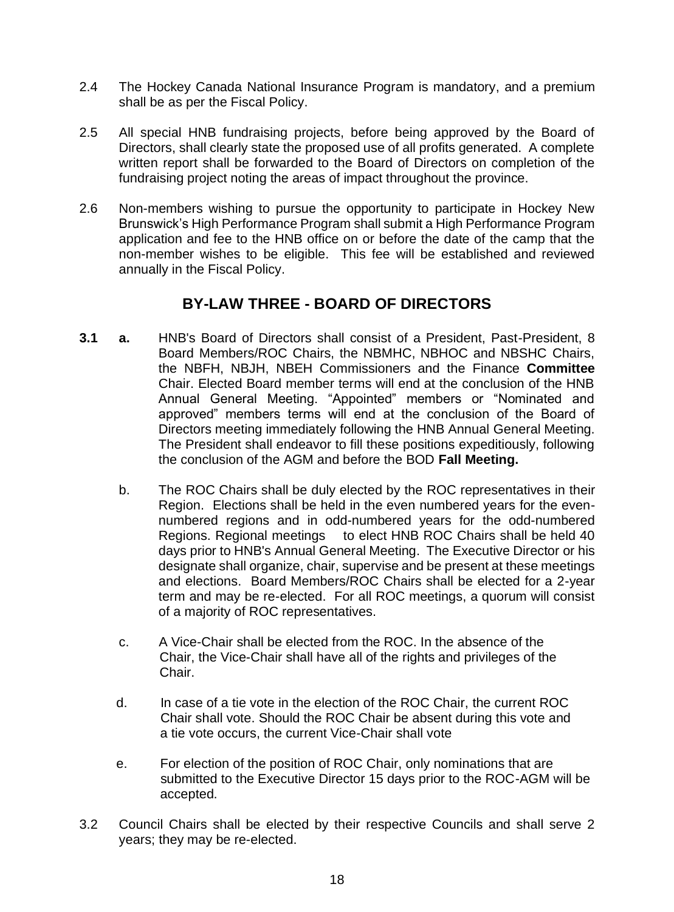2.4 The Hockey Canada National Insurance Program is mandatory, and a premium shall be as per the Fiscal Policy.

2.5 All special HNB fundraising projects, before being approved by the Board of Directors, shall clearly state the proposed use of all profits generated. A complete written report shall be forwarded to the Board of Directors on completion of the fundraising project noting the areas of impact throughout the province.

2.6 Non-members wishing to pursue the opportunity to participate in Hockey New Brunswick's High Performance Program shall submit a High Performance Program application and fee to the HNB office on or before the date of the camp that the non-member wishes to be eligible. This fee will be established and reviewed annually in the Fiscal Policy.

## BY-LAW THREE - BOARD OF DIRECTORS

**3.1** **a.** HNB's Board of Directors shall consist of a President, Past-President, 8 Board Members/ROC Chairs, the NBMHC, NBHOC and NBSHC Chairs, the NBFH, NBJH, NBEH Commissioners and the Finance **Committee** Chair. Elected Board member terms will end at the conclusion of the HNB Annual General Meeting. "Appointed" members or "Nominated and approved" members terms will end at the conclusion of the Board of Directors meeting immediately following the HNB Annual General Meeting. The President shall endeavor to fill these positions expeditiously, following the conclusion of the AGM and before the BOD **Fall Meeting.**

b. The ROC Chairs shall be duly elected by the ROC representatives in their Region. Elections shall be held in the even numbered years for the even-numbered regions and in odd-numbered years for the odd-numbered Regions. Regional meetings to elect HNB ROC Chairs shall be held 40 days prior to HNB's Annual General Meeting. The Executive Director or his designate shall organize, chair, supervise and be present at these meetings and elections. Board Members/ROC Chairs shall be elected for a 2-year term and may be re-elected. For all ROC meetings, a quorum will consist of a majority of ROC representatives.

c. A Vice-Chair shall be elected from the ROC. In the absence of the Chair, the Vice-Chair shall have all of the rights and privileges of the Chair.

d. In case of a tie vote in the election of the ROC Chair, the current ROC Chair shall vote. Should the ROC Chair be absent during this vote and a tie vote occurs, the current Vice-Chair shall vote

e. For election of the position of ROC Chair, only nominations that are submitted to the Executive Director 15 days prior to the ROC-AGM will be accepted.

3.2 Council Chairs shall be elected by their respective Councils and shall serve 2 years; they may be re-elected.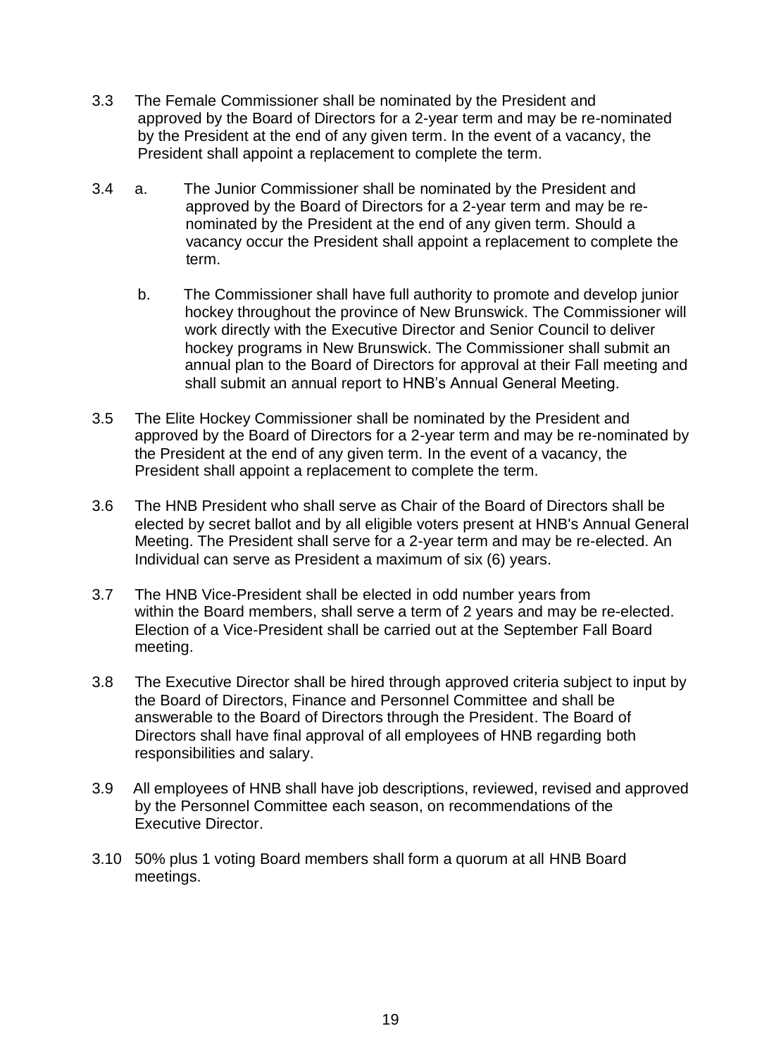3.3 The Female Commissioner shall be nominated by the President and approved by the Board of Directors for a 2-year term and may be re-nominated by the President at the end of any given term. In the event of a vacancy, the President shall appoint a replacement to complete the term.

3.4 a. The Junior Commissioner shall be nominated by the President and approved by the Board of Directors for a 2-year term and may be re-nominated by the President at the end of any given term. Should a vacancy occur the President shall appoint a replacement to complete the term.

b. The Commissioner shall have full authority to promote and develop junior hockey throughout the province of New Brunswick. The Commissioner will work directly with the Executive Director and Senior Council to deliver hockey programs in New Brunswick. The Commissioner shall submit an annual plan to the Board of Directors for approval at their Fall meeting and shall submit an annual report to HNB's Annual General Meeting.

3.5 The Elite Hockey Commissioner shall be nominated by the President and approved by the Board of Directors for a 2-year term and may be re-nominated by the President at the end of any given term. In the event of a vacancy, the President shall appoint a replacement to complete the term.

3.6 The HNB President who shall serve as Chair of the Board of Directors shall be elected by secret ballot and by all eligible voters present at HNB's Annual General Meeting. The President shall serve for a 2-year term and may be re-elected. An Individual can serve as President a maximum of six (6) years.

3.7 The HNB Vice-President shall be elected in odd number years from within the Board members, shall serve a term of 2 years and may be re-elected. Election of a Vice-President shall be carried out at the September Fall Board meeting.

3.8 The Executive Director shall be hired through approved criteria subject to input by the Board of Directors, Finance and Personnel Committee and shall be answerable to the Board of Directors through the President. The Board of Directors shall have final approval of all employees of HNB regarding both responsibilities and salary.

3.9 All employees of HNB shall have job descriptions, reviewed, revised and approved by the Personnel Committee each season, on recommendations of the Executive Director.

3.10 50% plus 1 voting Board members shall form a quorum at all HNB Board meetings.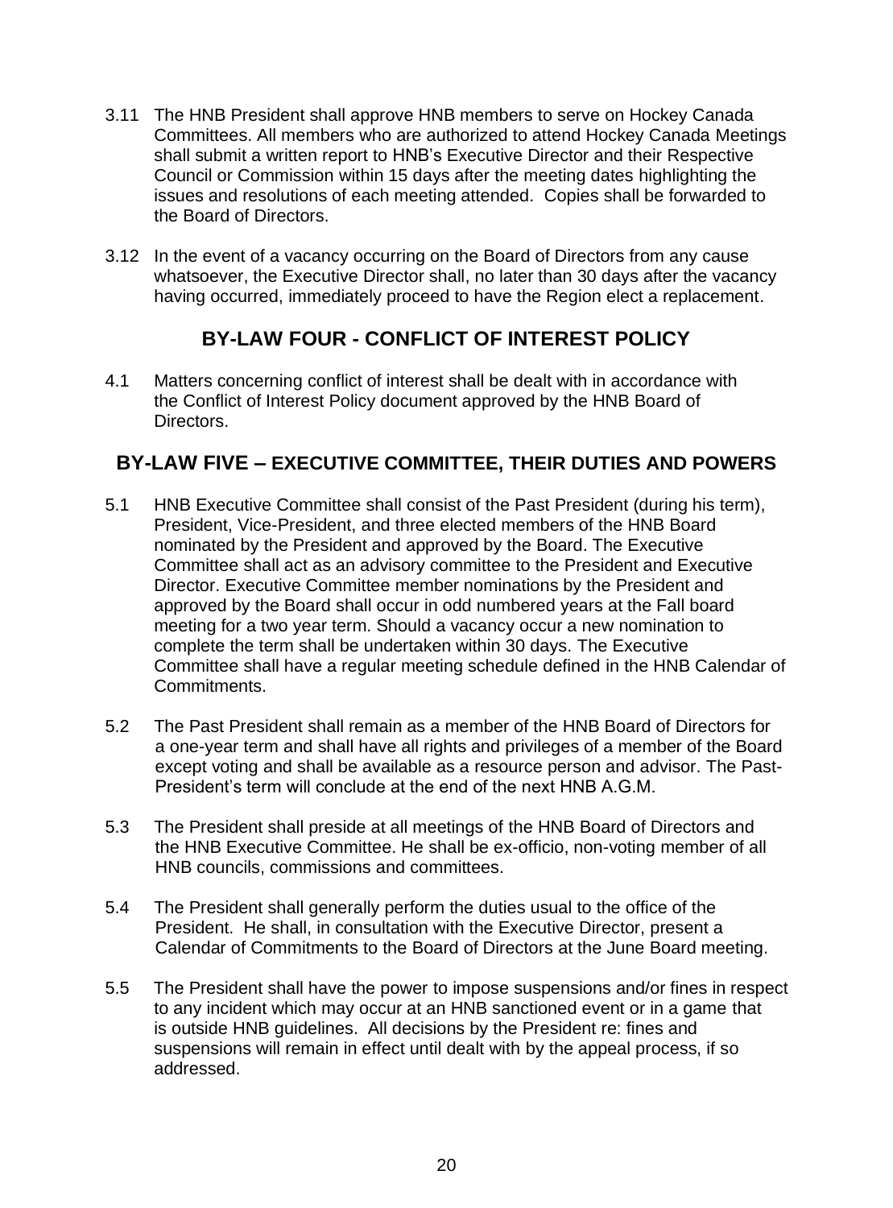3.11 The HNB President shall approve HNB members to serve on Hockey Canada Committees. All members who are authorized to attend Hockey Canada Meetings shall submit a written report to HNB's Executive Director and their Respective Council or Commission within 15 days after the meeting dates highlighting the issues and resolutions of each meeting attended. Copies shall be forwarded to the Board of Directors.

3.12 In the event of a vacancy occurring on the Board of Directors from any cause whatsoever, the Executive Director shall, no later than 30 days after the vacancy having occurred, immediately proceed to have the Region elect a replacement.

## BY-LAW FOUR - CONFLICT OF INTEREST POLICY

4.1 Matters concerning conflict of interest shall be dealt with in accordance with the Conflict of Interest Policy document approved by the HNB Board of Directors.

## BY-LAW FIVE – EXECUTIVE COMMITTEE, THEIR DUTIES AND POWERS

5.1 HNB Executive Committee shall consist of the Past President (during his term), President, Vice-President, and three elected members of the HNB Board nominated by the President and approved by the Board. The Executive Committee shall act as an advisory committee to the President and Executive Director. Executive Committee member nominations by the President and approved by the Board shall occur in odd numbered years at the Fall board meeting for a two year term. Should a vacancy occur a new nomination to complete the term shall be undertaken within 30 days. The Executive Committee shall have a regular meeting schedule defined in the HNB Calendar of Commitments.

5.2 The Past President shall remain as a member of the HNB Board of Directors for a one-year term and shall have all rights and privileges of a member of the Board except voting and shall be available as a resource person and advisor. The Past-President's term will conclude at the end of the next HNB A.G.M.

5.3 The President shall preside at all meetings of the HNB Board of Directors and the HNB Executive Committee. He shall be ex-officio, non-voting member of all HNB councils, commissions and committees.

5.4 The President shall generally perform the duties usual to the office of the President. He shall, in consultation with the Executive Director, present a Calendar of Commitments to the Board of Directors at the June Board meeting.

5.5 The President shall have the power to impose suspensions and/or fines in respect to any incident which may occur at an HNB sanctioned event or in a game that is outside HNB guidelines. All decisions by the President re: fines and suspensions will remain in effect until dealt with by the appeal process, if so addressed.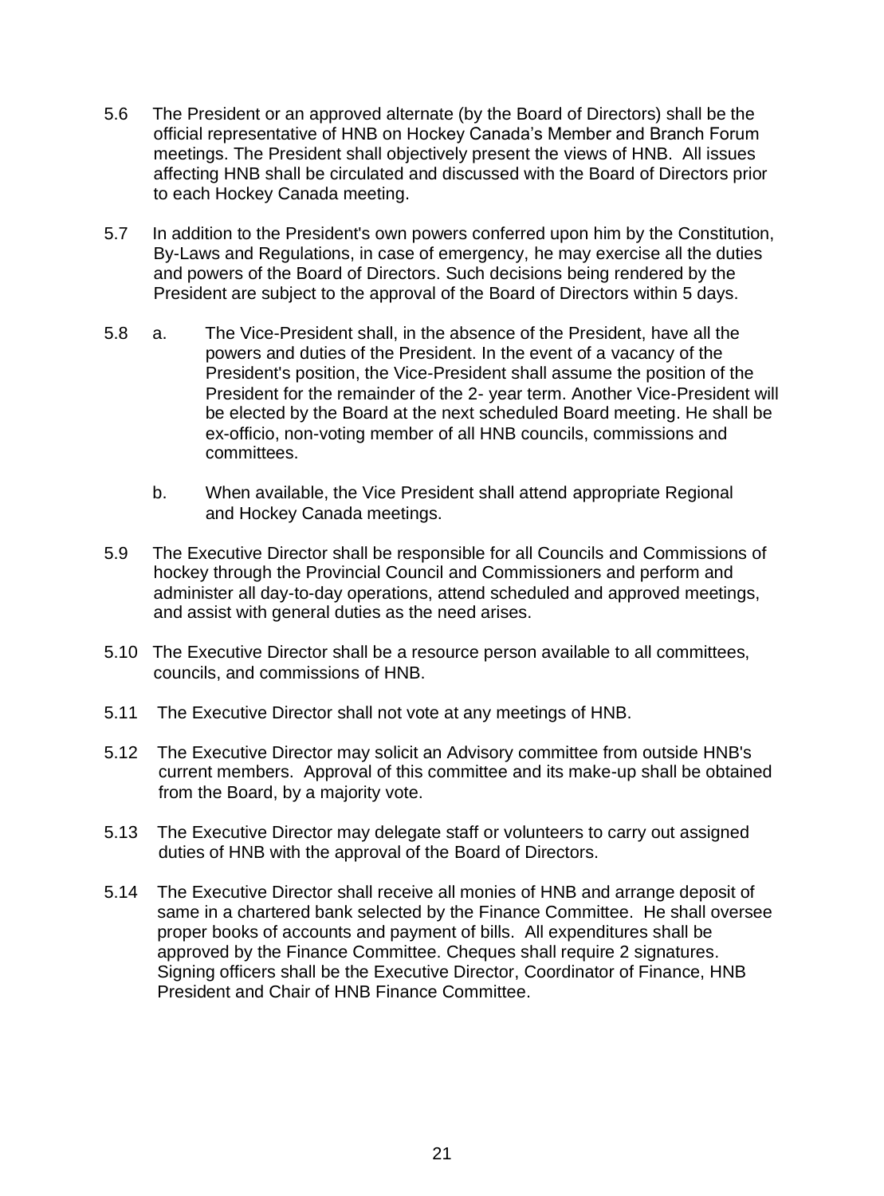5.6 The President or an approved alternate (by the Board of Directors) shall be the official representative of HNB on Hockey Canada's Member and Branch Forum meetings. The President shall objectively present the views of HNB. All issues affecting HNB shall be circulated and discussed with the Board of Directors prior to each Hockey Canada meeting.

5.7 In addition to the President's own powers conferred upon him by the Constitution, By-Laws and Regulations, in case of emergency, he may exercise all the duties and powers of the Board of Directors. Such decisions being rendered by the President are subject to the approval of the Board of Directors within 5 days.

5.8 a. The Vice-President shall, in the absence of the President, have all the powers and duties of the President. In the event of a vacancy of the President's position, the Vice-President shall assume the position of the President for the remainder of the 2- year term. Another Vice-President will be elected by the Board at the next scheduled Board meeting. He shall be ex-officio, non-voting member of all HNB councils, commissions and committees.

b. When available, the Vice President shall attend appropriate Regional and Hockey Canada meetings.

5.9 The Executive Director shall be responsible for all Councils and Commissions of hockey through the Provincial Council and Commissioners and perform and administer all day-to-day operations, attend scheduled and approved meetings, and assist with general duties as the need arises.

5.10 The Executive Director shall be a resource person available to all committees, councils, and commissions of HNB.

5.11 The Executive Director shall not vote at any meetings of HNB.

5.12 The Executive Director may solicit an Advisory committee from outside HNB's current members. Approval of this committee and its make-up shall be obtained from the Board, by a majority vote.

5.13 The Executive Director may delegate staff or volunteers to carry out assigned duties of HNB with the approval of the Board of Directors.

5.14 The Executive Director shall receive all monies of HNB and arrange deposit of same in a chartered bank selected by the Finance Committee. He shall oversee proper books of accounts and payment of bills. All expenditures shall be approved by the Finance Committee. Cheques shall require 2 signatures. Signing officers shall be the Executive Director, Coordinator of Finance, HNB President and Chair of HNB Finance Committee.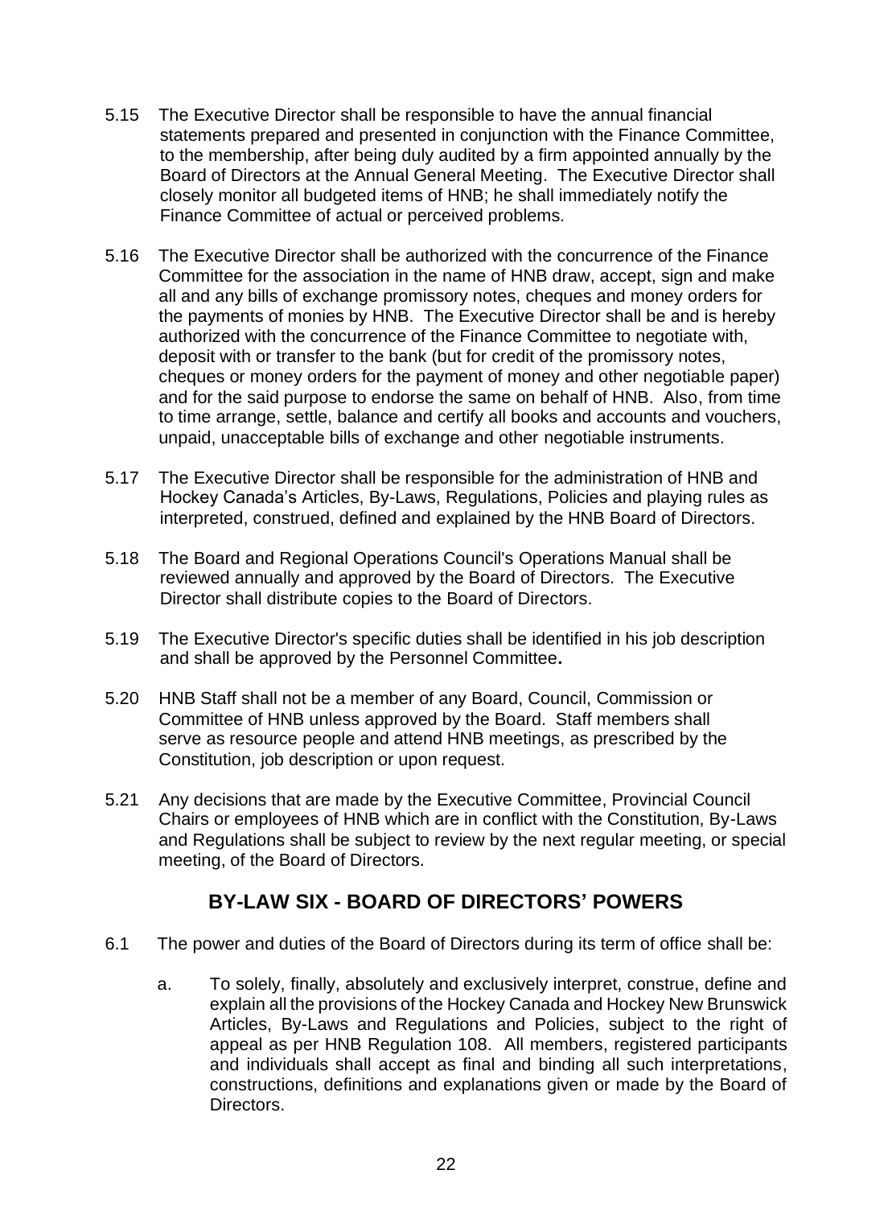5.15 The Executive Director shall be responsible to have the annual financial statements prepared and presented in conjunction with the Finance Committee, to the membership, after being duly audited by a firm appointed annually by the Board of Directors at the Annual General Meeting. The Executive Director shall closely monitor all budgeted items of HNB; he shall immediately notify the Finance Committee of actual or perceived problems.

5.16 The Executive Director shall be authorized with the concurrence of the Finance Committee for the association in the name of HNB draw, accept, sign and make all and any bills of exchange promissory notes, cheques and money orders for the payments of monies by HNB. The Executive Director shall be and is hereby authorized with the concurrence of the Finance Committee to negotiate with, deposit with or transfer to the bank (but for credit of the promissory notes, cheques or money orders for the payment of money and other negotiable paper) and for the said purpose to endorse the same on behalf of HNB. Also, from time to time arrange, settle, balance and certify all books and accounts and vouchers, unpaid, unacceptable bills of exchange and other negotiable instruments.

5.17 The Executive Director shall be responsible for the administration of HNB and Hockey Canada's Articles, By-Laws, Regulations, Policies and playing rules as interpreted, construed, defined and explained by the HNB Board of Directors.

5.18 The Board and Regional Operations Council's Operations Manual shall be reviewed annually and approved by the Board of Directors. The Executive Director shall distribute copies to the Board of Directors.

5.19 The Executive Director's specific duties shall be identified in his job description and shall be approved by the Personnel Committee**.**

5.20 HNB Staff shall not be a member of any Board, Council, Commission or Committee of HNB unless approved by the Board. Staff members shall serve as resource people and attend HNB meetings, as prescribed by the Constitution, job description or upon request.

5.21 Any decisions that are made by the Executive Committee, Provincial Council Chairs or employees of HNB which are in conflict with the Constitution, By-Laws and Regulations shall be subject to review by the next regular meeting, or special meeting, of the Board of Directors.

## BY-LAW SIX - BOARD OF DIRECTORS' POWERS

6.1 The power and duties of the Board of Directors during its term of office shall be:

a. To solely, finally, absolutely and exclusively interpret, construe, define and explain all the provisions of the Hockey Canada and Hockey New Brunswick Articles, By-Laws and Regulations and Policies, subject to the right of appeal as per HNB Regulation 108. All members, registered participants and individuals shall accept as final and binding all such interpretations, constructions, definitions and explanations given or made by the Board of Directors.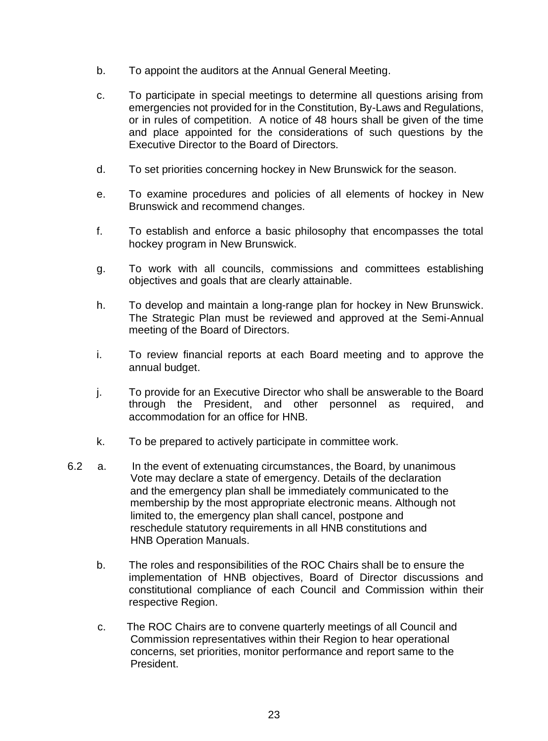b. To appoint the auditors at the Annual General Meeting.

c. To participate in special meetings to determine all questions arising from emergencies not provided for in the Constitution, By-Laws and Regulations, or in rules of competition. A notice of 48 hours shall be given of the time and place appointed for the considerations of such questions by the Executive Director to the Board of Directors.

d. To set priorities concerning hockey in New Brunswick for the season.

e. To examine procedures and policies of all elements of hockey in New Brunswick and recommend changes.

f. To establish and enforce a basic philosophy that encompasses the total hockey program in New Brunswick.

g. To work with all councils, commissions and committees establishing objectives and goals that are clearly attainable.

h. To develop and maintain a long-range plan for hockey in New Brunswick. The Strategic Plan must be reviewed and approved at the Semi-Annual meeting of the Board of Directors.

i. To review financial reports at each Board meeting and to approve the annual budget.

j. To provide for an Executive Director who shall be answerable to the Board through the President, and other personnel as required, and accommodation for an office for HNB.

k. To be prepared to actively participate in committee work.

6.2 a. In the event of extenuating circumstances, the Board, by unanimous Vote may declare a state of emergency. Details of the declaration and the emergency plan shall be immediately communicated to the membership by the most appropriate electronic means. Although not limited to, the emergency plan shall cancel, postpone and reschedule statutory requirements in all HNB constitutions and HNB Operation Manuals.

b. The roles and responsibilities of the ROC Chairs shall be to ensure the implementation of HNB objectives, Board of Director discussions and constitutional compliance of each Council and Commission within their respective Region.

c. The ROC Chairs are to convene quarterly meetings of all Council and Commission representatives within their Region to hear operational concerns, set priorities, monitor performance and report same to the President.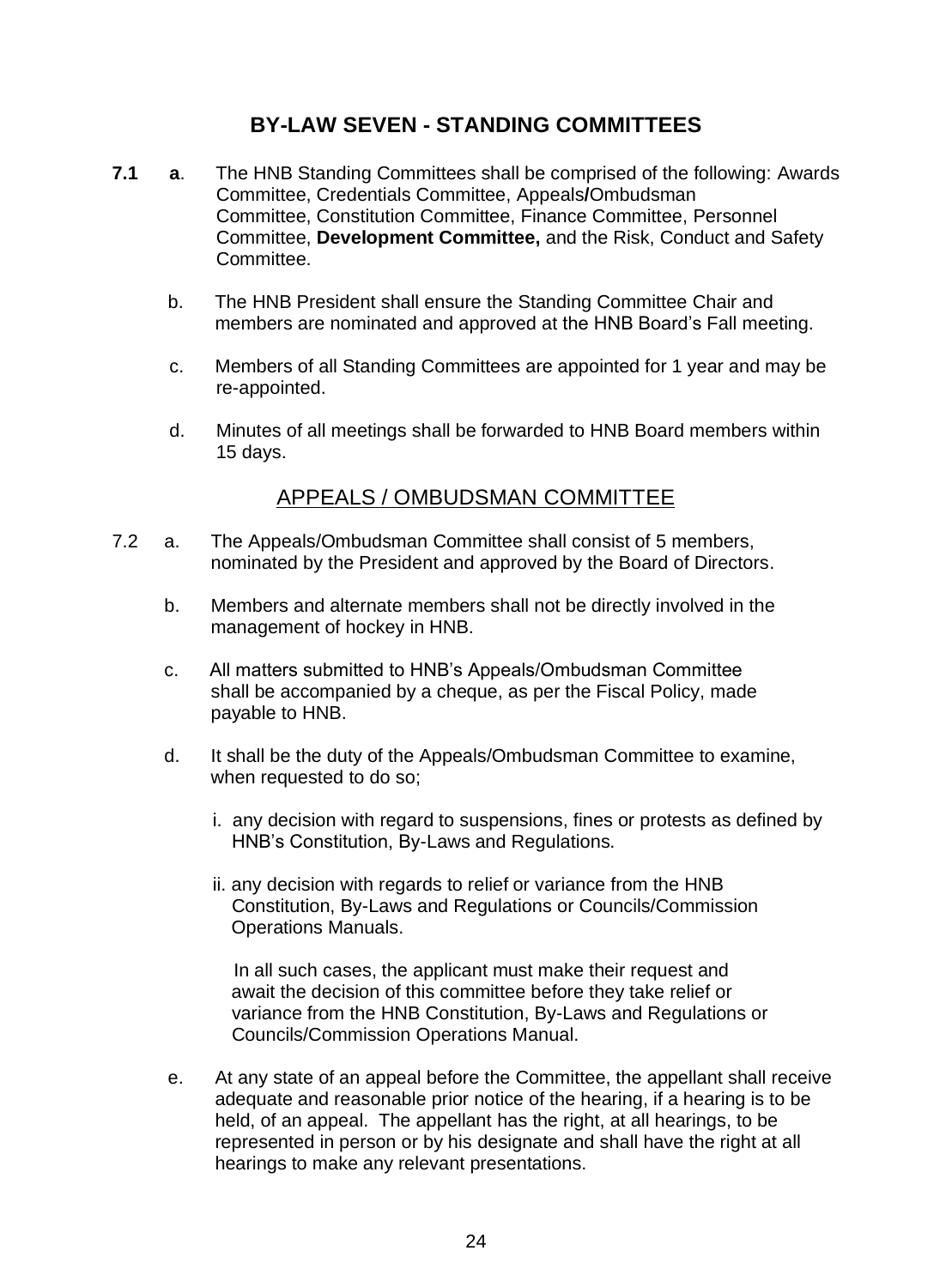# BY-LAW SEVEN - STANDING COMMITTEES

**7.1** **a**. The HNB Standing Committees shall be comprised of the following: Awards Committee, Credentials Committee, Appeals**/**Ombudsman Committee, Constitution Committee, Finance Committee, Personnel Committee, **Development Committee,** and the Risk, Conduct and Safety Committee.

b. The HNB President shall ensure the Standing Committee Chair and members are nominated and approved at the HNB Board's Fall meeting.

c. Members of all Standing Committees are appointed for 1 year and may be re-appointed.

d. Minutes of all meetings shall be forwarded to HNB Board members within 15 days.

## APPEALS / OMBUDSMAN COMMITTEE

7.2 a. The Appeals/Ombudsman Committee shall consist of 5 members, nominated by the President and approved by the Board of Directors.

b. Members and alternate members shall not be directly involved in the management of hockey in HNB.

c. All matters submitted to HNB's Appeals/Ombudsman Committee shall be accompanied by a cheque, as per the Fiscal Policy, made payable to HNB.

d. It shall be the duty of the Appeals/Ombudsman Committee to examine, when requested to do so;

i. any decision with regard to suspensions, fines or protests as defined by HNB's Constitution, By-Laws and Regulations.

ii. any decision with regards to relief or variance from the HNB Constitution, By-Laws and Regulations or Councils/Commission Operations Manuals.

In all such cases, the applicant must make their request and await the decision of this committee before they take relief or variance from the HNB Constitution, By-Laws and Regulations or Councils/Commission Operations Manual.

e. At any state of an appeal before the Committee, the appellant shall receive adequate and reasonable prior notice of the hearing, if a hearing is to be held, of an appeal. The appellant has the right, at all hearings, to be represented in person or by his designate and shall have the right at all hearings to make any relevant presentations.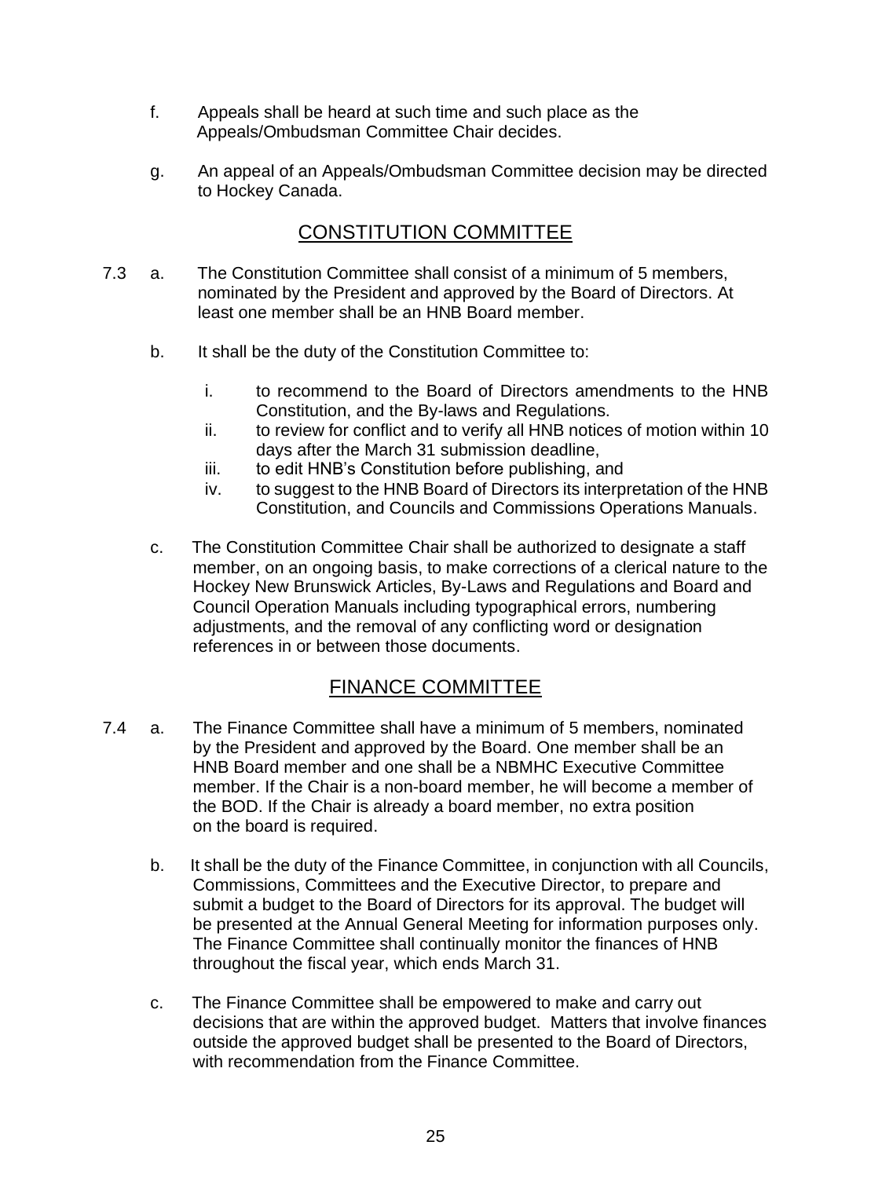f. Appeals shall be heard at such time and such place as the Appeals/Ombudsman Committee Chair decides.

g. An appeal of an Appeals/Ombudsman Committee decision may be directed to Hockey Canada.

## CONSTITUTION COMMITTEE

7.3 a. The Constitution Committee shall consist of a minimum of 5 members, nominated by the President and approved by the Board of Directors. At least one member shall be an HNB Board member.

b. It shall be the duty of the Constitution Committee to:

   i. to recommend to the Board of Directors amendments to the HNB Constitution, and the By-laws and Regulations.
   ii. to review for conflict and to verify all HNB notices of motion within 10 days after the March 31 submission deadline,
   iii. to edit HNB's Constitution before publishing, and
   iv. to suggest to the HNB Board of Directors its interpretation of the HNB Constitution, and Councils and Commissions Operations Manuals.

c. The Constitution Committee Chair shall be authorized to designate a staff member, on an ongoing basis, to make corrections of a clerical nature to the Hockey New Brunswick Articles, By-Laws and Regulations and Board and Council Operation Manuals including typographical errors, numbering adjustments, and the removal of any conflicting word or designation references in or between those documents.

## FINANCE COMMITTEE

7.4 a. The Finance Committee shall have a minimum of 5 members, nominated by the President and approved by the Board. One member shall be an HNB Board member and one shall be a NBMHC Executive Committee member. If the Chair is a non-board member, he will become a member of the BOD. If the Chair is already a board member, no extra position on the board is required.

b. It shall be the duty of the Finance Committee, in conjunction with all Councils, Commissions, Committees and the Executive Director, to prepare and submit a budget to the Board of Directors for its approval. The budget will be presented at the Annual General Meeting for information purposes only. The Finance Committee shall continually monitor the finances of HNB throughout the fiscal year, which ends March 31.

c. The Finance Committee shall be empowered to make and carry out decisions that are within the approved budget. Matters that involve finances outside the approved budget shall be presented to the Board of Directors, with recommendation from the Finance Committee.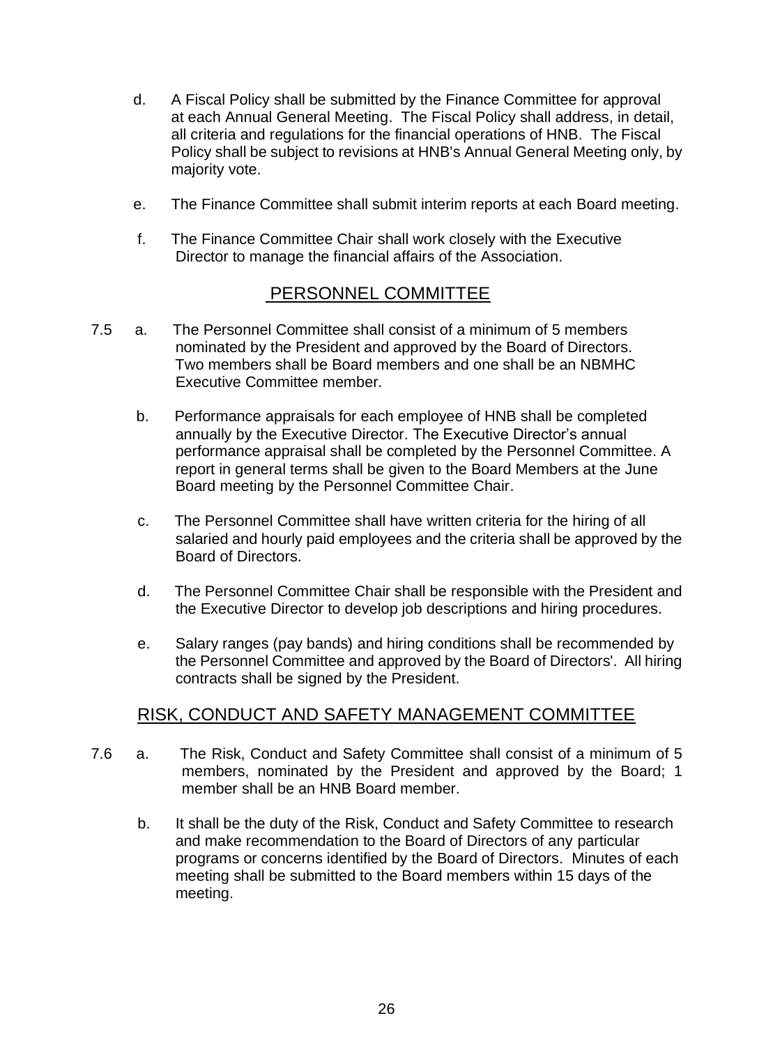d. A Fiscal Policy shall be submitted by the Finance Committee for approval at each Annual General Meeting. The Fiscal Policy shall address, in detail, all criteria and regulations for the financial operations of HNB. The Fiscal Policy shall be subject to revisions at HNB's Annual General Meeting only, by majority vote.

e. The Finance Committee shall submit interim reports at each Board meeting.

f. The Finance Committee Chair shall work closely with the Executive Director to manage the financial affairs of the Association.

## PERSONNEL COMMITTEE

7.5 a. The Personnel Committee shall consist of a minimum of 5 members nominated by the President and approved by the Board of Directors. Two members shall be Board members and one shall be an NBMHC Executive Committee member.

b. Performance appraisals for each employee of HNB shall be completed annually by the Executive Director. The Executive Director's annual performance appraisal shall be completed by the Personnel Committee. A report in general terms shall be given to the Board Members at the June Board meeting by the Personnel Committee Chair.

c. The Personnel Committee shall have written criteria for the hiring of all salaried and hourly paid employees and the criteria shall be approved by the Board of Directors.

d. The Personnel Committee Chair shall be responsible with the President and the Executive Director to develop job descriptions and hiring procedures.

e. Salary ranges (pay bands) and hiring conditions shall be recommended by the Personnel Committee and approved by the Board of Directors'. All hiring contracts shall be signed by the President.

## RISK, CONDUCT AND SAFETY MANAGEMENT COMMITTEE

7.6 a. The Risk, Conduct and Safety Committee shall consist of a minimum of 5 members, nominated by the President and approved by the Board; 1 member shall be an HNB Board member.

b. It shall be the duty of the Risk, Conduct and Safety Committee to research and make recommendation to the Board of Directors of any particular programs or concerns identified by the Board of Directors. Minutes of each meeting shall be submitted to the Board members within 15 days of the meeting.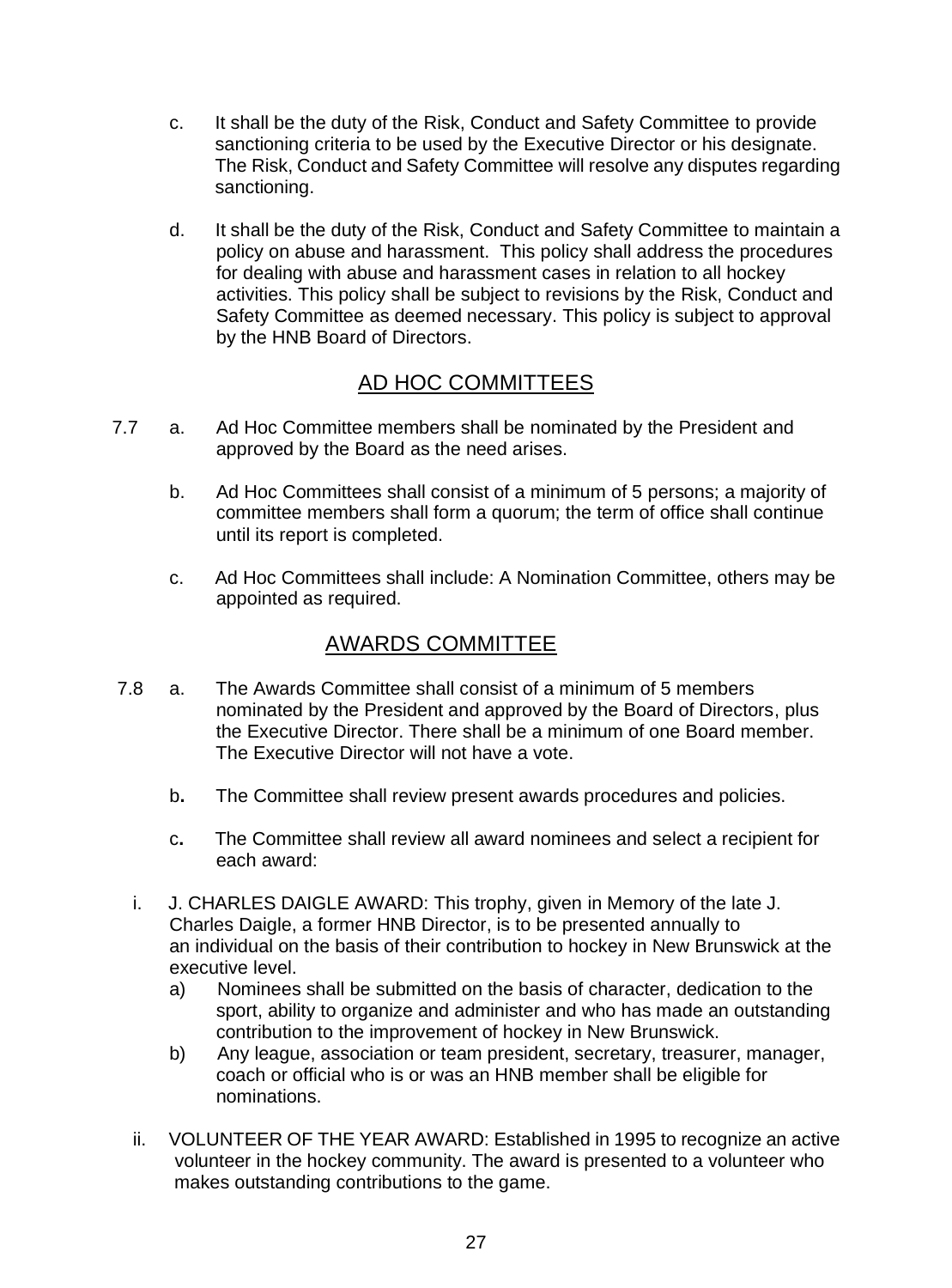c. It shall be the duty of the Risk, Conduct and Safety Committee to provide sanctioning criteria to be used by the Executive Director or his designate. The Risk, Conduct and Safety Committee will resolve any disputes regarding sanctioning.

d. It shall be the duty of the Risk, Conduct and Safety Committee to maintain a policy on abuse and harassment. This policy shall address the procedures for dealing with abuse and harassment cases in relation to all hockey activities. This policy shall be subject to revisions by the Risk, Conduct and Safety Committee as deemed necessary. This policy is subject to approval by the HNB Board of Directors.

## AD HOC COMMITTEES

7.7 a. Ad Hoc Committee members shall be nominated by the President and approved by the Board as the need arises.

b. Ad Hoc Committees shall consist of a minimum of 5 persons; a majority of committee members shall form a quorum; the term of office shall continue until its report is completed.

c. Ad Hoc Committees shall include: A Nomination Committee, others may be appointed as required.

## AWARDS COMMITTEE

7.8 a. The Awards Committee shall consist of a minimum of 5 members nominated by the President and approved by the Board of Directors, plus the Executive Director. There shall be a minimum of one Board member. The Executive Director will not have a vote.

b. The Committee shall review present awards procedures and policies.

c. The Committee shall review all award nominees and select a recipient for each award:

i. J. CHARLES DAIGLE AWARD: This trophy, given in Memory of the late J. Charles Daigle, a former HNB Director, is to be presented annually to an individual on the basis of their contribution to hockey in New Brunswick at the executive level.

a) Nominees shall be submitted on the basis of character, dedication to the sport, ability to organize and administer and who has made an outstanding contribution to the improvement of hockey in New Brunswick.

b) Any league, association or team president, secretary, treasurer, manager, coach or official who is or was an HNB member shall be eligible for nominations.

ii. VOLUNTEER OF THE YEAR AWARD: Established in 1995 to recognize an active volunteer in the hockey community. The award is presented to a volunteer who makes outstanding contributions to the game.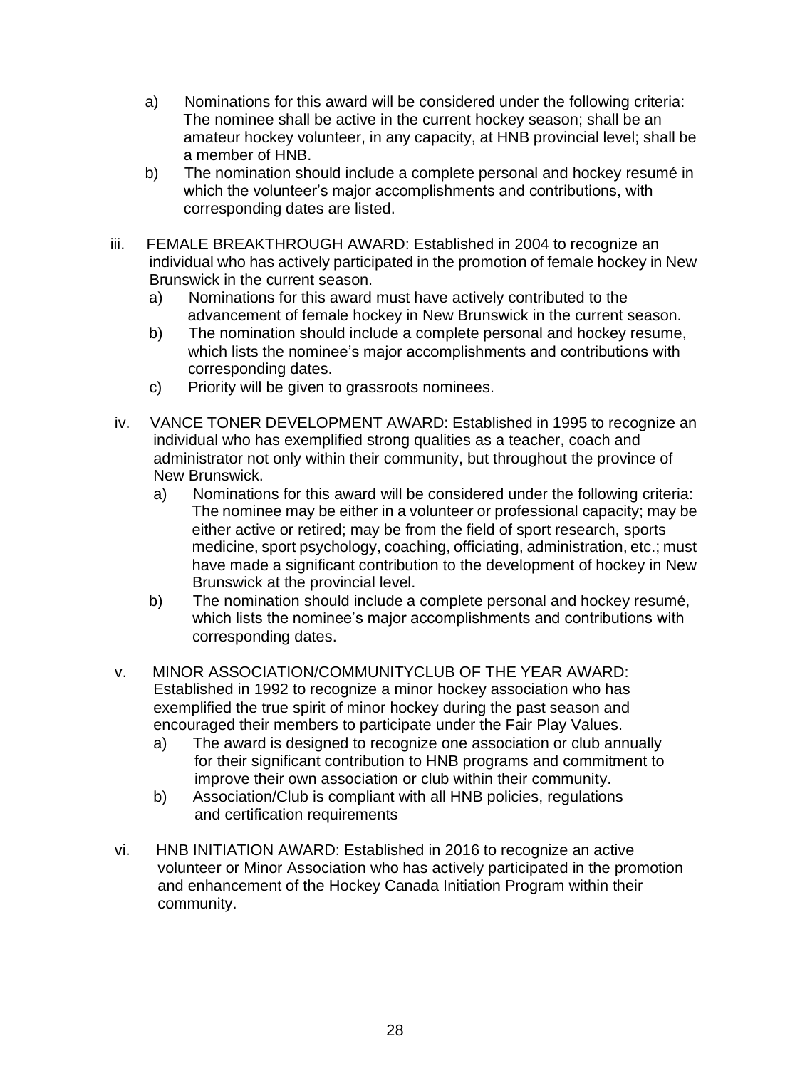a) Nominations for this award will be considered under the following criteria: The nominee shall be active in the current hockey season; shall be an amateur hockey volunteer, in any capacity, at HNB provincial level; shall be a member of HNB.

b) The nomination should include a complete personal and hockey resumé in which the volunteer's major accomplishments and contributions, with corresponding dates are listed.

iii. FEMALE BREAKTHROUGH AWARD: Established in 2004 to recognize an individual who has actively participated in the promotion of female hockey in New Brunswick in the current season.

a) Nominations for this award must have actively contributed to the advancement of female hockey in New Brunswick in the current season.

b) The nomination should include a complete personal and hockey resume, which lists the nominee's major accomplishments and contributions with corresponding dates.

c) Priority will be given to grassroots nominees.

iv. VANCE TONER DEVELOPMENT AWARD: Established in 1995 to recognize an individual who has exemplified strong qualities as a teacher, coach and administrator not only within their community, but throughout the province of New Brunswick.

a) Nominations for this award will be considered under the following criteria: The nominee may be either in a volunteer or professional capacity; may be either active or retired; may be from the field of sport research, sports medicine, sport psychology, coaching, officiating, administration, etc.; must have made a significant contribution to the development of hockey in New Brunswick at the provincial level.

b) The nomination should include a complete personal and hockey resumé, which lists the nominee's major accomplishments and contributions with corresponding dates.

v. MINOR ASSOCIATION/COMMUNITYCLUB OF THE YEAR AWARD: Established in 1992 to recognize a minor hockey association who has exemplified the true spirit of minor hockey during the past season and encouraged their members to participate under the Fair Play Values.

a) The award is designed to recognize one association or club annually for their significant contribution to HNB programs and commitment to improve their own association or club within their community.

b) Association/Club is compliant with all HNB policies, regulations and certification requirements

vi. HNB INITIATION AWARD: Established in 2016 to recognize an active volunteer or Minor Association who has actively participated in the promotion and enhancement of the Hockey Canada Initiation Program within their community.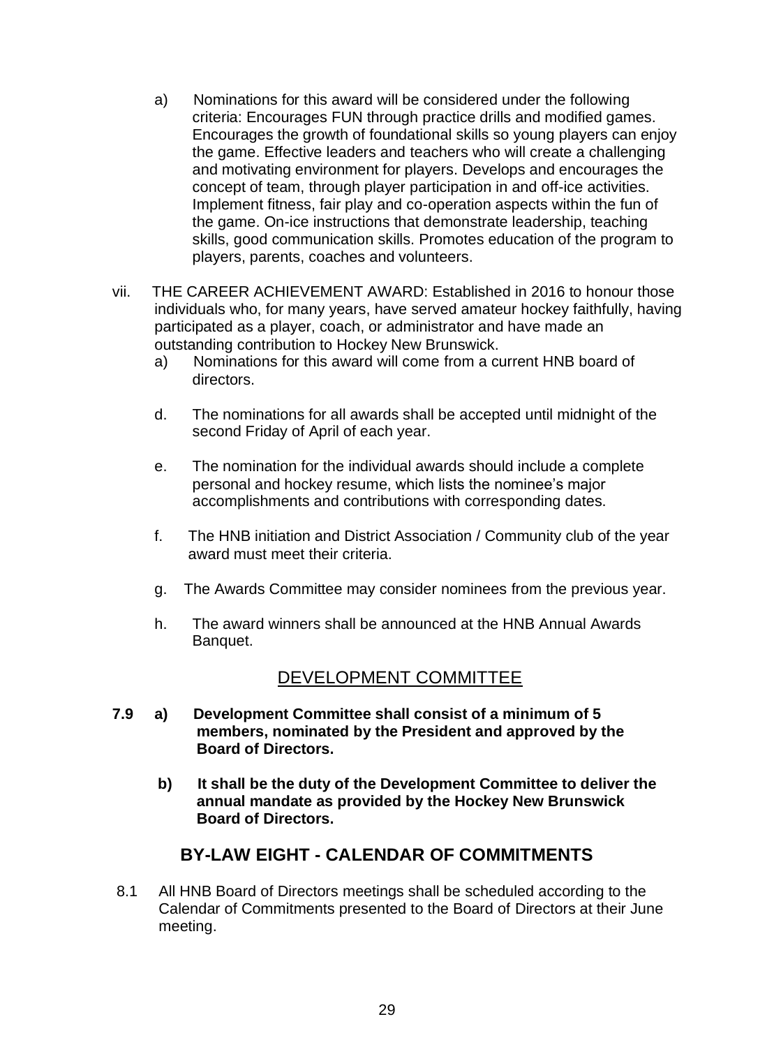a) Nominations for this award will be considered under the following criteria: Encourages FUN through practice drills and modified games. Encourages the growth of foundational skills so young players can enjoy the game. Effective leaders and teachers who will create a challenging and motivating environment for players. Develops and encourages the concept of team, through player participation in and off-ice activities. Implement fitness, fair play and co-operation aspects within the fun of the game. On-ice instructions that demonstrate leadership, teaching skills, good communication skills. Promotes education of the program to players, parents, coaches and volunteers.

vii. THE CAREER ACHIEVEMENT AWARD: Established in 2016 to honour those individuals who, for many years, have served amateur hockey faithfully, having participated as a player, coach, or administrator and have made an outstanding contribution to Hockey New Brunswick.

a) Nominations for this award will come from a current HNB board of directors.

d. The nominations for all awards shall be accepted until midnight of the second Friday of April of each year.

e. The nomination for the individual awards should include a complete personal and hockey resume, which lists the nominee's major accomplishments and contributions with corresponding dates.

f. The HNB initiation and District Association / Community club of the year award must meet their criteria.

g. The Awards Committee may consider nominees from the previous year.

h. The award winners shall be announced at the HNB Annual Awards Banquet.

## DEVELOPMENT COMMITTEE

**7.9 a) Development Committee shall consist of a minimum of 5 members, nominated by the President and approved by the Board of Directors.**

**b) It shall be the duty of the Development Committee to deliver the annual mandate as provided by the Hockey New Brunswick Board of Directors.**

## BY-LAW EIGHT - CALENDAR OF COMMITMENTS

8.1 All HNB Board of Directors meetings shall be scheduled according to the Calendar of Commitments presented to the Board of Directors at their June meeting.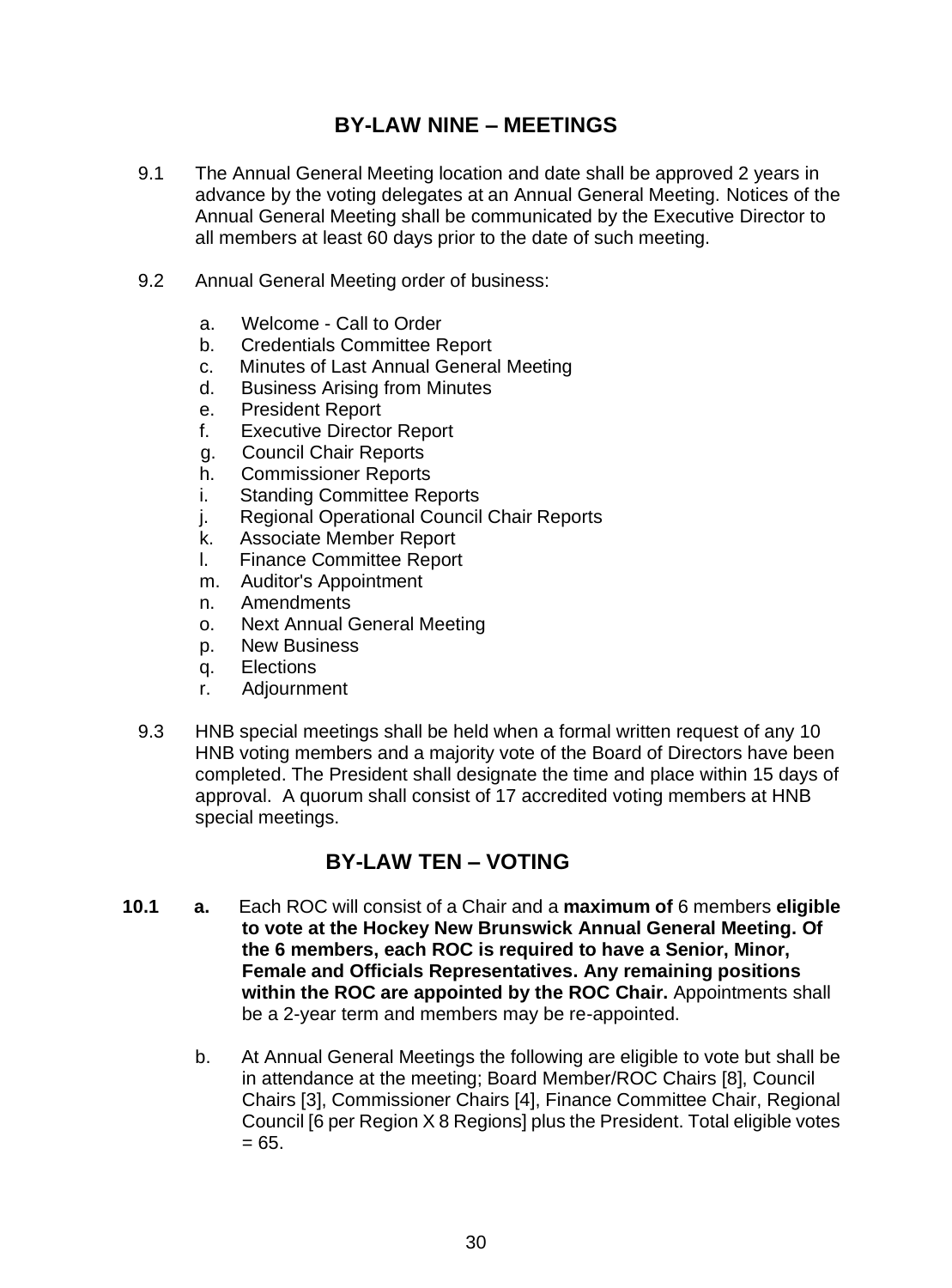## BY-LAW NINE – MEETINGS

9.1 The Annual General Meeting location and date shall be approved 2 years in advance by the voting delegates at an Annual General Meeting. Notices of the Annual General Meeting shall be communicated by the Executive Director to all members at least 60 days prior to the date of such meeting.

9.2 Annual General Meeting order of business:

a. Welcome - Call to Order
b. Credentials Committee Report
c. Minutes of Last Annual General Meeting
d. Business Arising from Minutes
e. President Report
f. Executive Director Report
g. Council Chair Reports
h. Commissioner Reports
i. Standing Committee Reports
j. Regional Operational Council Chair Reports
k. Associate Member Report
l. Finance Committee Report
m. Auditor's Appointment
n. Amendments
o. Next Annual General Meeting
p. New Business
q. Elections
r. Adjournment

9.3 HNB special meetings shall be held when a formal written request of any 10 HNB voting members and a majority vote of the Board of Directors have been completed. The President shall designate the time and place within 15 days of approval. A quorum shall consist of 17 accredited voting members at HNB special meetings.

## BY-LAW TEN – VOTING

**10.1** **a.** Each ROC will consist of a Chair and a **maximum of** 6 members **eligible to vote at the Hockey New Brunswick Annual General Meeting. Of the 6 members, each ROC is required to have a Senior, Minor, Female and Officials Representatives. Any remaining positions within the ROC are appointed by the ROC Chair.** Appointments shall be a 2-year term and members may be re-appointed.

b. At Annual General Meetings the following are eligible to vote but shall be in attendance at the meeting; Board Member/ROC Chairs [8], Council Chairs [3], Commissioner Chairs [4], Finance Committee Chair, Regional Council [6 per Region X 8 Regions] plus the President. Total eligible votes = 65.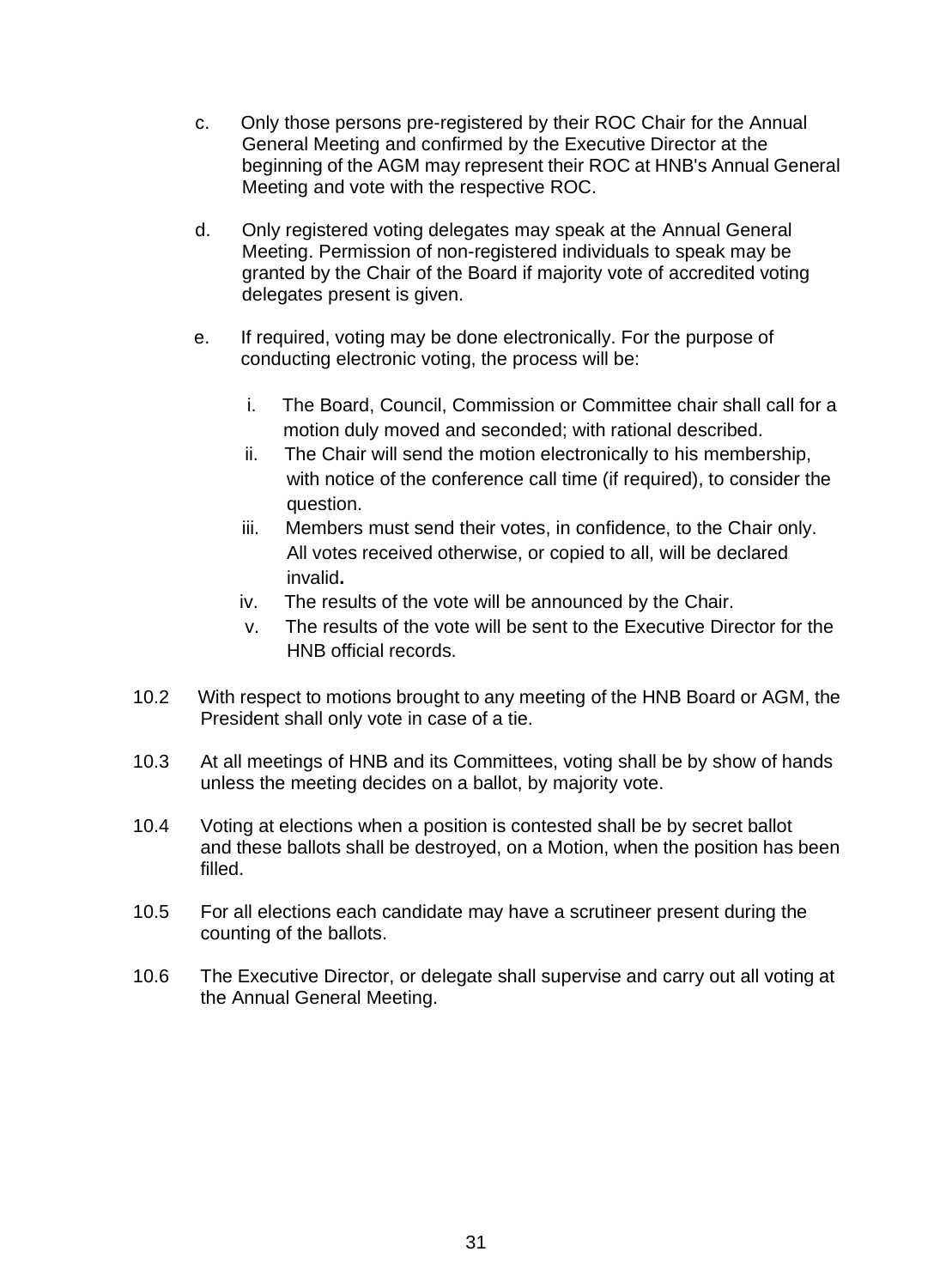c. Only those persons pre-registered by their ROC Chair for the Annual General Meeting and confirmed by the Executive Director at the beginning of the AGM may represent their ROC at HNB's Annual General Meeting and vote with the respective ROC.

d. Only registered voting delegates may speak at the Annual General Meeting. Permission of non-registered individuals to speak may be granted by the Chair of the Board if majority vote of accredited voting delegates present is given.

e. If required, voting may be done electronically. For the purpose of conducting electronic voting, the process will be:

   i. The Board, Council, Commission or Committee chair shall call for a motion duly moved and seconded; with rational described.
   ii. The Chair will send the motion electronically to his membership, with notice of the conference call time (if required), to consider the question.
   iii. Members must send their votes, in confidence, to the Chair only. All votes received otherwise, or copied to all, will be declared invalid**.**
   iv. The results of the vote will be announced by the Chair.
   v. The results of the vote will be sent to the Executive Director for the HNB official records.

10.2 With respect to motions brought to any meeting of the HNB Board or AGM, the President shall only vote in case of a tie.

10.3 At all meetings of HNB and its Committees, voting shall be by show of hands unless the meeting decides on a ballot, by majority vote.

10.4 Voting at elections when a position is contested shall be by secret ballot and these ballots shall be destroyed, on a Motion, when the position has been filled.

10.5 For all elections each candidate may have a scrutineer present during the counting of the ballots.

10.6 The Executive Director, or delegate shall supervise and carry out all voting at the Annual General Meeting.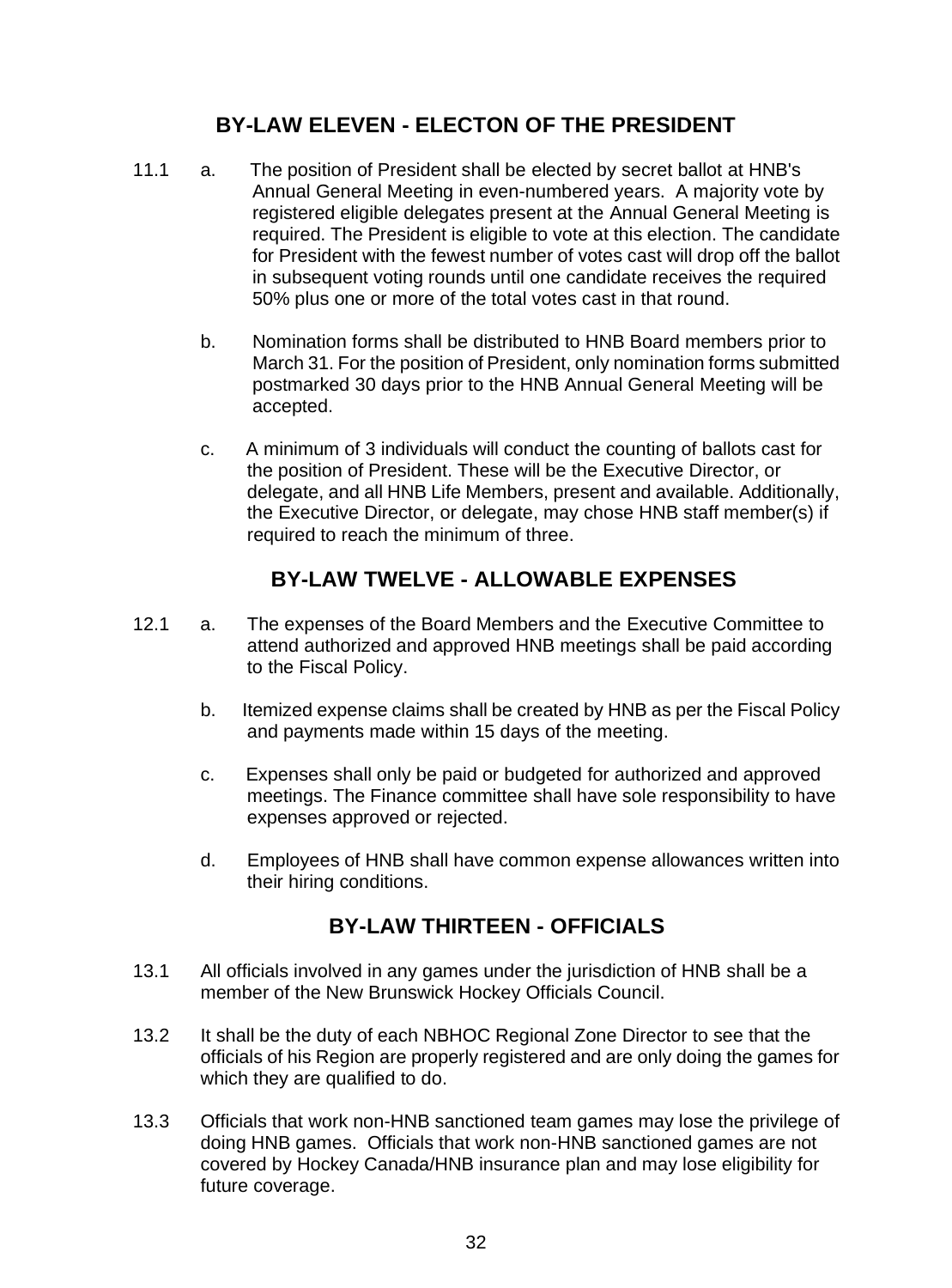## BY-LAW ELEVEN - ELECTON OF THE PRESIDENT

11.1 a. The position of President shall be elected by secret ballot at HNB's Annual General Meeting in even-numbered years. A majority vote by registered eligible delegates present at the Annual General Meeting is required. The President is eligible to vote at this election. The candidate for President with the fewest number of votes cast will drop off the ballot in subsequent voting rounds until one candidate receives the required 50% plus one or more of the total votes cast in that round.

b. Nomination forms shall be distributed to HNB Board members prior to March 31. For the position of President, only nomination forms submitted postmarked 30 days prior to the HNB Annual General Meeting will be accepted.

c. A minimum of 3 individuals will conduct the counting of ballots cast for the position of President. These will be the Executive Director, or delegate, and all HNB Life Members, present and available. Additionally, the Executive Director, or delegate, may chose HNB staff member(s) if required to reach the minimum of three.

## BY-LAW TWELVE - ALLOWABLE EXPENSES

12.1 a. The expenses of the Board Members and the Executive Committee to attend authorized and approved HNB meetings shall be paid according to the Fiscal Policy.

b. Itemized expense claims shall be created by HNB as per the Fiscal Policy and payments made within 15 days of the meeting.

c. Expenses shall only be paid or budgeted for authorized and approved meetings. The Finance committee shall have sole responsibility to have expenses approved or rejected.

d. Employees of HNB shall have common expense allowances written into their hiring conditions.

## BY-LAW THIRTEEN - OFFICIALS

13.1 All officials involved in any games under the jurisdiction of HNB shall be a member of the New Brunswick Hockey Officials Council.

13.2 It shall be the duty of each NBHOC Regional Zone Director to see that the officials of his Region are properly registered and are only doing the games for which they are qualified to do.

13.3 Officials that work non-HNB sanctioned team games may lose the privilege of doing HNB games. Officials that work non-HNB sanctioned games are not covered by Hockey Canada/HNB insurance plan and may lose eligibility for future coverage.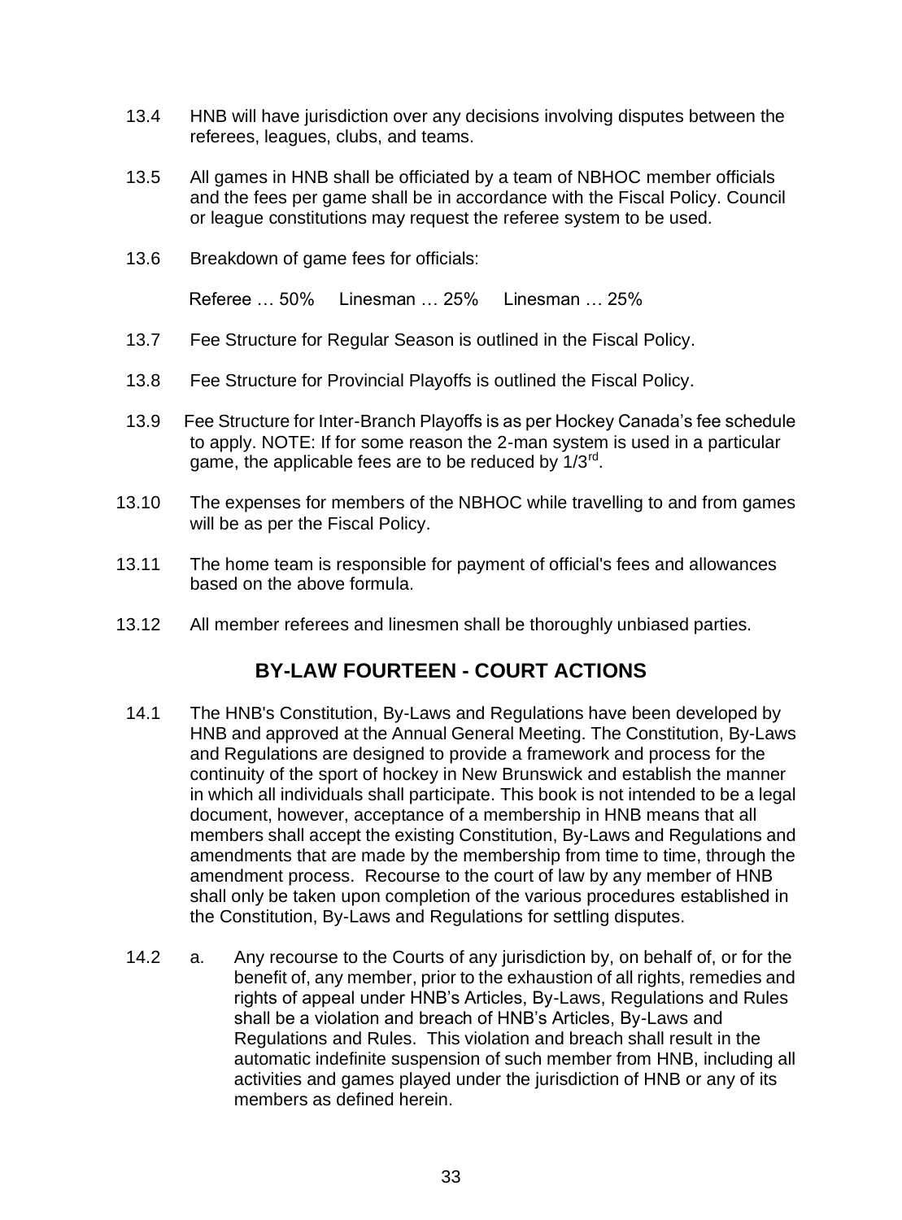13.4 HNB will have jurisdiction over any decisions involving disputes between the referees, leagues, clubs, and teams.

13.5 All games in HNB shall be officiated by a team of NBHOC member officials and the fees per game shall be in accordance with the Fiscal Policy. Council or league constitutions may request the referee system to be used.

13.6 Breakdown of game fees for officials:

Referee … 50%  Linesman … 25%  Linesman … 25%

13.7 Fee Structure for Regular Season is outlined in the Fiscal Policy.

13.8 Fee Structure for Provincial Playoffs is outlined the Fiscal Policy.

13.9 Fee Structure for Inter-Branch Playoffs is as per Hockey Canada's fee schedule to apply. NOTE: If for some reason the 2-man system is used in a particular game, the applicable fees are to be reduced by 1/3rd.

13.10 The expenses for members of the NBHOC while travelling to and from games will be as per the Fiscal Policy.

13.11 The home team is responsible for payment of official's fees and allowances based on the above formula.

13.12 All member referees and linesmen shall be thoroughly unbiased parties.

## BY-LAW FOURTEEN - COURT ACTIONS

14.1 The HNB's Constitution, By-Laws and Regulations have been developed by HNB and approved at the Annual General Meeting. The Constitution, By-Laws and Regulations are designed to provide a framework and process for the continuity of the sport of hockey in New Brunswick and establish the manner in which all individuals shall participate. This book is not intended to be a legal document, however, acceptance of a membership in HNB means that all members shall accept the existing Constitution, By-Laws and Regulations and amendments that are made by the membership from time to time, through the amendment process. Recourse to the court of law by any member of HNB shall only be taken upon completion of the various procedures established in the Constitution, By-Laws and Regulations for settling disputes.

14.2 a. Any recourse to the Courts of any jurisdiction by, on behalf of, or for the benefit of, any member, prior to the exhaustion of all rights, remedies and rights of appeal under HNB's Articles, By-Laws, Regulations and Rules shall be a violation and breach of HNB's Articles, By-Laws and Regulations and Rules. This violation and breach shall result in the automatic indefinite suspension of such member from HNB, including all activities and games played under the jurisdiction of HNB or any of its members as defined herein.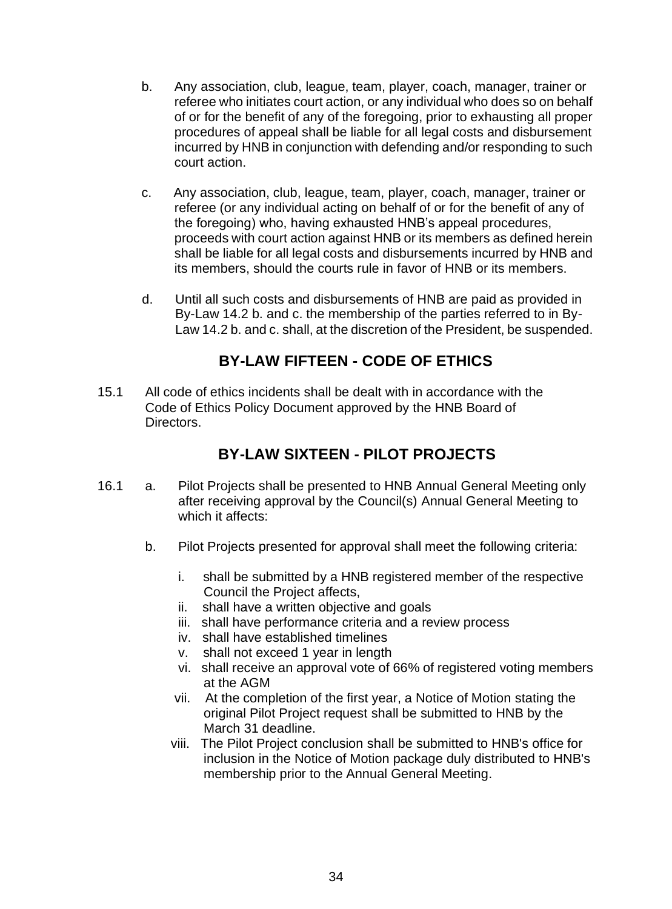b. Any association, club, league, team, player, coach, manager, trainer or referee who initiates court action, or any individual who does so on behalf of or for the benefit of any of the foregoing, prior to exhausting all proper procedures of appeal shall be liable for all legal costs and disbursement incurred by HNB in conjunction with defending and/or responding to such court action.

c. Any association, club, league, team, player, coach, manager, trainer or referee (or any individual acting on behalf of or for the benefit of any of the foregoing) who, having exhausted HNB's appeal procedures, proceeds with court action against HNB or its members as defined herein shall be liable for all legal costs and disbursements incurred by HNB and its members, should the courts rule in favor of HNB or its members.

d. Until all such costs and disbursements of HNB are paid as provided in By-Law 14.2 b. and c. the membership of the parties referred to in By-Law 14.2 b. and c. shall, at the discretion of the President, be suspended.

## BY-LAW FIFTEEN - CODE OF ETHICS

15.1 All code of ethics incidents shall be dealt with in accordance with the Code of Ethics Policy Document approved by the HNB Board of Directors.

## BY-LAW SIXTEEN - PILOT PROJECTS

16.1 a. Pilot Projects shall be presented to HNB Annual General Meeting only after receiving approval by the Council(s) Annual General Meeting to which it affects:

b. Pilot Projects presented for approval shall meet the following criteria:

i. shall be submitted by a HNB registered member of the respective Council the Project affects,
ii. shall have a written objective and goals
iii. shall have performance criteria and a review process
iv. shall have established timelines
v. shall not exceed 1 year in length
vi. shall receive an approval vote of 66% of registered voting members at the AGM
vii. At the completion of the first year, a Notice of Motion stating the original Pilot Project request shall be submitted to HNB by the March 31 deadline.
viii. The Pilot Project conclusion shall be submitted to HNB's office for inclusion in the Notice of Motion package duly distributed to HNB's membership prior to the Annual General Meeting.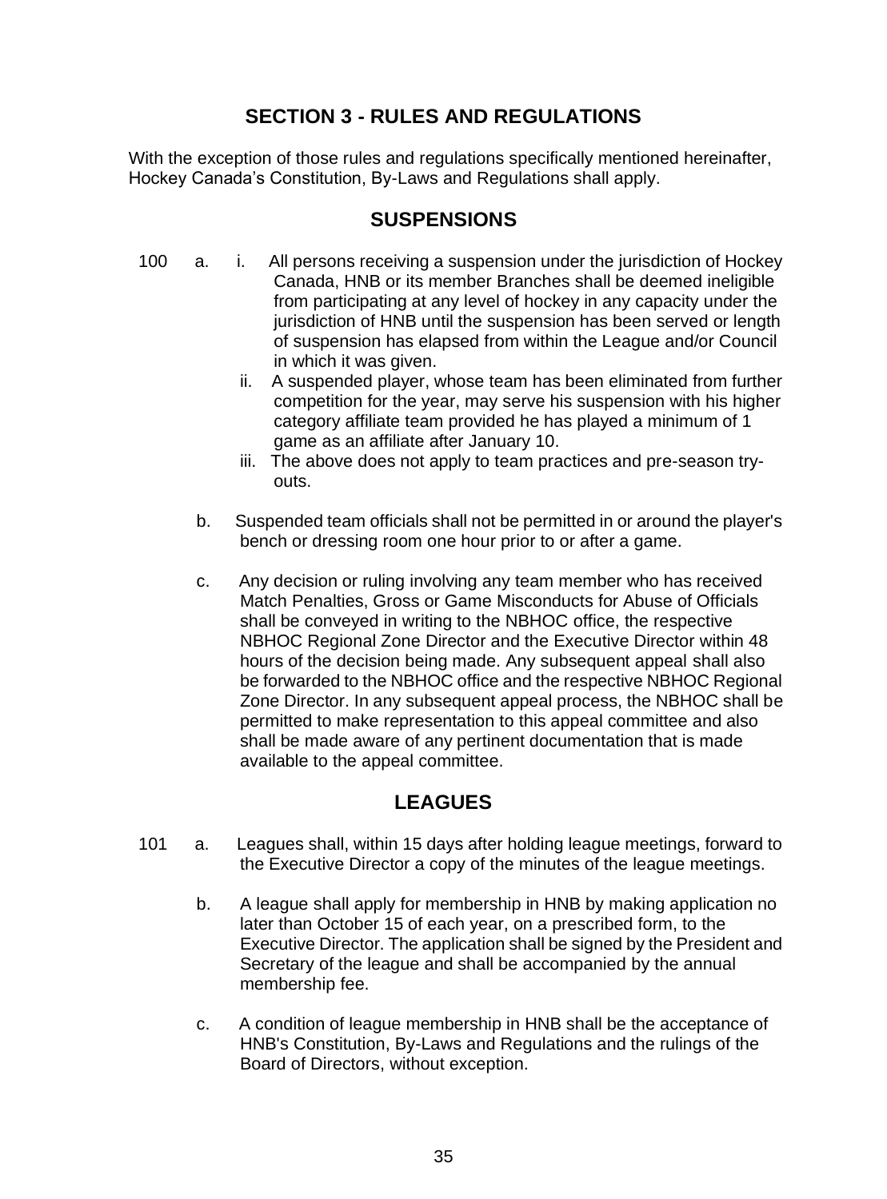## SECTION 3 - RULES AND REGULATIONS

With the exception of those rules and regulations specifically mentioned hereinafter, Hockey Canada's Constitution, By-Laws and Regulations shall apply.

### SUSPENSIONS

100 a. i. All persons receiving a suspension under the jurisdiction of Hockey Canada, HNB or its member Branches shall be deemed ineligible from participating at any level of hockey in any capacity under the jurisdiction of HNB until the suspension has been served or length of suspension has elapsed from within the League and/or Council in which it was given.

ii. A suspended player, whose team has been eliminated from further competition for the year, may serve his suspension with his higher category affiliate team provided he has played a minimum of 1 game as an affiliate after January 10.

iii. The above does not apply to team practices and pre-season try-outs.

b. Suspended team officials shall not be permitted in or around the player's bench or dressing room one hour prior to or after a game.

c. Any decision or ruling involving any team member who has received Match Penalties, Gross or Game Misconducts for Abuse of Officials shall be conveyed in writing to the NBHOC office, the respective NBHOC Regional Zone Director and the Executive Director within 48 hours of the decision being made. Any subsequent appeal shall also be forwarded to the NBHOC office and the respective NBHOC Regional Zone Director. In any subsequent appeal process, the NBHOC shall be permitted to make representation to this appeal committee and also shall be made aware of any pertinent documentation that is made available to the appeal committee.

### LEAGUES

101 a. Leagues shall, within 15 days after holding league meetings, forward to the Executive Director a copy of the minutes of the league meetings.

b. A league shall apply for membership in HNB by making application no later than October 15 of each year, on a prescribed form, to the Executive Director. The application shall be signed by the President and Secretary of the league and shall be accompanied by the annual membership fee.

c. A condition of league membership in HNB shall be the acceptance of HNB's Constitution, By-Laws and Regulations and the rulings of the Board of Directors, without exception.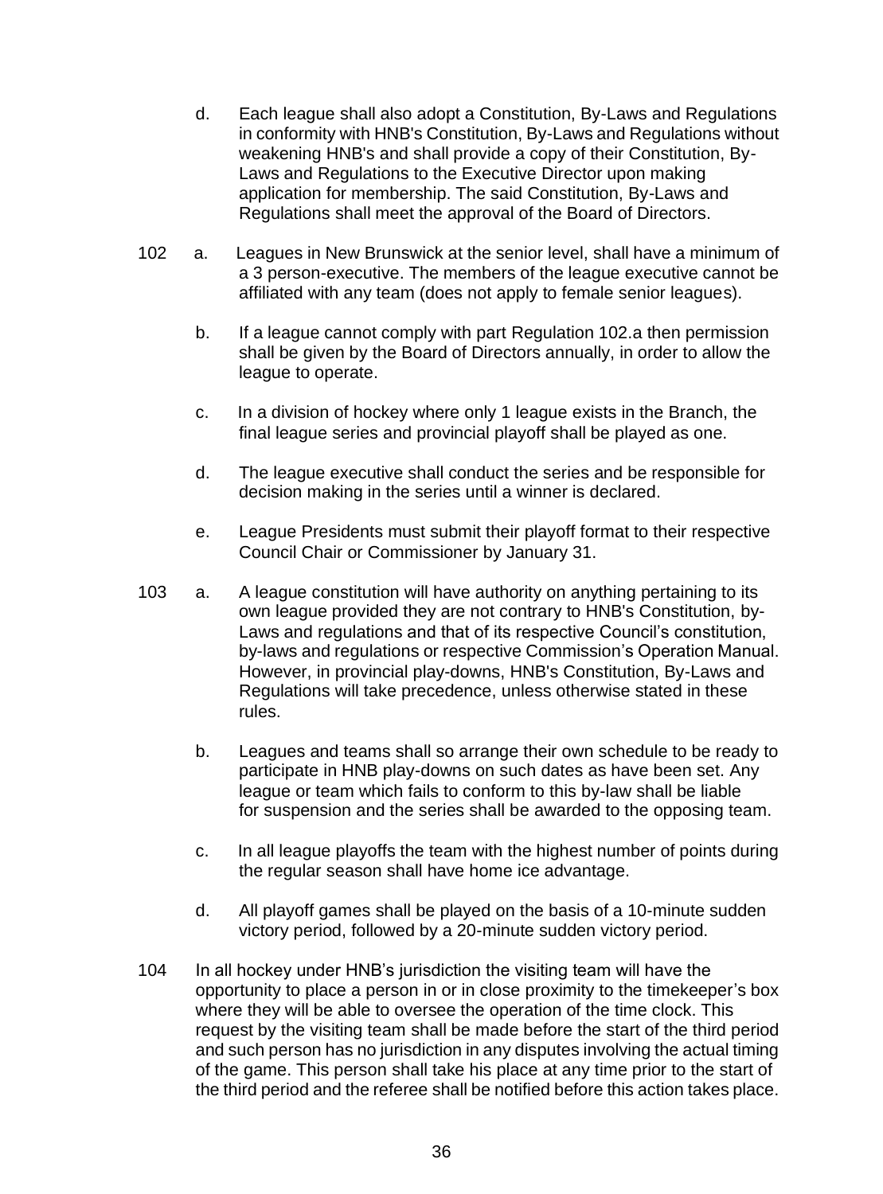d. Each league shall also adopt a Constitution, By-Laws and Regulations in conformity with HNB's Constitution, By-Laws and Regulations without weakening HNB's and shall provide a copy of their Constitution, By-Laws and Regulations to the Executive Director upon making application for membership. The said Constitution, By-Laws and Regulations shall meet the approval of the Board of Directors.

102 a. Leagues in New Brunswick at the senior level, shall have a minimum of a 3 person-executive. The members of the league executive cannot be affiliated with any team (does not apply to female senior leagues).

b. If a league cannot comply with part Regulation 102.a then permission shall be given by the Board of Directors annually, in order to allow the league to operate.

c. In a division of hockey where only 1 league exists in the Branch, the final league series and provincial playoff shall be played as one.

d. The league executive shall conduct the series and be responsible for decision making in the series until a winner is declared.

e. League Presidents must submit their playoff format to their respective Council Chair or Commissioner by January 31.

103 a. A league constitution will have authority on anything pertaining to its own league provided they are not contrary to HNB's Constitution, by-Laws and regulations and that of its respective Council's constitution, by-laws and regulations or respective Commission's Operation Manual. However, in provincial play-downs, HNB's Constitution, By-Laws and Regulations will take precedence, unless otherwise stated in these rules.

b. Leagues and teams shall so arrange their own schedule to be ready to participate in HNB play-downs on such dates as have been set. Any league or team which fails to conform to this by-law shall be liable for suspension and the series shall be awarded to the opposing team.

c. In all league playoffs the team with the highest number of points during the regular season shall have home ice advantage.

d. All playoff games shall be played on the basis of a 10-minute sudden victory period, followed by a 20-minute sudden victory period.

104 In all hockey under HNB's jurisdiction the visiting team will have the opportunity to place a person in or in close proximity to the timekeeper's box where they will be able to oversee the operation of the time clock. This request by the visiting team shall be made before the start of the third period and such person has no jurisdiction in any disputes involving the actual timing of the game. This person shall take his place at any time prior to the start of the third period and the referee shall be notified before this action takes place.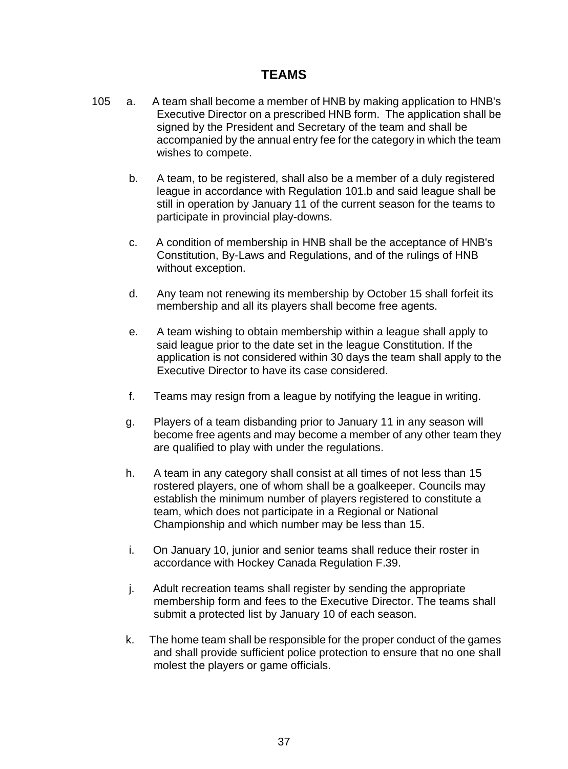## TEAMS

105 a. A team shall become a member of HNB by making application to HNB's Executive Director on a prescribed HNB form. The application shall be signed by the President and Secretary of the team and shall be accompanied by the annual entry fee for the category in which the team wishes to compete.

b. A team, to be registered, shall also be a member of a duly registered league in accordance with Regulation 101.b and said league shall be still in operation by January 11 of the current season for the teams to participate in provincial play-downs.

c. A condition of membership in HNB shall be the acceptance of HNB's Constitution, By-Laws and Regulations, and of the rulings of HNB without exception.

d. Any team not renewing its membership by October 15 shall forfeit its membership and all its players shall become free agents.

e. A team wishing to obtain membership within a league shall apply to said league prior to the date set in the league Constitution. If the application is not considered within 30 days the team shall apply to the Executive Director to have its case considered.

f. Teams may resign from a league by notifying the league in writing.

g. Players of a team disbanding prior to January 11 in any season will become free agents and may become a member of any other team they are qualified to play with under the regulations.

h. A team in any category shall consist at all times of not less than 15 rostered players, one of whom shall be a goalkeeper. Councils may establish the minimum number of players registered to constitute a team, which does not participate in a Regional or National Championship and which number may be less than 15.

i. On January 10, junior and senior teams shall reduce their roster in accordance with Hockey Canada Regulation F.39.

j. Adult recreation teams shall register by sending the appropriate membership form and fees to the Executive Director. The teams shall submit a protected list by January 10 of each season.

k. The home team shall be responsible for the proper conduct of the games and shall provide sufficient police protection to ensure that no one shall molest the players or game officials.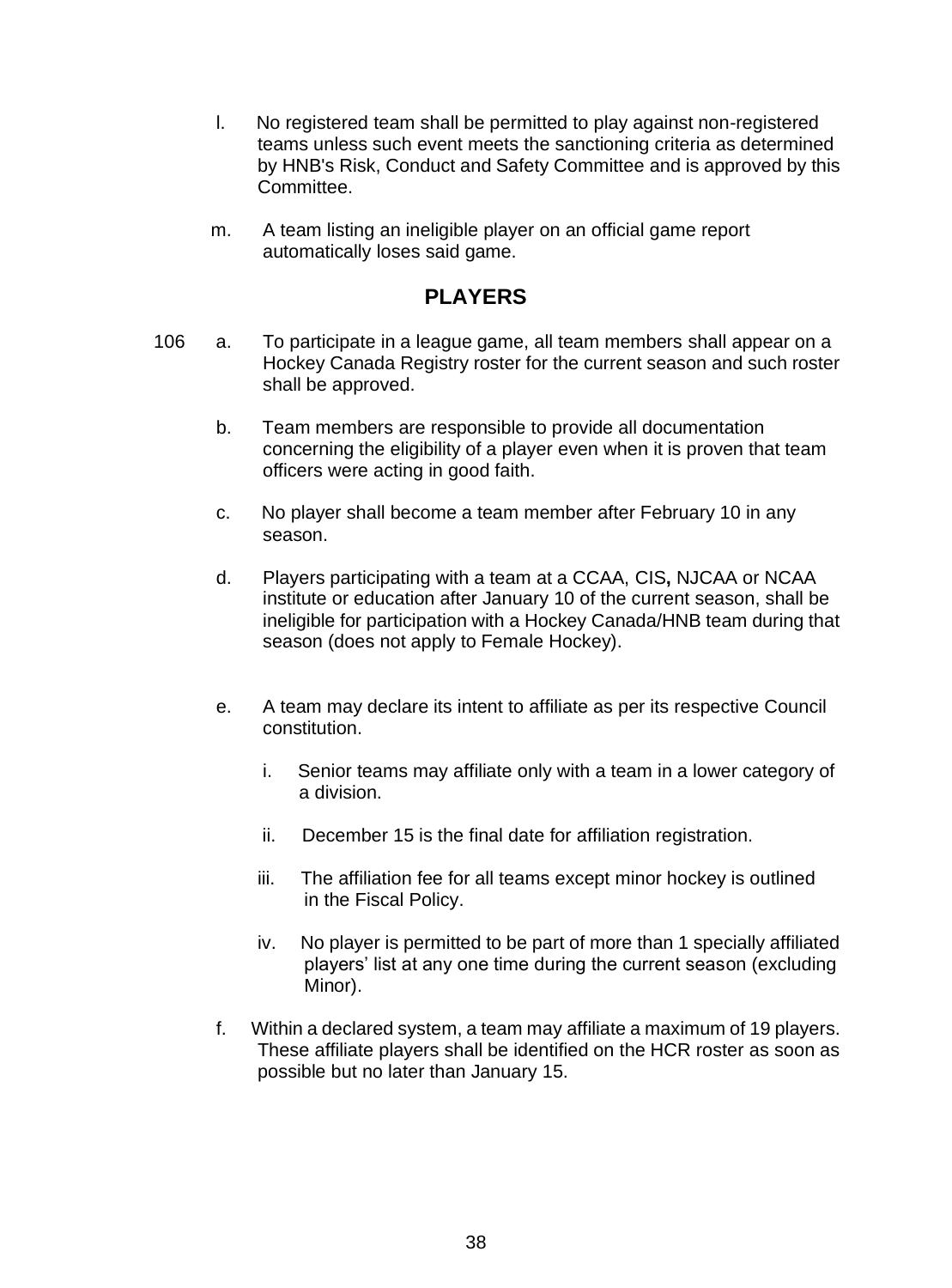l. No registered team shall be permitted to play against non-registered teams unless such event meets the sanctioning criteria as determined by HNB's Risk, Conduct and Safety Committee and is approved by this Committee.

m. A team listing an ineligible player on an official game report automatically loses said game.

## PLAYERS

106 a. To participate in a league game, all team members shall appear on a Hockey Canada Registry roster for the current season and such roster shall be approved.

b. Team members are responsible to provide all documentation concerning the eligibility of a player even when it is proven that team officers were acting in good faith.

c. No player shall become a team member after February 10 in any season.

d. Players participating with a team at a CCAA, CIS**,** NJCAA or NCAA institute or education after January 10 of the current season, shall be ineligible for participation with a Hockey Canada/HNB team during that season (does not apply to Female Hockey).

e. A team may declare its intent to affiliate as per its respective Council constitution.

   i. Senior teams may affiliate only with a team in a lower category of a division.

   ii. December 15 is the final date for affiliation registration.

   iii. The affiliation fee for all teams except minor hockey is outlined in the Fiscal Policy.

   iv. No player is permitted to be part of more than 1 specially affiliated players' list at any one time during the current season (excluding Minor).

f. Within a declared system, a team may affiliate a maximum of 19 players. These affiliate players shall be identified on the HCR roster as soon as possible but no later than January 15.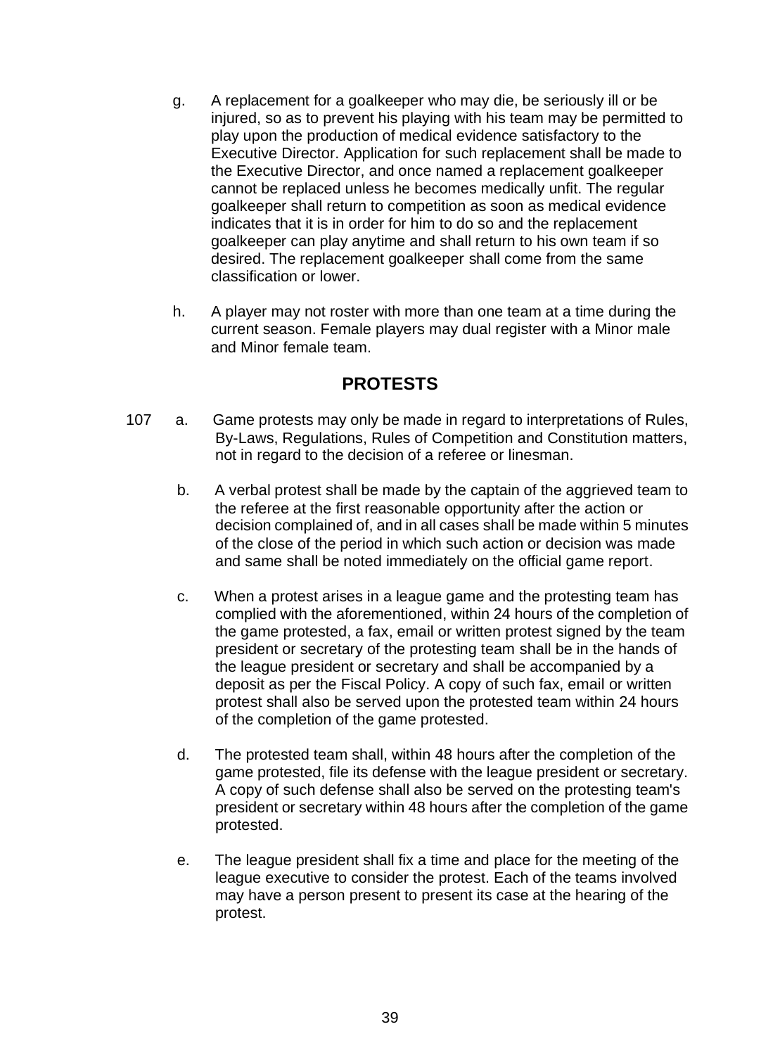g. A replacement for a goalkeeper who may die, be seriously ill or be injured, so as to prevent his playing with his team may be permitted to play upon the production of medical evidence satisfactory to the Executive Director. Application for such replacement shall be made to the Executive Director, and once named a replacement goalkeeper cannot be replaced unless he becomes medically unfit. The regular goalkeeper shall return to competition as soon as medical evidence indicates that it is in order for him to do so and the replacement goalkeeper can play anytime and shall return to his own team if so desired. The replacement goalkeeper shall come from the same classification or lower.

h. A player may not roster with more than one team at a time during the current season. Female players may dual register with a Minor male and Minor female team.

## PROTESTS

107 a. Game protests may only be made in regard to interpretations of Rules, By-Laws, Regulations, Rules of Competition and Constitution matters, not in regard to the decision of a referee or linesman.

b. A verbal protest shall be made by the captain of the aggrieved team to the referee at the first reasonable opportunity after the action or decision complained of, and in all cases shall be made within 5 minutes of the close of the period in which such action or decision was made and same shall be noted immediately on the official game report.

c. When a protest arises in a league game and the protesting team has complied with the aforementioned, within 24 hours of the completion of the game protested, a fax, email or written protest signed by the team president or secretary of the protesting team shall be in the hands of the league president or secretary and shall be accompanied by a deposit as per the Fiscal Policy. A copy of such fax, email or written protest shall also be served upon the protested team within 24 hours of the completion of the game protested.

d. The protested team shall, within 48 hours after the completion of the game protested, file its defense with the league president or secretary. A copy of such defense shall also be served on the protesting team's president or secretary within 48 hours after the completion of the game protested.

e. The league president shall fix a time and place for the meeting of the league executive to consider the protest. Each of the teams involved may have a person present to present its case at the hearing of the protest.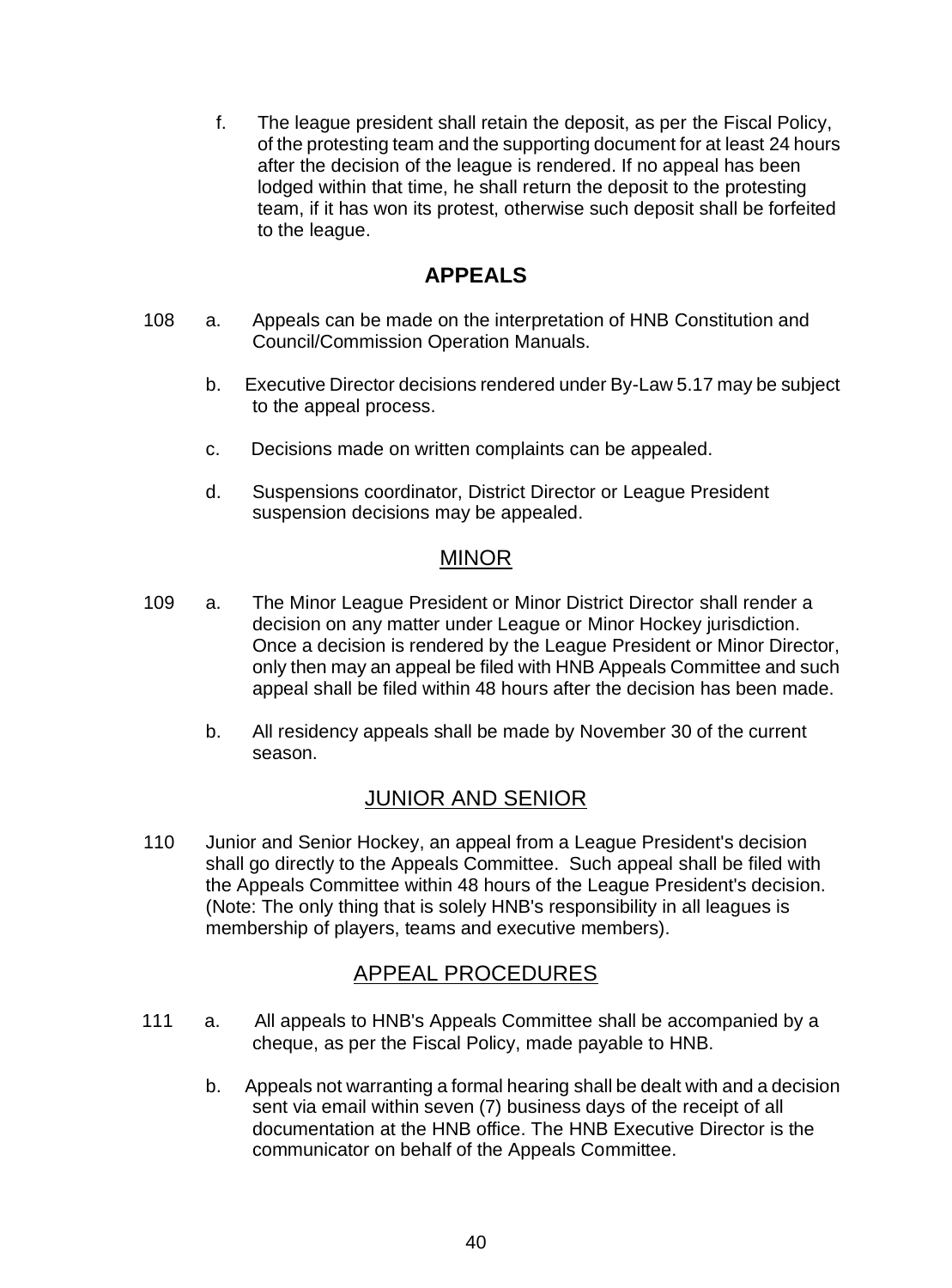f. The league president shall retain the deposit, as per the Fiscal Policy, of the protesting team and the supporting document for at least 24 hours after the decision of the league is rendered. If no appeal has been lodged within that time, he shall return the deposit to the protesting team, if it has won its protest, otherwise such deposit shall be forfeited to the league.

## APPEALS

108 a. Appeals can be made on the interpretation of HNB Constitution and Council/Commission Operation Manuals.

b. Executive Director decisions rendered under By-Law 5.17 may be subject to the appeal process.

c. Decisions made on written complaints can be appealed.

d. Suspensions coordinator, District Director or League President suspension decisions may be appealed.

## MINOR

109 a. The Minor League President or Minor District Director shall render a decision on any matter under League or Minor Hockey jurisdiction. Once a decision is rendered by the League President or Minor Director, only then may an appeal be filed with HNB Appeals Committee and such appeal shall be filed within 48 hours after the decision has been made.

b. All residency appeals shall be made by November 30 of the current season.

## JUNIOR AND SENIOR

110 Junior and Senior Hockey, an appeal from a League President's decision shall go directly to the Appeals Committee. Such appeal shall be filed with the Appeals Committee within 48 hours of the League President's decision. (Note: The only thing that is solely HNB's responsibility in all leagues is membership of players, teams and executive members).

## APPEAL PROCEDURES

111 a. All appeals to HNB's Appeals Committee shall be accompanied by a cheque, as per the Fiscal Policy, made payable to HNB.

b. Appeals not warranting a formal hearing shall be dealt with and a decision sent via email within seven (7) business days of the receipt of all documentation at the HNB office. The HNB Executive Director is the communicator on behalf of the Appeals Committee.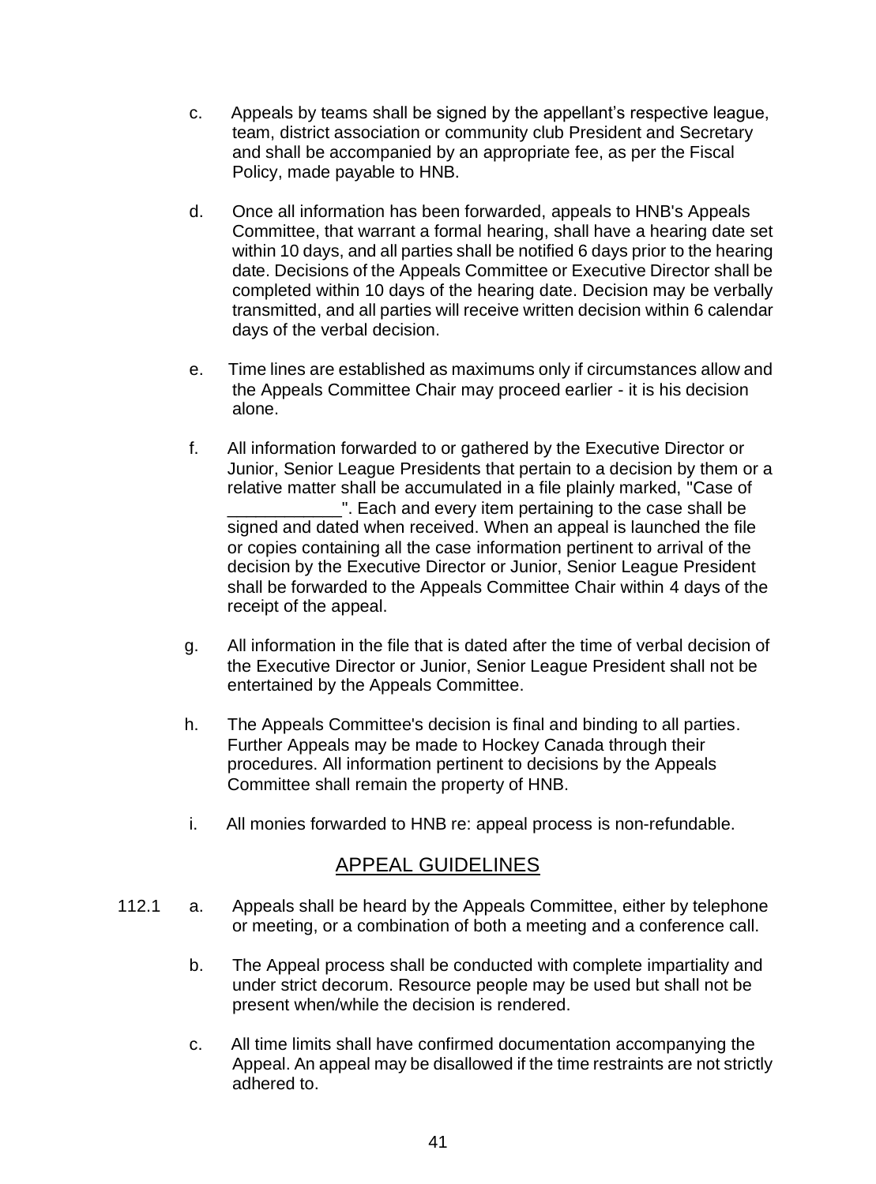c. Appeals by teams shall be signed by the appellant's respective league, team, district association or community club President and Secretary and shall be accompanied by an appropriate fee, as per the Fiscal Policy, made payable to HNB.

d. Once all information has been forwarded, appeals to HNB's Appeals Committee, that warrant a formal hearing, shall have a hearing date set within 10 days, and all parties shall be notified 6 days prior to the hearing date. Decisions of the Appeals Committee or Executive Director shall be completed within 10 days of the hearing date. Decision may be verbally transmitted, and all parties will receive written decision within 6 calendar days of the verbal decision.

e. Time lines are established as maximums only if circumstances allow and the Appeals Committee Chair may proceed earlier - it is his decision alone.

f. All information forwarded to or gathered by the Executive Director or Junior, Senior League Presidents that pertain to a decision by them or a relative matter shall be accumulated in a file plainly marked, "Case of ____________". Each and every item pertaining to the case shall be signed and dated when received. When an appeal is launched the file or copies containing all the case information pertinent to arrival of the decision by the Executive Director or Junior, Senior League President shall be forwarded to the Appeals Committee Chair within 4 days of the receipt of the appeal.

g. All information in the file that is dated after the time of verbal decision of the Executive Director or Junior, Senior League President shall not be entertained by the Appeals Committee.

h. The Appeals Committee's decision is final and binding to all parties. Further Appeals may be made to Hockey Canada through their procedures. All information pertinent to decisions by the Appeals Committee shall remain the property of HNB.

i. All monies forwarded to HNB re: appeal process is non-refundable.

## APPEAL GUIDELINES

112.1 a. Appeals shall be heard by the Appeals Committee, either by telephone or meeting, or a combination of both a meeting and a conference call.

b. The Appeal process shall be conducted with complete impartiality and under strict decorum. Resource people may be used but shall not be present when/while the decision is rendered.

c. All time limits shall have confirmed documentation accompanying the Appeal. An appeal may be disallowed if the time restraints are not strictly adhered to.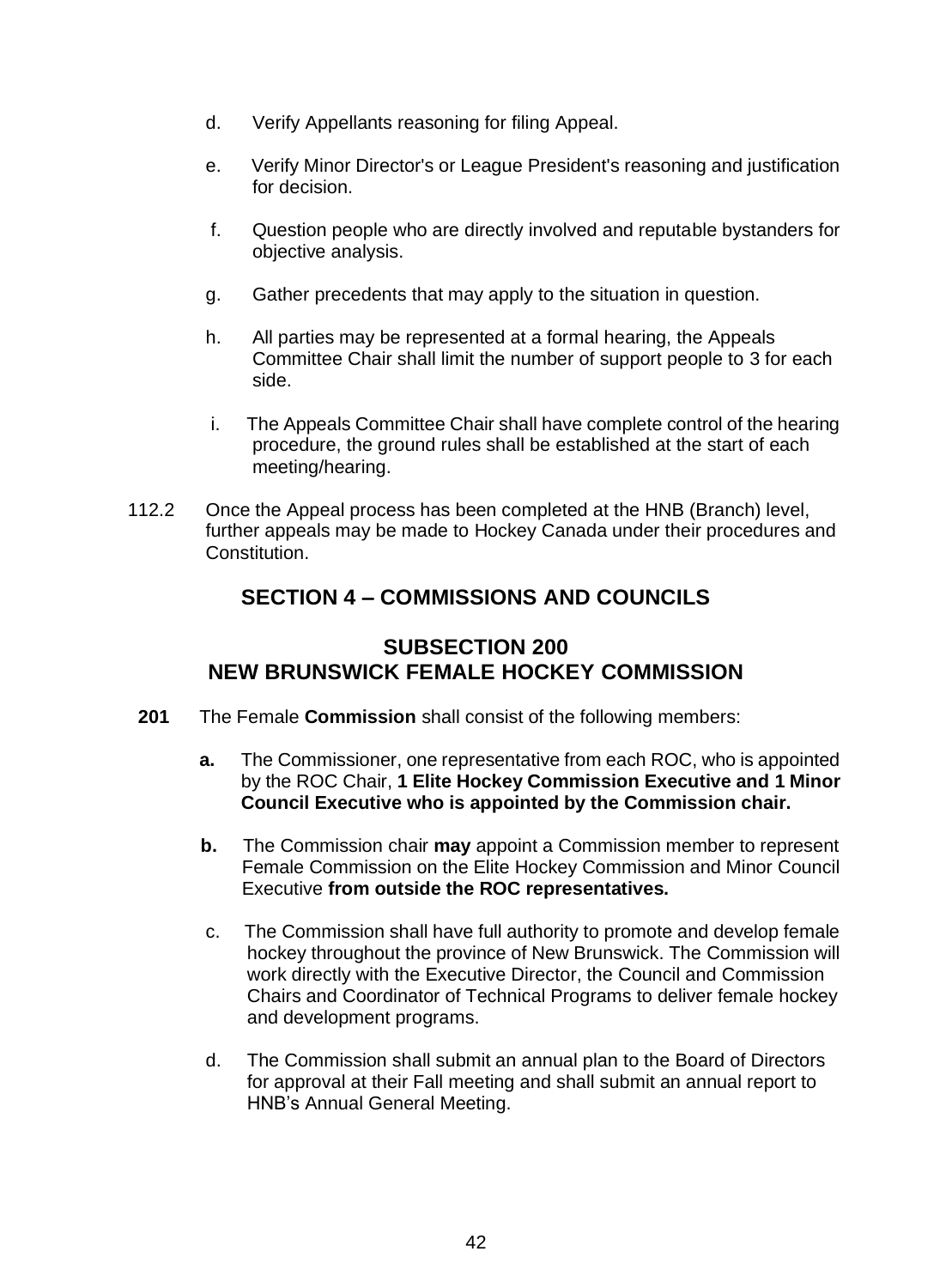d. Verify Appellants reasoning for filing Appeal.

e. Verify Minor Director's or League President's reasoning and justification for decision.

f. Question people who are directly involved and reputable bystanders for objective analysis.

g. Gather precedents that may apply to the situation in question.

h. All parties may be represented at a formal hearing, the Appeals Committee Chair shall limit the number of support people to 3 for each side.

i. The Appeals Committee Chair shall have complete control of the hearing procedure, the ground rules shall be established at the start of each meeting/hearing.

112.2 Once the Appeal process has been completed at the HNB (Branch) level, further appeals may be made to Hockey Canada under their procedures and Constitution.

## SECTION 4 – COMMISSIONS AND COUNCILS

## SUBSECTION 200
## NEW BRUNSWICK FEMALE HOCKEY COMMISSION

**201** The Female **Commission** shall consist of the following members:

**a.** The Commissioner, one representative from each ROC, who is appointed by the ROC Chair, **1 Elite Hockey Commission Executive and 1 Minor Council Executive who is appointed by the Commission chair.**

**b.** The Commission chair **may** appoint a Commission member to represent Female Commission on the Elite Hockey Commission and Minor Council Executive **from outside the ROC representatives.**

c. The Commission shall have full authority to promote and develop female hockey throughout the province of New Brunswick. The Commission will work directly with the Executive Director, the Council and Commission Chairs and Coordinator of Technical Programs to deliver female hockey and development programs.

d. The Commission shall submit an annual plan to the Board of Directors for approval at their Fall meeting and shall submit an annual report to HNB's Annual General Meeting.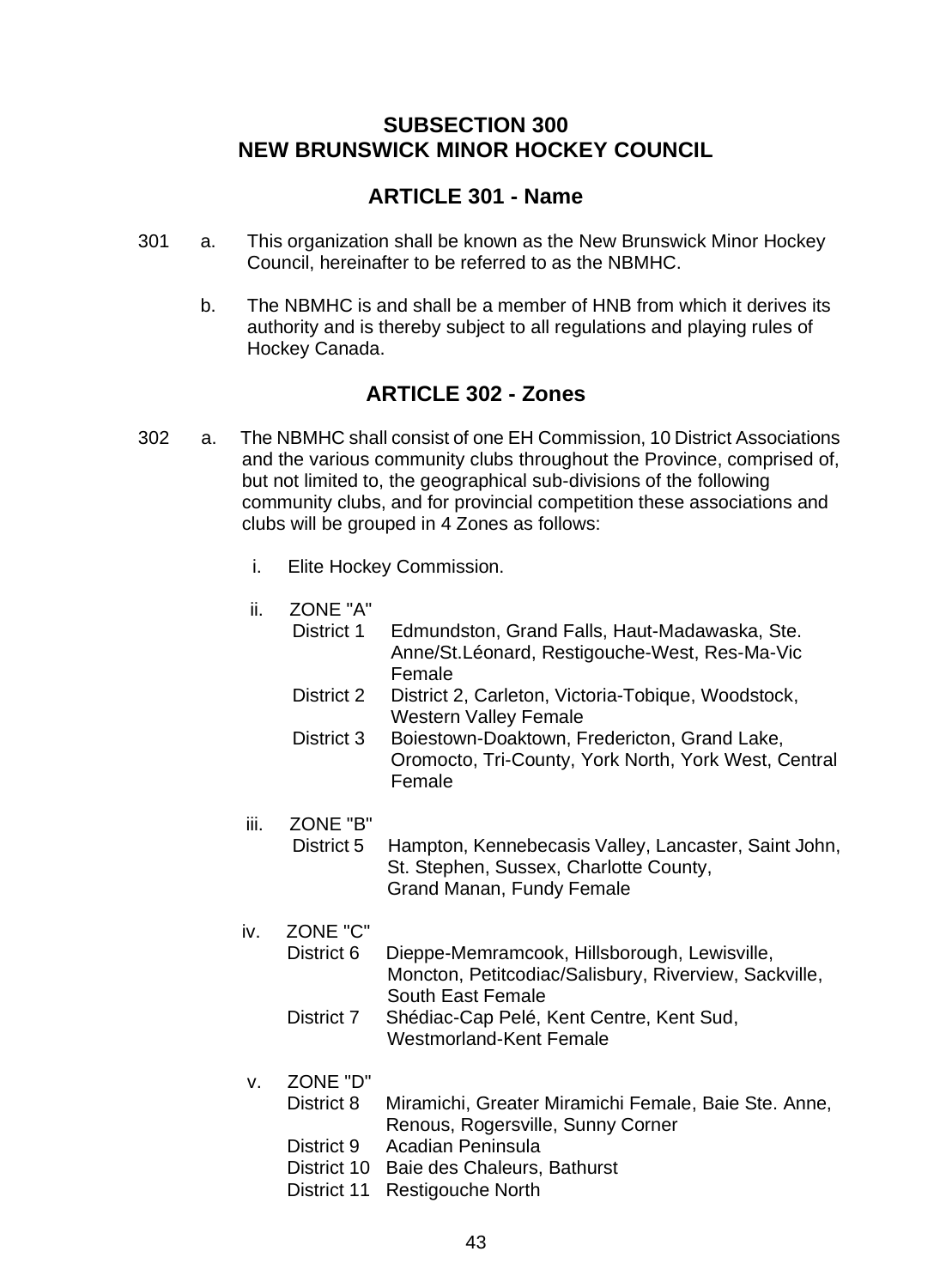## SUBSECTION 300
## NEW BRUNSWICK MINOR HOCKEY COUNCIL

### ARTICLE 301 - Name

301 a. This organization shall be known as the New Brunswick Minor Hockey Council, hereinafter to be referred to as the NBMHC.

b. The NBMHC is and shall be a member of HNB from which it derives its authority and is thereby subject to all regulations and playing rules of Hockey Canada.

### ARTICLE 302 - Zones

302 a. The NBMHC shall consist of one EH Commission, 10 District Associations and the various community clubs throughout the Province, comprised of, but not limited to, the geographical sub-divisions of the following community clubs, and for provincial competition these associations and clubs will be grouped in 4 Zones as follows:

i. Elite Hockey Commission.

ii. ZONE "A"
- District 1 Edmundston, Grand Falls, Haut-Madawaska, Ste. Anne/St.Léonard, Restigouche-West, Res-Ma-Vic Female
- District 2 District 2, Carleton, Victoria-Tobique, Woodstock, Western Valley Female
- District 3 Boiestown-Doaktown, Fredericton, Grand Lake, Oromocto, Tri-County, York North, York West, Central Female

iii. ZONE "B"
- District 5 Hampton, Kennebecasis Valley, Lancaster, Saint John, St. Stephen, Sussex, Charlotte County, Grand Manan, Fundy Female

iv. ZONE "C"
- District 6 Dieppe-Memramcook, Hillsborough, Lewisville, Moncton, Petitcodiac/Salisbury, Riverview, Sackville, South East Female
- District 7 Shédiac-Cap Pelé, Kent Centre, Kent Sud, Westmorland-Kent Female

v. ZONE "D"
- District 8 Miramichi, Greater Miramichi Female, Baie Ste. Anne, Renous, Rogersville, Sunny Corner
- District 9 Acadian Peninsula
- District 10 Baie des Chaleurs, Bathurst
- District 11 Restigouche North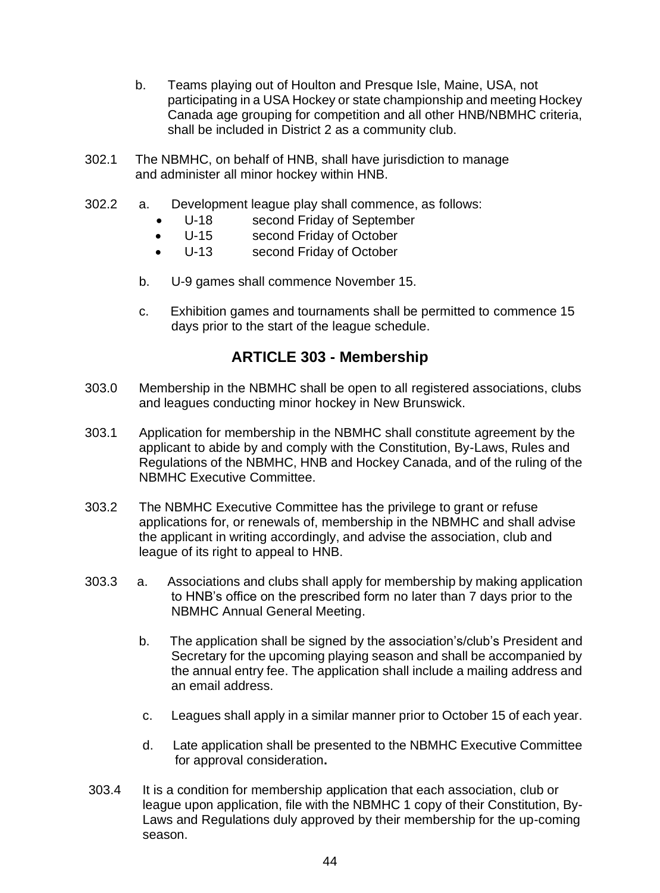b. Teams playing out of Houlton and Presque Isle, Maine, USA, not participating in a USA Hockey or state championship and meeting Hockey Canada age grouping for competition and all other HNB/NBMHC criteria, shall be included in District 2 as a community club.

302.1 The NBMHC, on behalf of HNB, shall have jurisdiction to manage and administer all minor hockey within HNB.

302.2 a. Development league play shall commence, as follows:

- U-18 second Friday of September
- U-15 second Friday of October
- U-13 second Friday of October

b. U-9 games shall commence November 15.

c. Exhibition games and tournaments shall be permitted to commence 15 days prior to the start of the league schedule.

## ARTICLE 303 - Membership

303.0 Membership in the NBMHC shall be open to all registered associations, clubs and leagues conducting minor hockey in New Brunswick.

303.1 Application for membership in the NBMHC shall constitute agreement by the applicant to abide by and comply with the Constitution, By-Laws, Rules and Regulations of the NBMHC, HNB and Hockey Canada, and of the ruling of the NBMHC Executive Committee.

303.2 The NBMHC Executive Committee has the privilege to grant or refuse applications for, or renewals of, membership in the NBMHC and shall advise the applicant in writing accordingly, and advise the association, club and league of its right to appeal to HNB.

303.3 a. Associations and clubs shall apply for membership by making application to HNB's office on the prescribed form no later than 7 days prior to the NBMHC Annual General Meeting.

b. The application shall be signed by the association's/club's President and Secretary for the upcoming playing season and shall be accompanied by the annual entry fee. The application shall include a mailing address and an email address.

c. Leagues shall apply in a similar manner prior to October 15 of each year.

d. Late application shall be presented to the NBMHC Executive Committee for approval consideration**.**

303.4 It is a condition for membership application that each association, club or league upon application, file with the NBMHC 1 copy of their Constitution, By-Laws and Regulations duly approved by their membership for the up-coming season.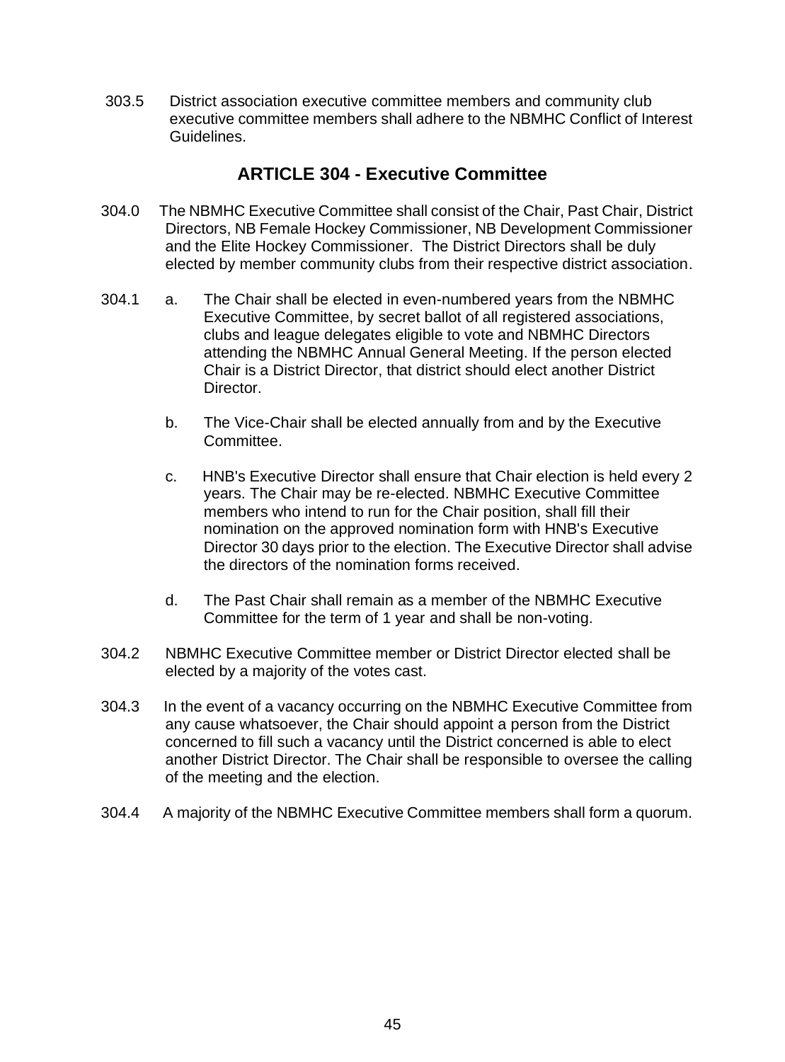303.5 District association executive committee members and community club executive committee members shall adhere to the NBMHC Conflict of Interest Guidelines.

## ARTICLE 304 - Executive Committee

304.0 The NBMHC Executive Committee shall consist of the Chair, Past Chair, District Directors, NB Female Hockey Commissioner, NB Development Commissioner and the Elite Hockey Commissioner. The District Directors shall be duly elected by member community clubs from their respective district association.

304.1 a. The Chair shall be elected in even-numbered years from the NBMHC Executive Committee, by secret ballot of all registered associations, clubs and league delegates eligible to vote and NBMHC Directors attending the NBMHC Annual General Meeting. If the person elected Chair is a District Director, that district should elect another District Director.

b. The Vice-Chair shall be elected annually from and by the Executive Committee.

c. HNB's Executive Director shall ensure that Chair election is held every 2 years. The Chair may be re-elected. NBMHC Executive Committee members who intend to run for the Chair position, shall fill their nomination on the approved nomination form with HNB's Executive Director 30 days prior to the election. The Executive Director shall advise the directors of the nomination forms received.

d. The Past Chair shall remain as a member of the NBMHC Executive Committee for the term of 1 year and shall be non-voting.

304.2 NBMHC Executive Committee member or District Director elected shall be elected by a majority of the votes cast.

304.3 In the event of a vacancy occurring on the NBMHC Executive Committee from any cause whatsoever, the Chair should appoint a person from the District concerned to fill such a vacancy until the District concerned is able to elect another District Director. The Chair shall be responsible to oversee the calling of the meeting and the election.

304.4 A majority of the NBMHC Executive Committee members shall form a quorum.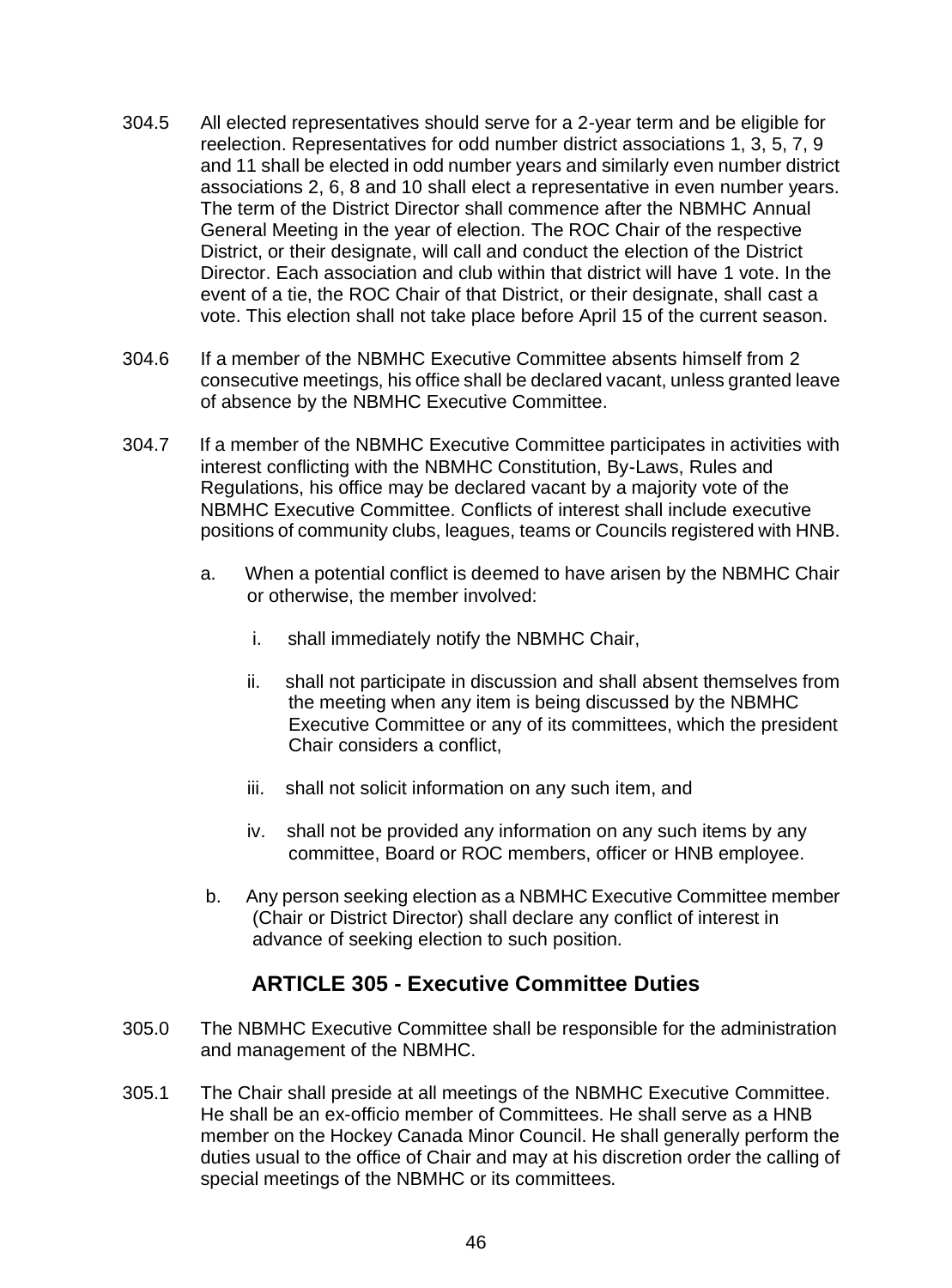304.5 All elected representatives should serve for a 2-year term and be eligible for reelection. Representatives for odd number district associations 1, 3, 5, 7, 9 and 11 shall be elected in odd number years and similarly even number district associations 2, 6, 8 and 10 shall elect a representative in even number years. The term of the District Director shall commence after the NBMHC Annual General Meeting in the year of election. The ROC Chair of the respective District, or their designate, will call and conduct the election of the District Director. Each association and club within that district will have 1 vote. In the event of a tie, the ROC Chair of that District, or their designate, shall cast a vote. This election shall not take place before April 15 of the current season.

304.6 If a member of the NBMHC Executive Committee absents himself from 2 consecutive meetings, his office shall be declared vacant, unless granted leave of absence by the NBMHC Executive Committee.

304.7 If a member of the NBMHC Executive Committee participates in activities with interest conflicting with the NBMHC Constitution, By-Laws, Rules and Regulations, his office may be declared vacant by a majority vote of the NBMHC Executive Committee. Conflicts of interest shall include executive positions of community clubs, leagues, teams or Councils registered with HNB.

a. When a potential conflict is deemed to have arisen by the NBMHC Chair or otherwise, the member involved:

   i. shall immediately notify the NBMHC Chair,

   ii. shall not participate in discussion and shall absent themselves from the meeting when any item is being discussed by the NBMHC Executive Committee or any of its committees, which the president Chair considers a conflict,

   iii. shall not solicit information on any such item, and

   iv. shall not be provided any information on any such items by any committee, Board or ROC members, officer or HNB employee.

b. Any person seeking election as a NBMHC Executive Committee member (Chair or District Director) shall declare any conflict of interest in advance of seeking election to such position.

## ARTICLE 305 - Executive Committee Duties

305.0 The NBMHC Executive Committee shall be responsible for the administration and management of the NBMHC.

305.1 The Chair shall preside at all meetings of the NBMHC Executive Committee. He shall be an ex-officio member of Committees. He shall serve as a HNB member on the Hockey Canada Minor Council. He shall generally perform the duties usual to the office of Chair and may at his discretion order the calling of special meetings of the NBMHC or its committees.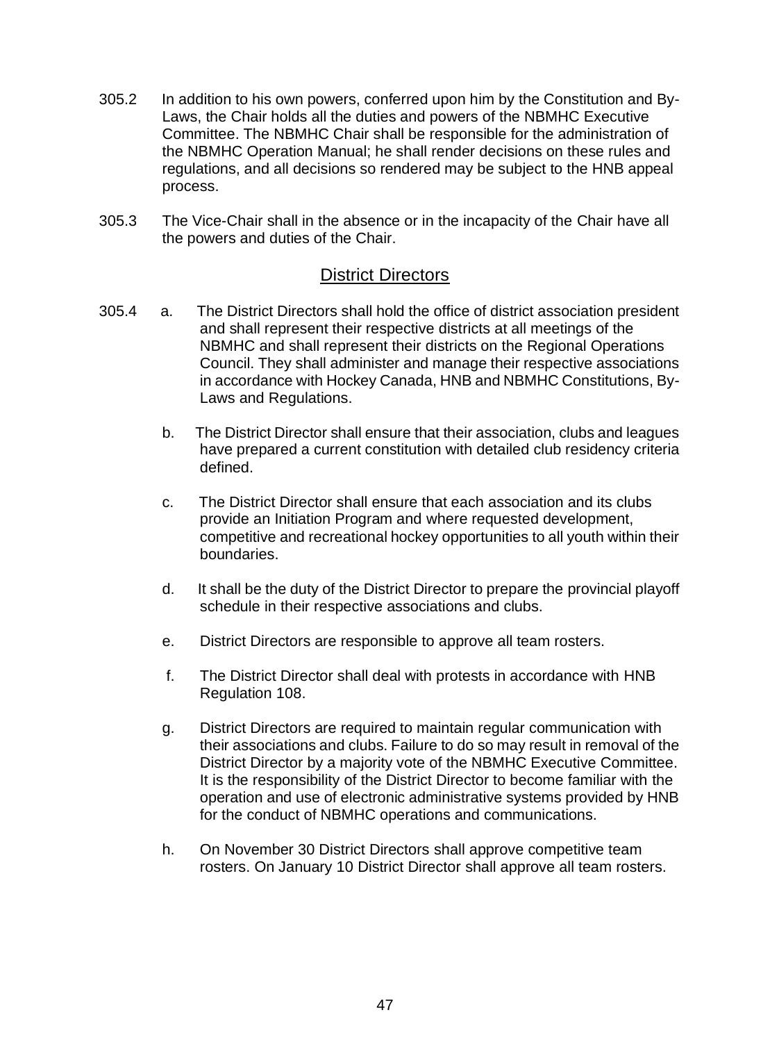305.2 In addition to his own powers, conferred upon him by the Constitution and By-Laws, the Chair holds all the duties and powers of the NBMHC Executive Committee. The NBMHC Chair shall be responsible for the administration of the NBMHC Operation Manual; he shall render decisions on these rules and regulations, and all decisions so rendered may be subject to the HNB appeal process.

305.3 The Vice-Chair shall in the absence or in the incapacity of the Chair have all the powers and duties of the Chair.

## District Directors

305.4 a. The District Directors shall hold the office of district association president and shall represent their respective districts at all meetings of the NBMHC and shall represent their districts on the Regional Operations Council. They shall administer and manage their respective associations in accordance with Hockey Canada, HNB and NBMHC Constitutions, By-Laws and Regulations.

b. The District Director shall ensure that their association, clubs and leagues have prepared a current constitution with detailed club residency criteria defined.

c. The District Director shall ensure that each association and its clubs provide an Initiation Program and where requested development, competitive and recreational hockey opportunities to all youth within their boundaries.

d. It shall be the duty of the District Director to prepare the provincial playoff schedule in their respective associations and clubs.

e. District Directors are responsible to approve all team rosters.

f. The District Director shall deal with protests in accordance with HNB Regulation 108.

g. District Directors are required to maintain regular communication with their associations and clubs. Failure to do so may result in removal of the District Director by a majority vote of the NBMHC Executive Committee. It is the responsibility of the District Director to become familiar with the operation and use of electronic administrative systems provided by HNB for the conduct of NBMHC operations and communications.

h. On November 30 District Directors shall approve competitive team rosters. On January 10 District Director shall approve all team rosters.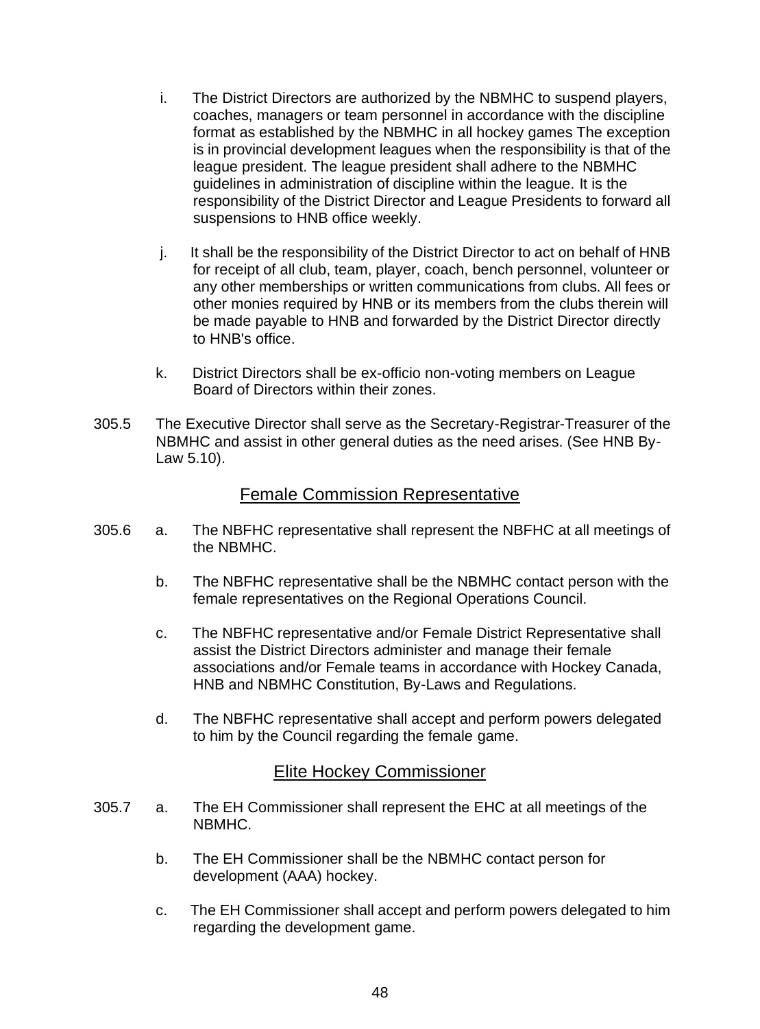i. The District Directors are authorized by the NBMHC to suspend players, coaches, managers or team personnel in accordance with the discipline format as established by the NBMHC in all hockey games The exception is in provincial development leagues when the responsibility is that of the league president. The league president shall adhere to the NBMHC guidelines in administration of discipline within the league. It is the responsibility of the District Director and League Presidents to forward all suspensions to HNB office weekly.

j. It shall be the responsibility of the District Director to act on behalf of HNB for receipt of all club, team, player, coach, bench personnel, volunteer or any other memberships or written communications from clubs. All fees or other monies required by HNB or its members from the clubs therein will be made payable to HNB and forwarded by the District Director directly to HNB's office.

k. District Directors shall be ex-officio non-voting members on League Board of Directors within their zones.

305.5 The Executive Director shall serve as the Secretary-Registrar-Treasurer of the NBMHC and assist in other general duties as the need arises. (See HNB By-Law 5.10).

## Female Commission Representative

305.6 a. The NBFHC representative shall represent the NBFHC at all meetings of the NBMHC.

b. The NBFHC representative shall be the NBMHC contact person with the female representatives on the Regional Operations Council.

c. The NBFHC representative and/or Female District Representative shall assist the District Directors administer and manage their female associations and/or Female teams in accordance with Hockey Canada, HNB and NBMHC Constitution, By-Laws and Regulations.

d. The NBFHC representative shall accept and perform powers delegated to him by the Council regarding the female game.

## Elite Hockey Commissioner

305.7 a. The EH Commissioner shall represent the EHC at all meetings of the NBMHC.

b. The EH Commissioner shall be the NBMHC contact person for development (AAA) hockey.

c. The EH Commissioner shall accept and perform powers delegated to him regarding the development game.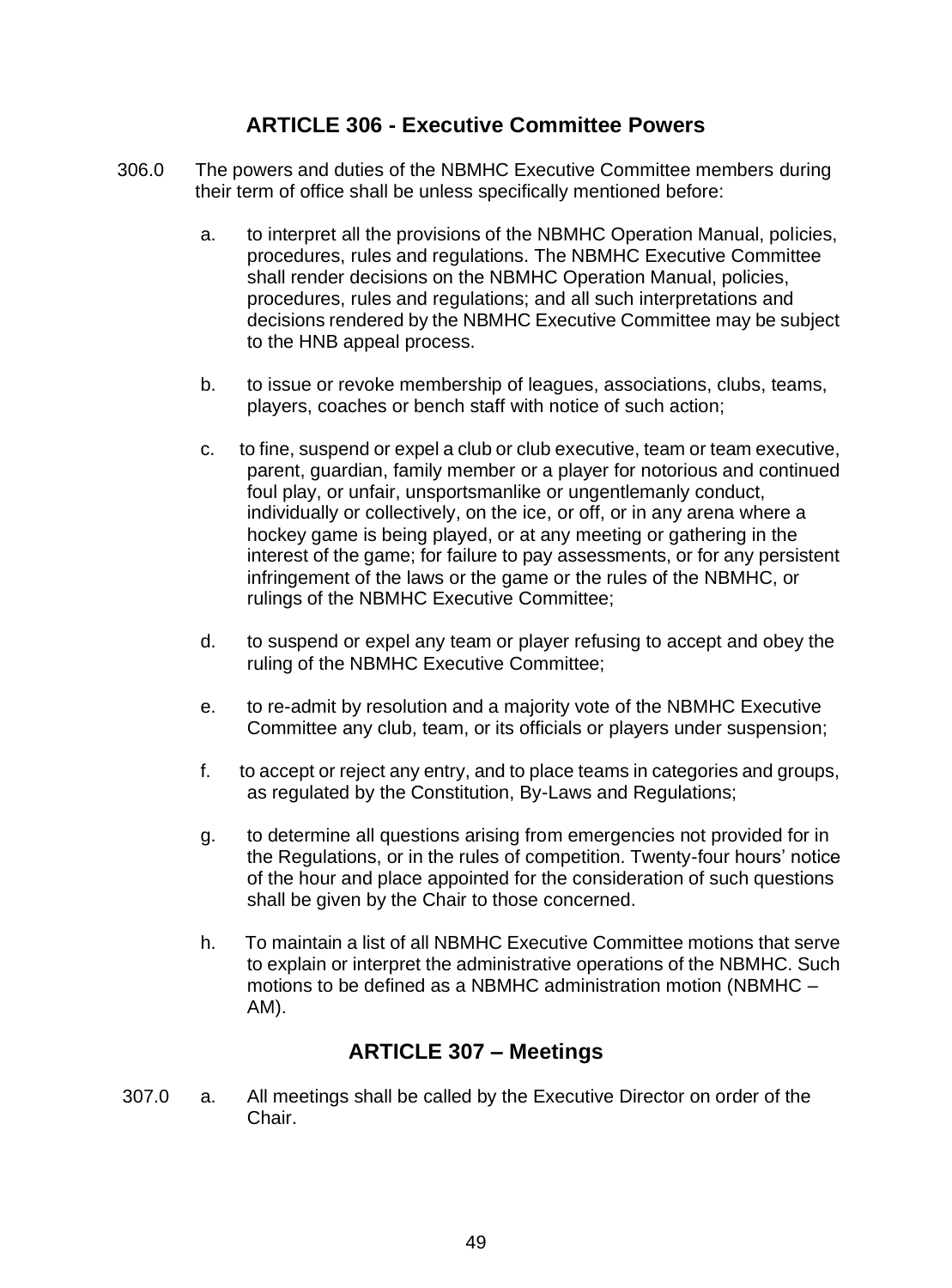## ARTICLE 306 - Executive Committee Powers

306.0 The powers and duties of the NBMHC Executive Committee members during their term of office shall be unless specifically mentioned before:

a. to interpret all the provisions of the NBMHC Operation Manual, policies, procedures, rules and regulations. The NBMHC Executive Committee shall render decisions on the NBMHC Operation Manual, policies, procedures, rules and regulations; and all such interpretations and decisions rendered by the NBMHC Executive Committee may be subject to the HNB appeal process.

b. to issue or revoke membership of leagues, associations, clubs, teams, players, coaches or bench staff with notice of such action;

c. to fine, suspend or expel a club or club executive, team or team executive, parent, guardian, family member or a player for notorious and continued foul play, or unfair, unsportsmanlike or ungentlemanly conduct, individually or collectively, on the ice, or off, or in any arena where a hockey game is being played, or at any meeting or gathering in the interest of the game; for failure to pay assessments, or for any persistent infringement of the laws or the game or the rules of the NBMHC, or rulings of the NBMHC Executive Committee;

d. to suspend or expel any team or player refusing to accept and obey the ruling of the NBMHC Executive Committee;

e. to re-admit by resolution and a majority vote of the NBMHC Executive Committee any club, team, or its officials or players under suspension;

f. to accept or reject any entry, and to place teams in categories and groups, as regulated by the Constitution, By-Laws and Regulations;

g. to determine all questions arising from emergencies not provided for in the Regulations, or in the rules of competition. Twenty-four hours' notice of the hour and place appointed for the consideration of such questions shall be given by the Chair to those concerned.

h. To maintain a list of all NBMHC Executive Committee motions that serve to explain or interpret the administrative operations of the NBMHC. Such motions to be defined as a NBMHC administration motion (NBMHC – AM).

## ARTICLE 307 – Meetings

307.0 a. All meetings shall be called by the Executive Director on order of the Chair.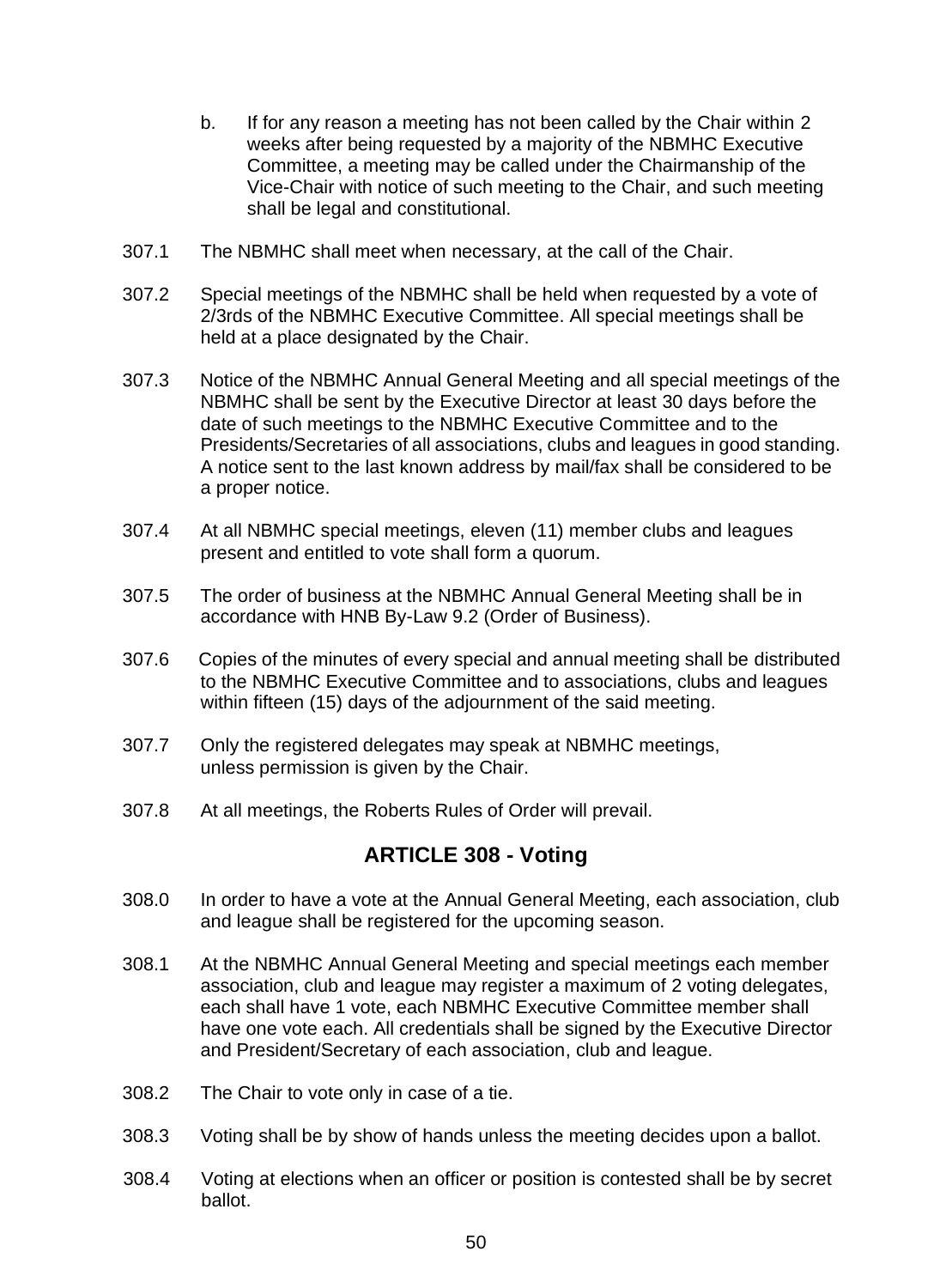b. If for any reason a meeting has not been called by the Chair within 2 weeks after being requested by a majority of the NBMHC Executive Committee, a meeting may be called under the Chairmanship of the Vice-Chair with notice of such meeting to the Chair, and such meeting shall be legal and constitutional.

307.1 The NBMHC shall meet when necessary, at the call of the Chair.

307.2 Special meetings of the NBMHC shall be held when requested by a vote of 2/3rds of the NBMHC Executive Committee. All special meetings shall be held at a place designated by the Chair.

307.3 Notice of the NBMHC Annual General Meeting and all special meetings of the NBMHC shall be sent by the Executive Director at least 30 days before the date of such meetings to the NBMHC Executive Committee and to the Presidents/Secretaries of all associations, clubs and leagues in good standing. A notice sent to the last known address by mail/fax shall be considered to be a proper notice.

307.4 At all NBMHC special meetings, eleven (11) member clubs and leagues present and entitled to vote shall form a quorum.

307.5 The order of business at the NBMHC Annual General Meeting shall be in accordance with HNB By-Law 9.2 (Order of Business).

307.6 Copies of the minutes of every special and annual meeting shall be distributed to the NBMHC Executive Committee and to associations, clubs and leagues within fifteen (15) days of the adjournment of the said meeting.

307.7 Only the registered delegates may speak at NBMHC meetings, unless permission is given by the Chair.

307.8 At all meetings, the Roberts Rules of Order will prevail.

## ARTICLE 308 - Voting

308.0 In order to have a vote at the Annual General Meeting, each association, club and league shall be registered for the upcoming season.

308.1 At the NBMHC Annual General Meeting and special meetings each member association, club and league may register a maximum of 2 voting delegates, each shall have 1 vote, each NBMHC Executive Committee member shall have one vote each. All credentials shall be signed by the Executive Director and President/Secretary of each association, club and league.

308.2 The Chair to vote only in case of a tie.

308.3 Voting shall be by show of hands unless the meeting decides upon a ballot.

308.4 Voting at elections when an officer or position is contested shall be by secret ballot.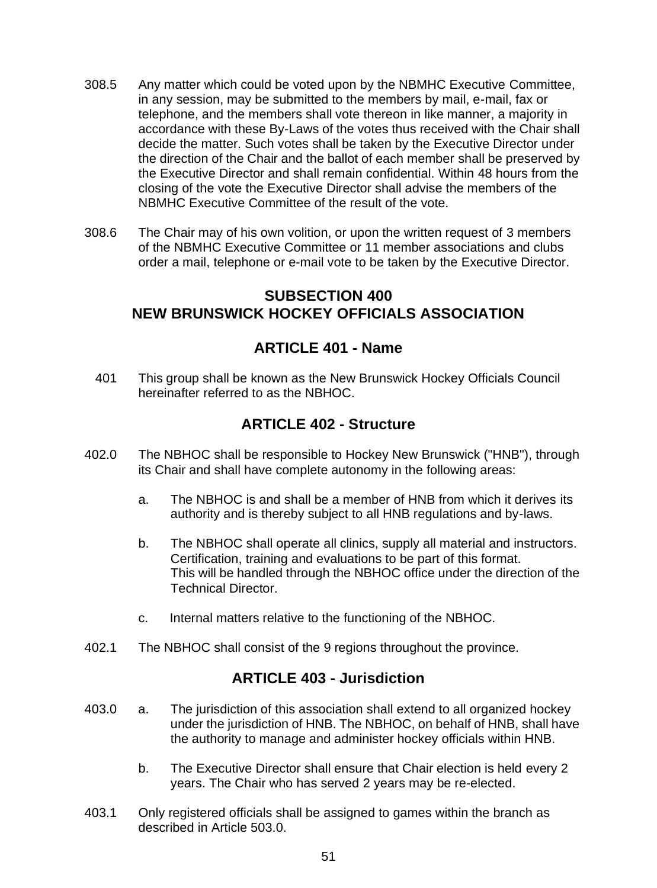308.5 Any matter which could be voted upon by the NBMHC Executive Committee, in any session, may be submitted to the members by mail, e-mail, fax or telephone, and the members shall vote thereon in like manner, a majority in accordance with these By-Laws of the votes thus received with the Chair shall decide the matter. Such votes shall be taken by the Executive Director under the direction of the Chair and the ballot of each member shall be preserved by the Executive Director and shall remain confidential. Within 48 hours from the closing of the vote the Executive Director shall advise the members of the NBMHC Executive Committee of the result of the vote.

308.6 The Chair may of his own volition, or upon the written request of 3 members of the NBMHC Executive Committee or 11 member associations and clubs order a mail, telephone or e-mail vote to be taken by the Executive Director.

## SUBSECTION 400
## NEW BRUNSWICK HOCKEY OFFICIALS ASSOCIATION

### ARTICLE 401 - Name

401 This group shall be known as the New Brunswick Hockey Officials Council hereinafter referred to as the NBHOC.

### ARTICLE 402 - Structure

402.0 The NBHOC shall be responsible to Hockey New Brunswick ("HNB"), through its Chair and shall have complete autonomy in the following areas:

a. The NBHOC is and shall be a member of HNB from which it derives its authority and is thereby subject to all HNB regulations and by-laws.

b. The NBHOC shall operate all clinics, supply all material and instructors. Certification, training and evaluations to be part of this format. This will be handled through the NBHOC office under the direction of the Technical Director.

c. Internal matters relative to the functioning of the NBHOC.

402.1 The NBHOC shall consist of the 9 regions throughout the province.

### ARTICLE 403 - Jurisdiction

403.0 a. The jurisdiction of this association shall extend to all organized hockey under the jurisdiction of HNB. The NBHOC, on behalf of HNB, shall have the authority to manage and administer hockey officials within HNB.

b. The Executive Director shall ensure that Chair election is held every 2 years. The Chair who has served 2 years may be re-elected.

403.1 Only registered officials shall be assigned to games within the branch as described in Article 503.0.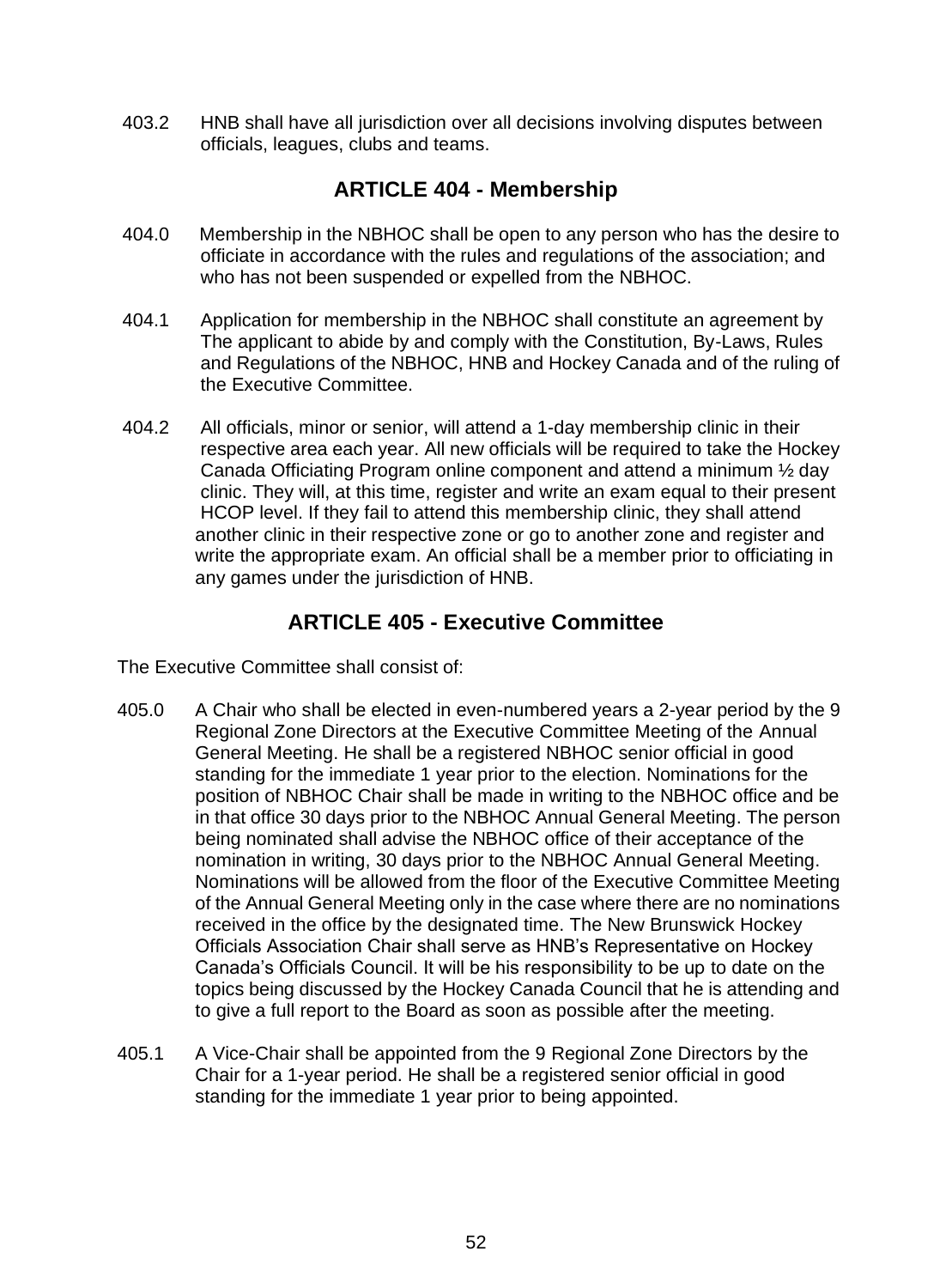403.2 HNB shall have all jurisdiction over all decisions involving disputes between officials, leagues, clubs and teams.

## ARTICLE 404 - Membership

404.0 Membership in the NBHOC shall be open to any person who has the desire to officiate in accordance with the rules and regulations of the association; and who has not been suspended or expelled from the NBHOC.

404.1 Application for membership in the NBHOC shall constitute an agreement by The applicant to abide by and comply with the Constitution, By-Laws, Rules and Regulations of the NBHOC, HNB and Hockey Canada and of the ruling of the Executive Committee.

404.2 All officials, minor or senior, will attend a 1-day membership clinic in their respective area each year. All new officials will be required to take the Hockey Canada Officiating Program online component and attend a minimum ½ day clinic. They will, at this time, register and write an exam equal to their present HCOP level. If they fail to attend this membership clinic, they shall attend another clinic in their respective zone or go to another zone and register and write the appropriate exam. An official shall be a member prior to officiating in any games under the jurisdiction of HNB.

## ARTICLE 405 - Executive Committee

The Executive Committee shall consist of:

405.0 A Chair who shall be elected in even-numbered years a 2-year period by the 9 Regional Zone Directors at the Executive Committee Meeting of the Annual General Meeting. He shall be a registered NBHOC senior official in good standing for the immediate 1 year prior to the election. Nominations for the position of NBHOC Chair shall be made in writing to the NBHOC office and be in that office 30 days prior to the NBHOC Annual General Meeting. The person being nominated shall advise the NBHOC office of their acceptance of the nomination in writing, 30 days prior to the NBHOC Annual General Meeting. Nominations will be allowed from the floor of the Executive Committee Meeting of the Annual General Meeting only in the case where there are no nominations received in the office by the designated time. The New Brunswick Hockey Officials Association Chair shall serve as HNB's Representative on Hockey Canada's Officials Council. It will be his responsibility to be up to date on the topics being discussed by the Hockey Canada Council that he is attending and to give a full report to the Board as soon as possible after the meeting.

405.1 A Vice-Chair shall be appointed from the 9 Regional Zone Directors by the Chair for a 1-year period. He shall be a registered senior official in good standing for the immediate 1 year prior to being appointed.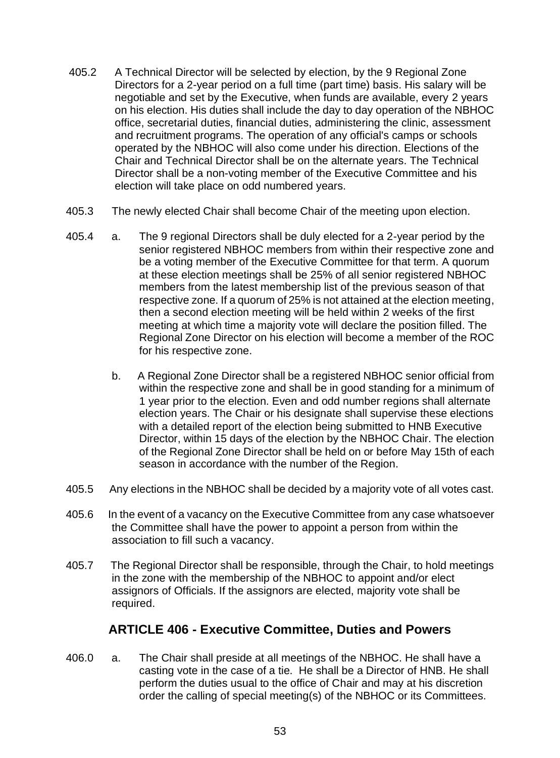405.2 A Technical Director will be selected by election, by the 9 Regional Zone Directors for a 2-year period on a full time (part time) basis. His salary will be negotiable and set by the Executive, when funds are available, every 2 years on his election. His duties shall include the day to day operation of the NBHOC office, secretarial duties, financial duties, administering the clinic, assessment and recruitment programs. The operation of any official's camps or schools operated by the NBHOC will also come under his direction. Elections of the Chair and Technical Director shall be on the alternate years. The Technical Director shall be a non-voting member of the Executive Committee and his election will take place on odd numbered years.

405.3 The newly elected Chair shall become Chair of the meeting upon election.

405.4 a. The 9 regional Directors shall be duly elected for a 2-year period by the senior registered NBHOC members from within their respective zone and be a voting member of the Executive Committee for that term. A quorum at these election meetings shall be 25% of all senior registered NBHOC members from the latest membership list of the previous season of that respective zone. If a quorum of 25% is not attained at the election meeting, then a second election meeting will be held within 2 weeks of the first meeting at which time a majority vote will declare the position filled. The Regional Zone Director on his election will become a member of the ROC for his respective zone.

b. A Regional Zone Director shall be a registered NBHOC senior official from within the respective zone and shall be in good standing for a minimum of 1 year prior to the election. Even and odd number regions shall alternate election years. The Chair or his designate shall supervise these elections with a detailed report of the election being submitted to HNB Executive Director, within 15 days of the election by the NBHOC Chair. The election of the Regional Zone Director shall be held on or before May 15th of each season in accordance with the number of the Region.

405.5 Any elections in the NBHOC shall be decided by a majority vote of all votes cast.

405.6 In the event of a vacancy on the Executive Committee from any case whatsoever the Committee shall have the power to appoint a person from within the association to fill such a vacancy.

405.7 The Regional Director shall be responsible, through the Chair, to hold meetings in the zone with the membership of the NBHOC to appoint and/or elect assignors of Officials. If the assignors are elected, majority vote shall be required.

## ARTICLE 406 - Executive Committee, Duties and Powers

406.0 a. The Chair shall preside at all meetings of the NBHOC. He shall have a casting vote in the case of a tie. He shall be a Director of HNB. He shall perform the duties usual to the office of Chair and may at his discretion order the calling of special meeting(s) of the NBHOC or its Committees.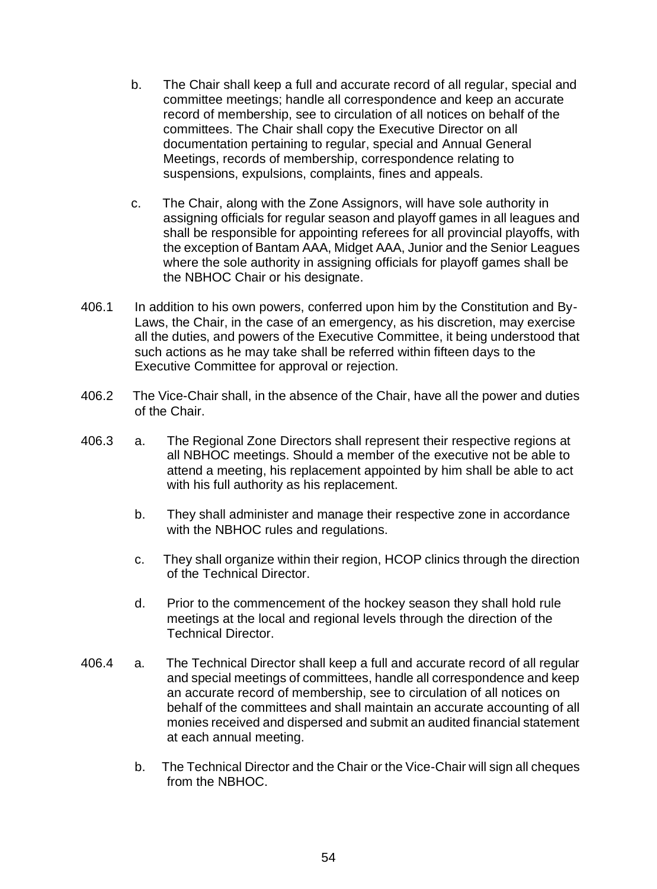b. The Chair shall keep a full and accurate record of all regular, special and committee meetings; handle all correspondence and keep an accurate record of membership, see to circulation of all notices on behalf of the committees. The Chair shall copy the Executive Director on all documentation pertaining to regular, special and Annual General Meetings, records of membership, correspondence relating to suspensions, expulsions, complaints, fines and appeals.

c. The Chair, along with the Zone Assignors, will have sole authority in assigning officials for regular season and playoff games in all leagues and shall be responsible for appointing referees for all provincial playoffs, with the exception of Bantam AAA, Midget AAA, Junior and the Senior Leagues where the sole authority in assigning officials for playoff games shall be the NBHOC Chair or his designate.

406.1 In addition to his own powers, conferred upon him by the Constitution and By-Laws, the Chair, in the case of an emergency, as his discretion, may exercise all the duties, and powers of the Executive Committee, it being understood that such actions as he may take shall be referred within fifteen days to the Executive Committee for approval or rejection.

406.2 The Vice-Chair shall, in the absence of the Chair, have all the power and duties of the Chair.

406.3 a. The Regional Zone Directors shall represent their respective regions at all NBHOC meetings. Should a member of the executive not be able to attend a meeting, his replacement appointed by him shall be able to act with his full authority as his replacement.

b. They shall administer and manage their respective zone in accordance with the NBHOC rules and regulations.

c. They shall organize within their region, HCOP clinics through the direction of the Technical Director.

d. Prior to the commencement of the hockey season they shall hold rule meetings at the local and regional levels through the direction of the Technical Director.

406.4 a. The Technical Director shall keep a full and accurate record of all regular and special meetings of committees, handle all correspondence and keep an accurate record of membership, see to circulation of all notices on behalf of the committees and shall maintain an accurate accounting of all monies received and dispersed and submit an audited financial statement at each annual meeting.

b. The Technical Director and the Chair or the Vice-Chair will sign all cheques from the NBHOC.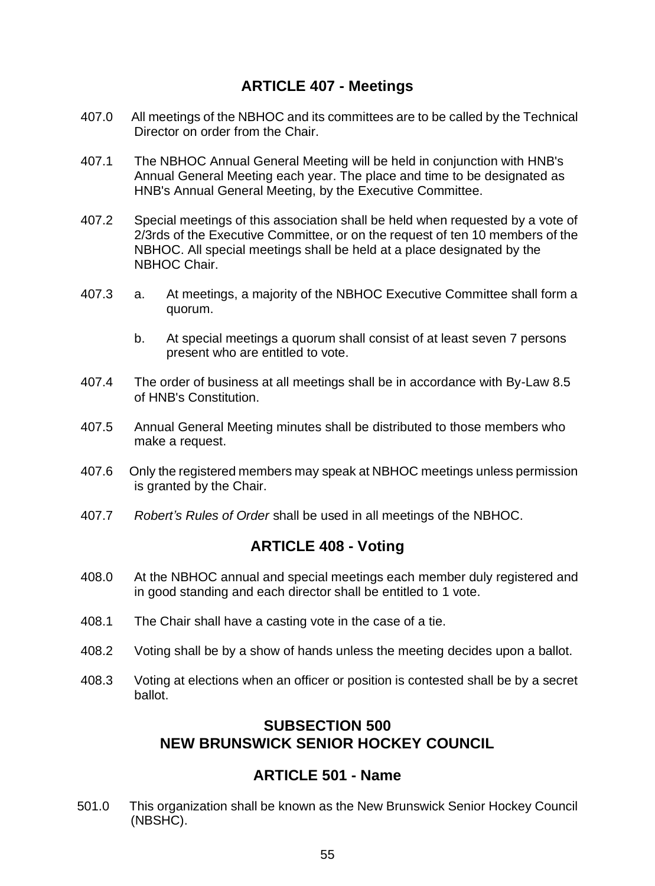## ARTICLE 407 - Meetings

407.0 All meetings of the NBHOC and its committees are to be called by the Technical Director on order from the Chair.

407.1 The NBHOC Annual General Meeting will be held in conjunction with HNB's Annual General Meeting each year. The place and time to be designated as HNB's Annual General Meeting, by the Executive Committee.

407.2 Special meetings of this association shall be held when requested by a vote of 2/3rds of the Executive Committee, or on the request of ten 10 members of the NBHOC. All special meetings shall be held at a place designated by the NBHOC Chair.

407.3 a. At meetings, a majority of the NBHOC Executive Committee shall form a quorum.

b. At special meetings a quorum shall consist of at least seven 7 persons present who are entitled to vote.

407.4 The order of business at all meetings shall be in accordance with By-Law 8.5 of HNB's Constitution.

407.5 Annual General Meeting minutes shall be distributed to those members who make a request.

407.6 Only the registered members may speak at NBHOC meetings unless permission is granted by the Chair.

407.7 *Robert's Rules of Order* shall be used in all meetings of the NBHOC.

## ARTICLE 408 - Voting

408.0 At the NBHOC annual and special meetings each member duly registered and in good standing and each director shall be entitled to 1 vote.

408.1 The Chair shall have a casting vote in the case of a tie.

408.2 Voting shall be by a show of hands unless the meeting decides upon a ballot.

408.3 Voting at elections when an officer or position is contested shall be by a secret ballot.

# SUBSECTION 500
# NEW BRUNSWICK SENIOR HOCKEY COUNCIL

## ARTICLE 501 - Name

501.0 This organization shall be known as the New Brunswick Senior Hockey Council (NBSHC).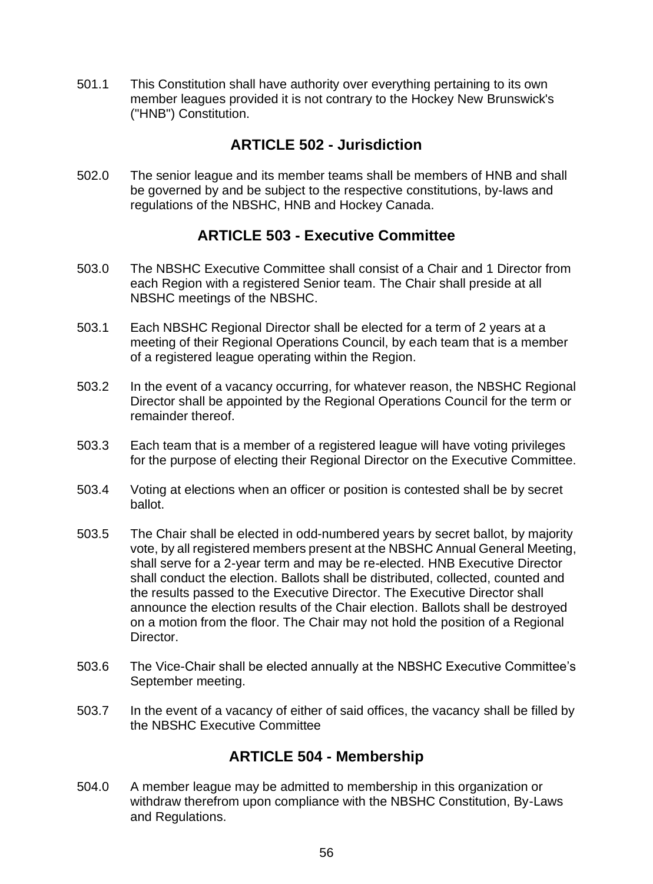501.1 This Constitution shall have authority over everything pertaining to its own member leagues provided it is not contrary to the Hockey New Brunswick's ("HNB") Constitution.

## ARTICLE 502 - Jurisdiction

502.0 The senior league and its member teams shall be members of HNB and shall be governed by and be subject to the respective constitutions, by-laws and regulations of the NBSHC, HNB and Hockey Canada.

## ARTICLE 503 - Executive Committee

503.0 The NBSHC Executive Committee shall consist of a Chair and 1 Director from each Region with a registered Senior team. The Chair shall preside at all NBSHC meetings of the NBSHC.

503.1 Each NBSHC Regional Director shall be elected for a term of 2 years at a meeting of their Regional Operations Council, by each team that is a member of a registered league operating within the Region.

503.2 In the event of a vacancy occurring, for whatever reason, the NBSHC Regional Director shall be appointed by the Regional Operations Council for the term or remainder thereof.

503.3 Each team that is a member of a registered league will have voting privileges for the purpose of electing their Regional Director on the Executive Committee.

503.4 Voting at elections when an officer or position is contested shall be by secret ballot.

503.5 The Chair shall be elected in odd-numbered years by secret ballot, by majority vote, by all registered members present at the NBSHC Annual General Meeting, shall serve for a 2-year term and may be re-elected. HNB Executive Director shall conduct the election. Ballots shall be distributed, collected, counted and the results passed to the Executive Director. The Executive Director shall announce the election results of the Chair election. Ballots shall be destroyed on a motion from the floor. The Chair may not hold the position of a Regional Director.

503.6 The Vice-Chair shall be elected annually at the NBSHC Executive Committee's September meeting.

503.7 In the event of a vacancy of either of said offices, the vacancy shall be filled by the NBSHC Executive Committee

## ARTICLE 504 - Membership

504.0 A member league may be admitted to membership in this organization or withdraw therefrom upon compliance with the NBSHC Constitution, By-Laws and Regulations.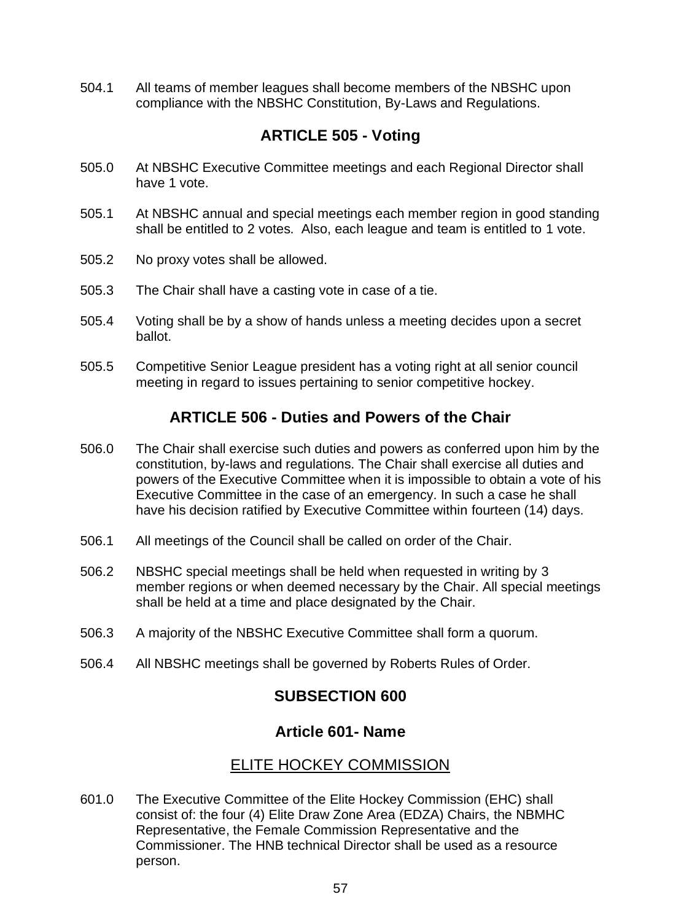504.1 All teams of member leagues shall become members of the NBSHC upon compliance with the NBSHC Constitution, By-Laws and Regulations.

## ARTICLE 505 - Voting

505.0 At NBSHC Executive Committee meetings and each Regional Director shall have 1 vote.

505.1 At NBSHC annual and special meetings each member region in good standing shall be entitled to 2 votes. Also, each league and team is entitled to 1 vote.

505.2 No proxy votes shall be allowed.

505.3 The Chair shall have a casting vote in case of a tie.

505.4 Voting shall be by a show of hands unless a meeting decides upon a secret ballot.

505.5 Competitive Senior League president has a voting right at all senior council meeting in regard to issues pertaining to senior competitive hockey.

## ARTICLE 506 - Duties and Powers of the Chair

506.0 The Chair shall exercise such duties and powers as conferred upon him by the constitution, by-laws and regulations. The Chair shall exercise all duties and powers of the Executive Committee when it is impossible to obtain a vote of his Executive Committee in the case of an emergency. In such a case he shall have his decision ratified by Executive Committee within fourteen (14) days.

506.1 All meetings of the Council shall be called on order of the Chair.

506.2 NBSHC special meetings shall be held when requested in writing by 3 member regions or when deemed necessary by the Chair. All special meetings shall be held at a time and place designated by the Chair.

506.3 A majority of the NBSHC Executive Committee shall form a quorum.

506.4 All NBSHC meetings shall be governed by Roberts Rules of Order.

## SUBSECTION 600

### Article 601- Name

### ELITE HOCKEY COMMISSION

601.0 The Executive Committee of the Elite Hockey Commission (EHC) shall consist of: the four (4) Elite Draw Zone Area (EDZA) Chairs, the NBMHC Representative, the Female Commission Representative and the Commissioner. The HNB technical Director shall be used as a resource person.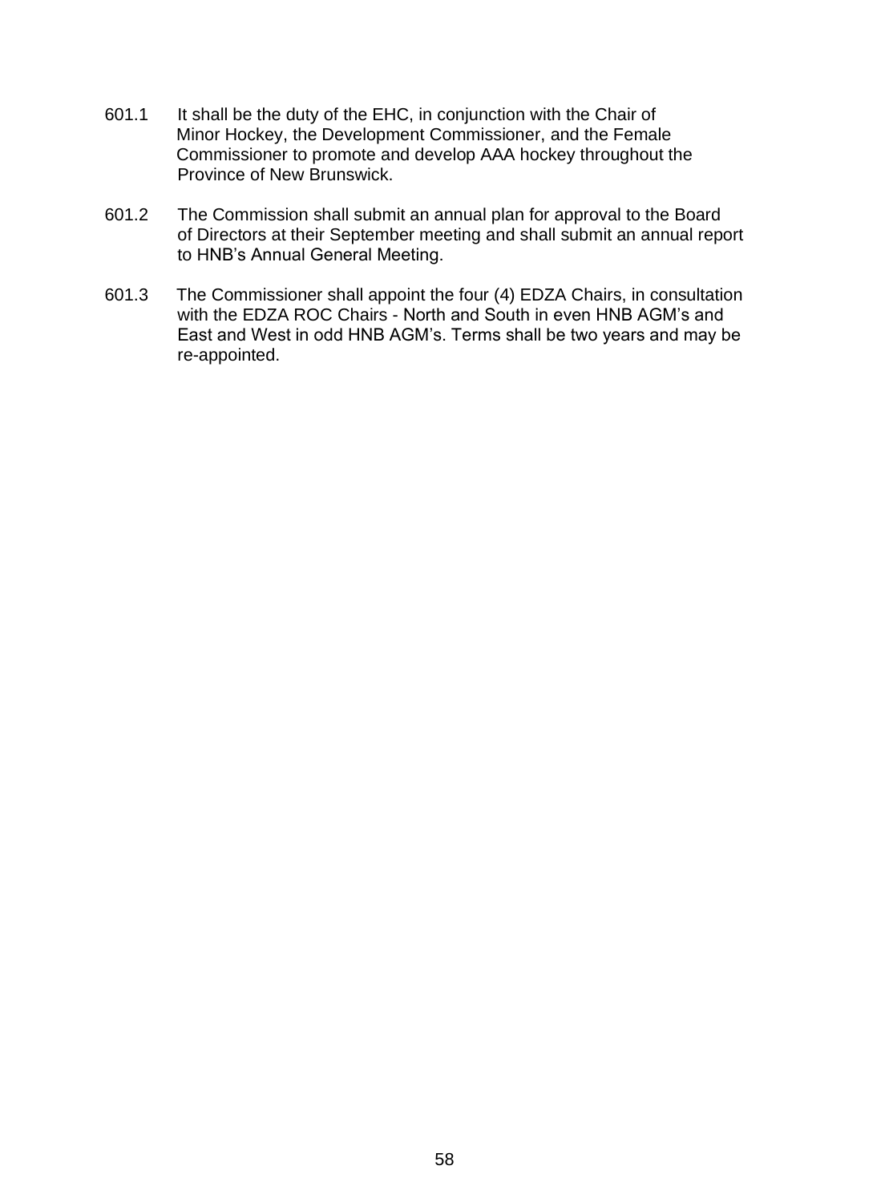601.1 It shall be the duty of the EHC, in conjunction with the Chair of Minor Hockey, the Development Commissioner, and the Female Commissioner to promote and develop AAA hockey throughout the Province of New Brunswick.

601.2 The Commission shall submit an annual plan for approval to the Board of Directors at their September meeting and shall submit an annual report to HNB's Annual General Meeting.

601.3 The Commissioner shall appoint the four (4) EDZA Chairs, in consultation with the EDZA ROC Chairs - North and South in even HNB AGM's and East and West in odd HNB AGM's. Terms shall be two years and may be re-appointed.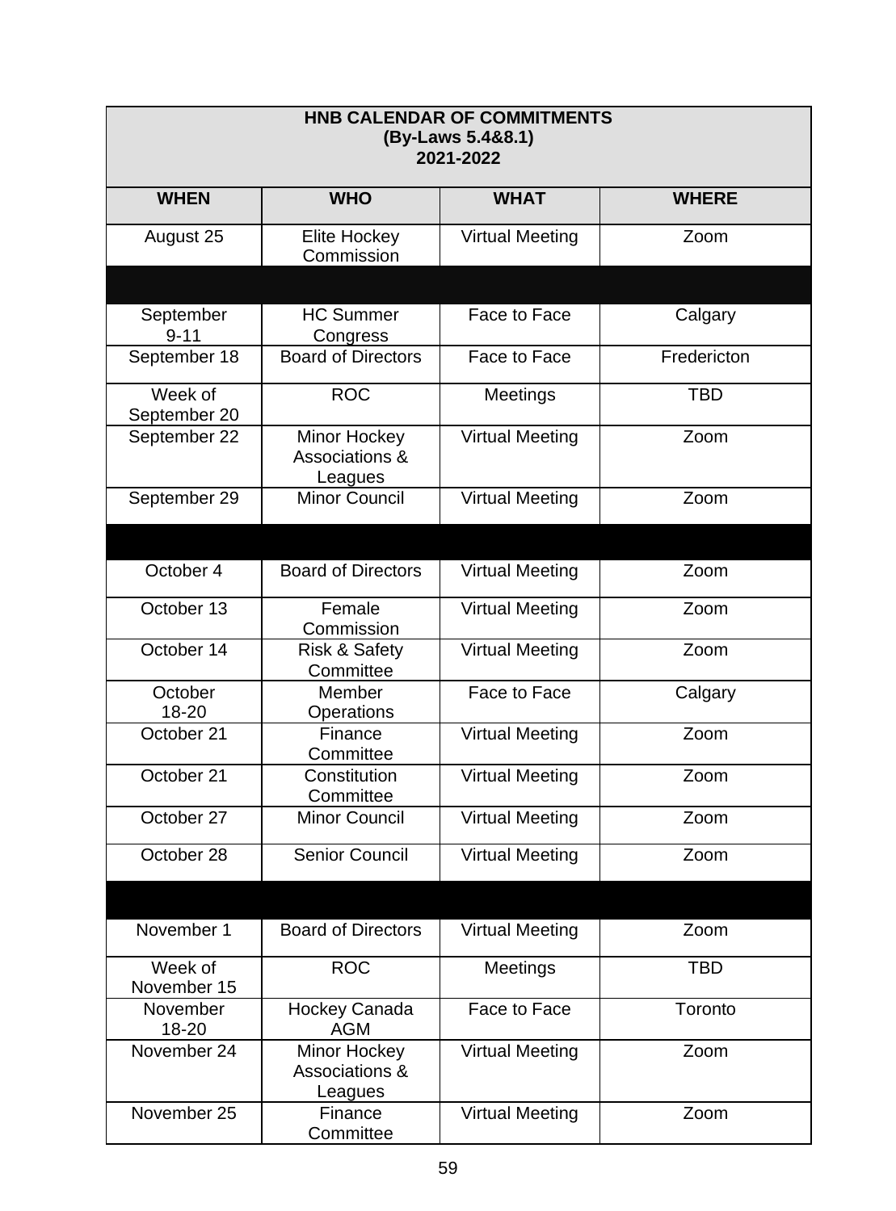| HNB CALENDAR OF COMMITMENTS<br>(By-Laws 5.4&8.1)<br>2021-2022 | | | |
|---|---|---|---|
| **WHEN** | **WHO** | **WHAT** | **WHERE** |
| August 25 | Elite Hockey Commission | Virtual Meeting | Zoom |
| | | | |
| September 9-11 | HC Summer Congress | Face to Face | Calgary |
| September 18 | Board of Directors | Face to Face | Fredericton |
| Week of September 20 | ROC | Meetings | TBD |
| September 22 | Minor Hockey Associations & Leagues | Virtual Meeting | Zoom |
| September 29 | Minor Council | Virtual Meeting | Zoom |
| | | | |
| October 4 | Board of Directors | Virtual Meeting | Zoom |
| October 13 | Female Commission | Virtual Meeting | Zoom |
| October 14 | Risk & Safety Committee | Virtual Meeting | Zoom |
| October 18-20 | Member Operations | Face to Face | Calgary |
| October 21 | Finance Committee | Virtual Meeting | Zoom |
| October 21 | Constitution Committee | Virtual Meeting | Zoom |
| October 27 | Minor Council | Virtual Meeting | Zoom |
| October 28 | Senior Council | Virtual Meeting | Zoom |
| | | | |
| November 1 | Board of Directors | Virtual Meeting | Zoom |
| Week of November 15 | ROC | Meetings | TBD |
| November 18-20 | Hockey Canada AGM | Face to Face | Toronto |
| November 24 | Minor Hockey Associations & Leagues | Virtual Meeting | Zoom |
| November 25 | Finance Committee | Virtual Meeting | Zoom |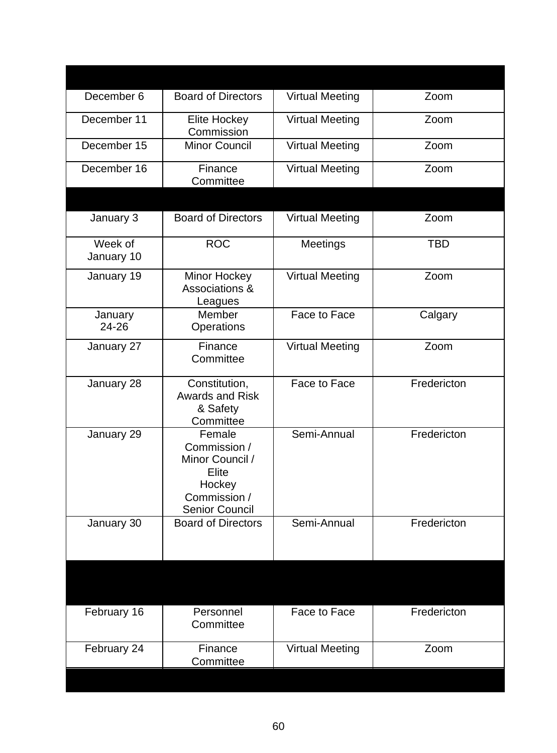| | | | |
|---|---|---|---|
| December 6 | Board of Directors | Virtual Meeting | Zoom |
| December 11 | Elite Hockey Commission | Virtual Meeting | Zoom |
| December 15 | Minor Council | Virtual Meeting | Zoom |
| December 16 | Finance Committee | Virtual Meeting | Zoom |
| | | | |
| January 3 | Board of Directors | Virtual Meeting | Zoom |
| Week of January 10 | ROC | Meetings | TBD |
| January 19 | Minor Hockey Associations & Leagues | Virtual Meeting | Zoom |
| January 24-26 | Member Operations | Face to Face | Calgary |
| January 27 | Finance Committee | Virtual Meeting | Zoom |
| January 28 | Constitution, Awards and Risk & Safety Committee | Face to Face | Fredericton |
| January 29 | Female Commission / Minor Council / Elite Hockey Commission / Senior Council | Semi-Annual | Fredericton |
| January 30 | Board of Directors | Semi-Annual | Fredericton |
| | | | |
| February 16 | Personnel Committee | Face to Face | Fredericton |
| February 24 | Finance Committee | Virtual Meeting | Zoom |
| | | | |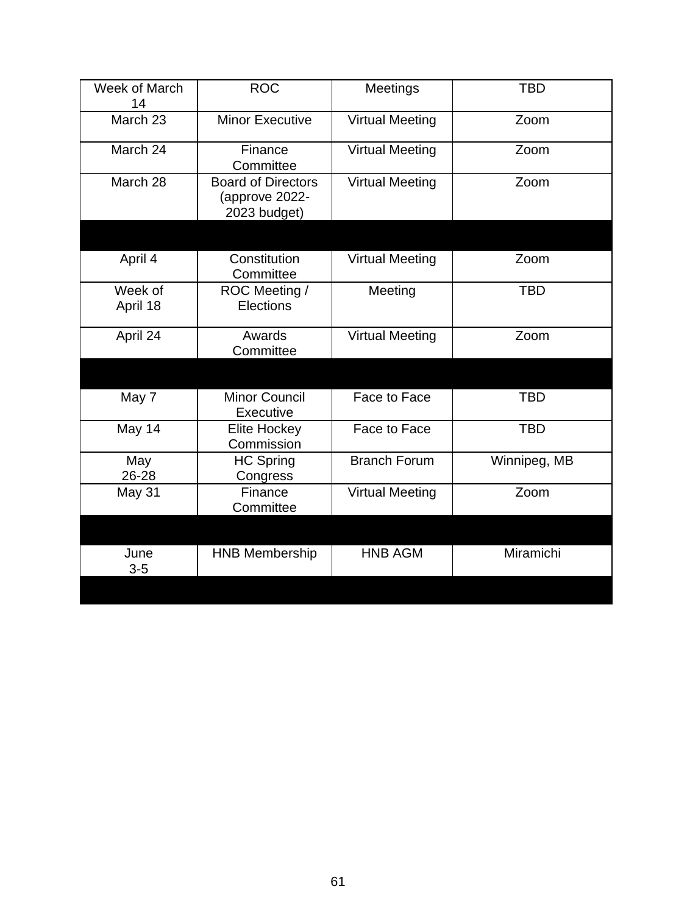| | | | |
|---|---|---|---|
| Week of March 14 | ROC | Meetings | TBD |
| March 23 | Minor Executive | Virtual Meeting | Zoom |
| March 24 | Finance Committee | Virtual Meeting | Zoom |
| March 28 | Board of Directors (approve 2022-2023 budget) | Virtual Meeting | Zoom |
| | | | |
| April 4 | Constitution Committee | Virtual Meeting | Zoom |
| Week of April 18 | ROC Meeting / Elections | Meeting | TBD |
| April 24 | Awards Committee | Virtual Meeting | Zoom |
| | | | |
| May 7 | Minor Council Executive | Face to Face | TBD |
| May 14 | Elite Hockey Commission | Face to Face | TBD |
| May 26-28 | HC Spring Congress | Branch Forum | Winnipeg, MB |
| May 31 | Finance Committee | Virtual Meeting | Zoom |
| | | | |
| June 3-5 | HNB Membership | HNB AGM | Miramichi |
| | | | |